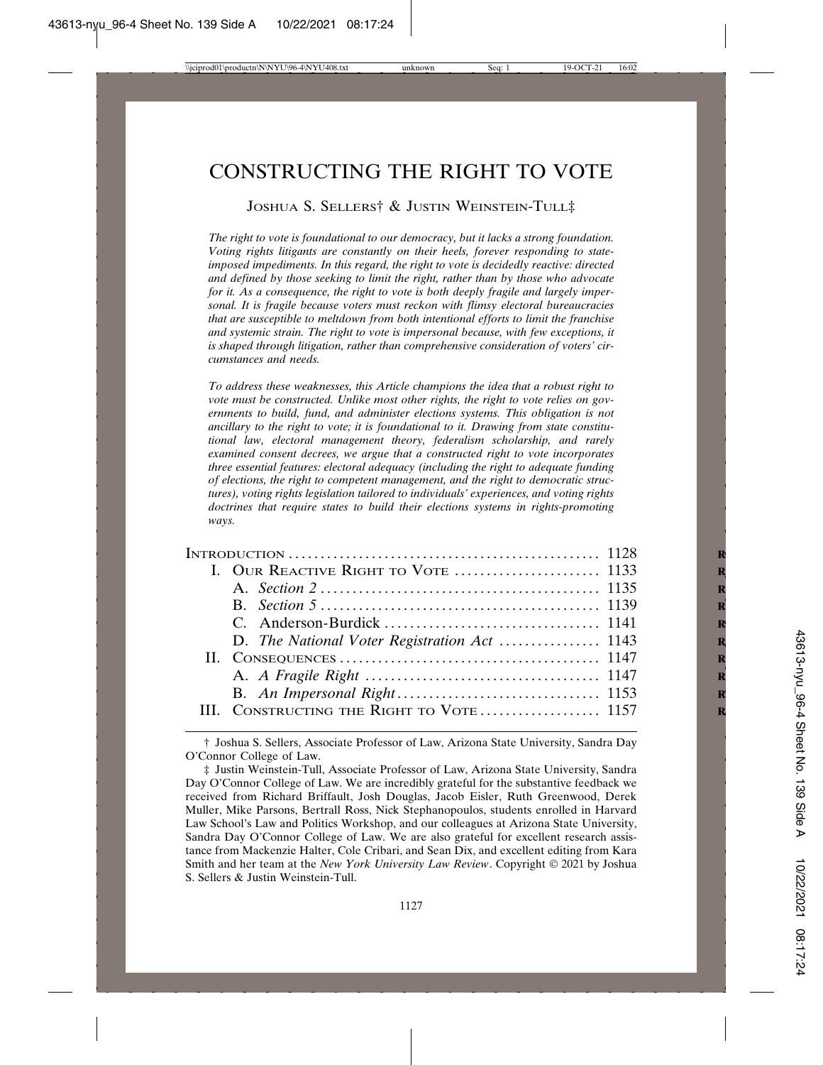# CONSTRUCTING THE RIGHT TO VOTE

JOSHUA S. SELLERS† & JUSTIN WEINSTEIN-TULL‡

*The right to vote is foundational to our democracy, but it lacks a strong foundation. Voting rights litigants are constantly on their heels, forever responding to state-imposed impediments. In this regard, the right to vote is decidedly reactive: directed and defined by those seeking to limit the right, rather than by those who advocate for it. As a consequence, the right to vote is both deeply fragile and largely impersonal. It is fragile because voters must reckon with flimsy electoral bureaucracies that are susceptible to meltdown from both intentional efforts to limit the franchise and systemic strain. The right to vote is impersonal because, with few exceptions, it is shaped through litigation, rather than comprehensive consideration of voters' circumstances and needs.*

*To address these weaknesses, this Article champions the idea that a robust right to vote must be constructed. Unlike most other rights, the right to vote relies on governments to build, fund, and administer elections systems. This obligation is not ancillary to the right to vote; it is foundational to it. Drawing from state constitutional law, electoral management theory, federalism scholarship, and rarely examined consent decrees, we argue that a constructed right to vote incorporates three essential features: electoral adequacy (including the right to adequate funding of elections, the right to competent management, and the right to democratic structures), voting rights legislation tailored to individuals' experiences, and voting rights doctrines that require states to build their elections systems in rights-promoting ways.*

| | |
|---|---|
| INTRODUCTION | 1128 |
| I. OUR REACTIVE RIGHT TO VOTE | 1133 |
| A. *Section 2* | 1135 |
| B. *Section 5* | 1139 |
| C. Anderson-Burdick | 1141 |
| D. *The National Voter Registration Act* | 1143 |
| II. CONSEQUENCES | 1147 |
| A. *A Fragile Right* | 1147 |
| B. *An Impersonal Right* | 1153 |
| III. CONSTRUCTING THE RIGHT TO VOTE | 1157 |

† Joshua S. Sellers, Associate Professor of Law, Arizona State University, Sandra Day O'Connor College of Law.

‡ Justin Weinstein-Tull, Associate Professor of Law, Arizona State University, Sandra Day O'Connor College of Law. We are incredibly grateful for the substantive feedback we received from Richard Briffault, Josh Douglas, Jacob Eisler, Ruth Greenwood, Derek Muller, Mike Parsons, Bertrall Ross, Nick Stephanopoulos, students enrolled in Harvard Law School's Law and Politics Workshop, and our colleagues at Arizona State University, Sandra Day O'Connor College of Law. We are also grateful for excellent research assistance from Mackenzie Halter, Cole Cribari, and Sean Dix, and excellent editing from Kara Smith and her team at the *New York University Law Review*. Copyright © 2021 by Joshua S. Sellers & Justin Weinstein-Tull.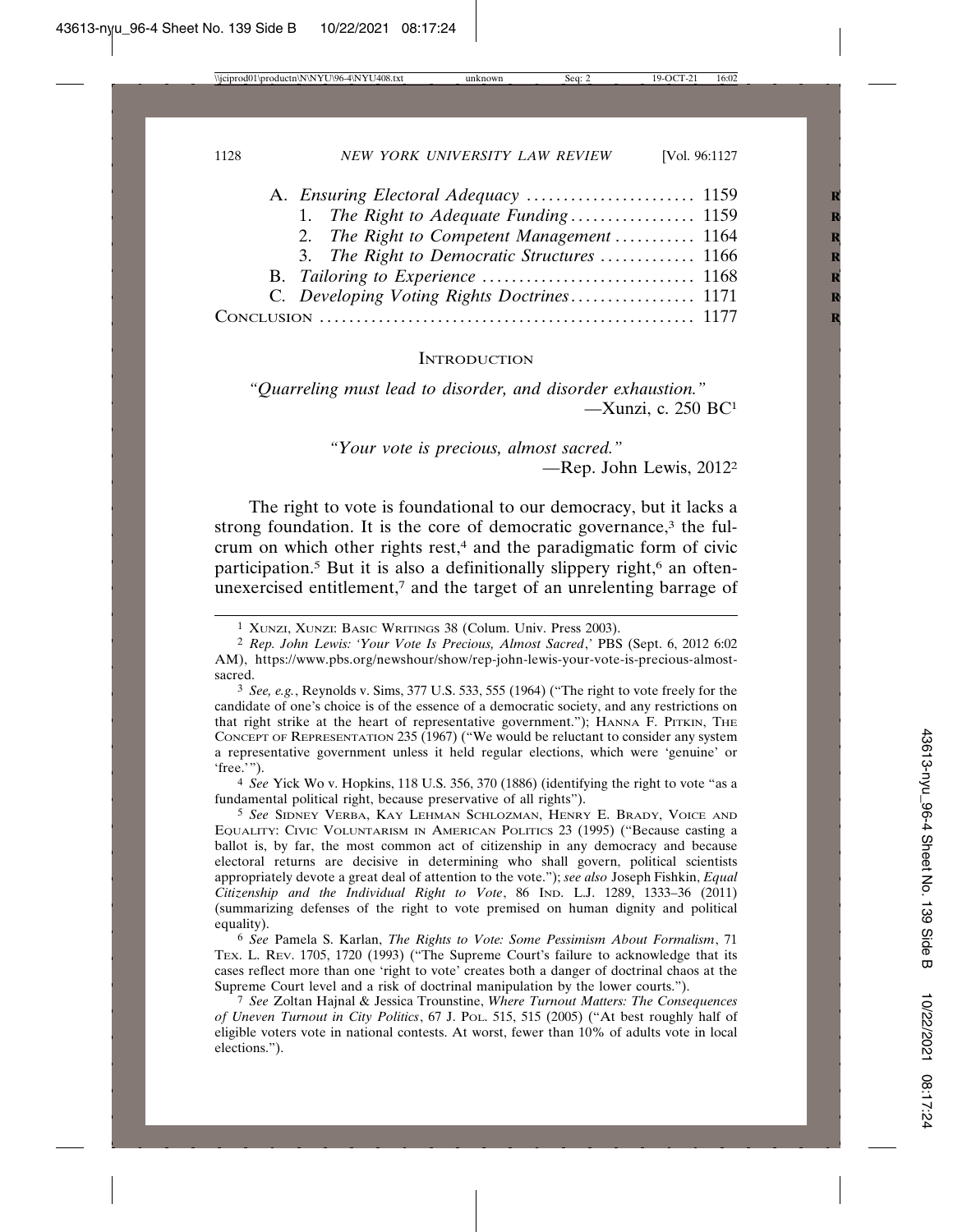A. *Ensuring Electoral Adequacy* ....................... 1159
1. *The Right to Adequate Funding* ................. 1159
2. *The Right to Competent Management* ........... 1164
3. *The Right to Democratic Structures* ............. 1166

B. *Tailoring to Experience* ............................. 1168

C. *Developing Voting Rights Doctrines*................. 1171

CONCLUSION ................................................... 1177

## INTRODUCTION

*"Quarreling must lead to disorder, and disorder exhaustion."*
—Xunzi, c. 250 BC[1]

*"Your vote is precious, almost sacred."*
—Rep. John Lewis, 2012[2]

The right to vote is foundational to our democracy, but it lacks a strong foundation. It is the core of democratic governance,[3] the fulcrum on which other rights rest,[4] and the paradigmatic form of civic participation.[5] But it is also a definitionally slippery right,[6] an often-unexercised entitlement,[7] and the target of an unrelenting barrage of

---

[1] XUNZI, XUNZI: BASIC WRITINGS 38 (Colum. Univ. Press 2003).

[2] *Rep. John Lewis: 'Your Vote Is Precious, Almost Sacred*,*'* PBS (Sept. 6, 2012 6:02 AM), https://www.pbs.org/newshour/show/rep-john-lewis-your-vote-is-precious-almost-sacred.

[3] *See, e.g.*, Reynolds v. Sims, 377 U.S. 533, 555 (1964) ("The right to vote freely for the candidate of one's choice is of the essence of a democratic society, and any restrictions on that right strike at the heart of representative government."); HANNA F. PITKIN, THE CONCEPT OF REPRESENTATION 235 (1967) ("We would be reluctant to consider any system a representative government unless it held regular elections, which were 'genuine' or 'free.'").

[4] *See* Yick Wo v. Hopkins, 118 U.S. 356, 370 (1886) (identifying the right to vote "as a fundamental political right, because preservative of all rights").

[5] *See* SIDNEY VERBA, KAY LEHMAN SCHLOZMAN, HENRY E. BRADY, VOICE AND EQUALITY: CIVIC VOLUNTARISM IN AMERICAN POLITICS 23 (1995) ("Because casting a ballot is, by far, the most common act of citizenship in any democracy and because electoral returns are decisive in determining who shall govern, political scientists appropriately devote a great deal of attention to the vote."); *see also* Joseph Fishkin, *Equal Citizenship and the Individual Right to Vote*, 86 IND. L.J. 1289, 1333–36 (2011) (summarizing defenses of the right to vote premised on human dignity and political equality).

[6] *See* Pamela S. Karlan, *The Rights to Vote: Some Pessimism About Formalism*, 71 TEX. L. REV. 1705, 1720 (1993) ("The Supreme Court's failure to acknowledge that its cases reflect more than one 'right to vote' creates both a danger of doctrinal chaos at the Supreme Court level and a risk of doctrinal manipulation by the lower courts.").

[7] *See* Zoltan Hajnal & Jessica Trounstine, *Where Turnout Matters: The Consequences of Uneven Turnout in City Politics*, 67 J. POL. 515, 515 (2005) ("At best roughly half of eligible voters vote in national contests. At worst, fewer than 10% of adults vote in local elections.").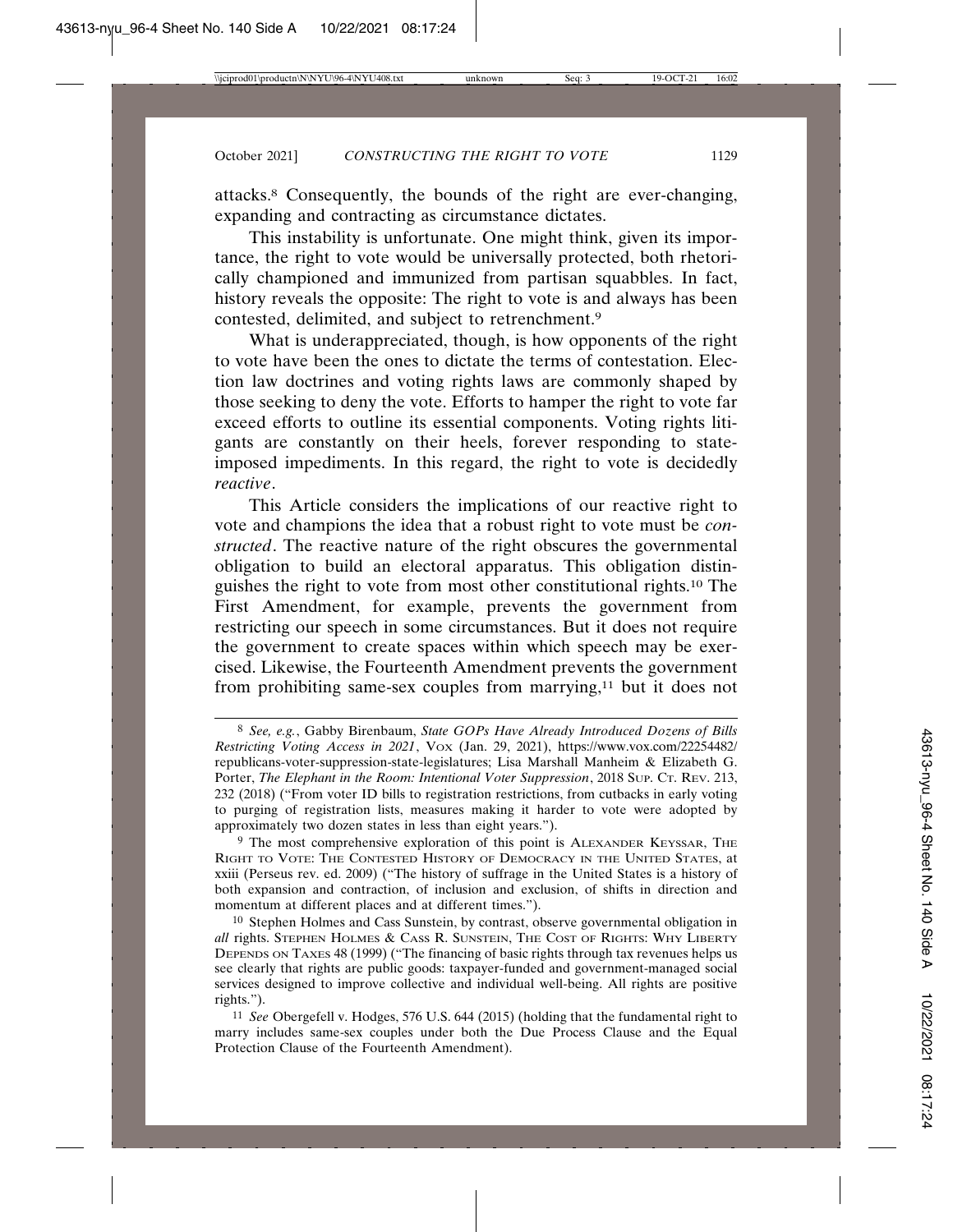attacks.[8] Consequently, the bounds of the right are ever-changing, expanding and contracting as circumstance dictates.

This instability is unfortunate. One might think, given its importance, the right to vote would be universally protected, both rhetorically championed and immunized from partisan squabbles. In fact, history reveals the opposite: The right to vote is and always has been contested, delimited, and subject to retrenchment.[9]

What is underappreciated, though, is how opponents of the right to vote have been the ones to dictate the terms of contestation. Election law doctrines and voting rights laws are commonly shaped by those seeking to deny the vote. Efforts to hamper the right to vote far exceed efforts to outline its essential components. Voting rights litigants are constantly on their heels, forever responding to state-imposed impediments. In this regard, the right to vote is decidedly *reactive*.

This Article considers the implications of our reactive right to vote and champions the idea that a robust right to vote must be *constructed*. The reactive nature of the right obscures the governmental obligation to build an electoral apparatus. This obligation distinguishes the right to vote from most other constitutional rights.[10] The First Amendment, for example, prevents the government from restricting our speech in some circumstances. But it does not require the government to create spaces within which speech may be exercised. Likewise, the Fourteenth Amendment prevents the government from prohibiting same-sex couples from marrying,[11] but it does not

---

[8] *See, e.g.*, Gabby Birenbaum, *State GOPs Have Already Introduced Dozens of Bills Restricting Voting Access in 2021*, VOX (Jan. 29, 2021), https://www.vox.com/22254482/republicans-voter-suppression-state-legislatures; Lisa Marshall Manheim & Elizabeth G. Porter, *The Elephant in the Room: Intentional Voter Suppression*, 2018 SUP. CT. REV. 213, 232 (2018) ("From voter ID bills to registration restrictions, from cutbacks in early voting to purging of registration lists, measures making it harder to vote were adopted by approximately two dozen states in less than eight years.").

[9] The most comprehensive exploration of this point is ALEXANDER KEYSSAR, THE RIGHT TO VOTE: THE CONTESTED HISTORY OF DEMOCRACY IN THE UNITED STATES, at xxiii (Perseus rev. ed. 2009) ("The history of suffrage in the United States is a history of both expansion and contraction, of inclusion and exclusion, of shifts in direction and momentum at different places and at different times.").

[10] Stephen Holmes and Cass Sunstein, by contrast, observe governmental obligation in *all* rights. STEPHEN HOLMES & CASS R. SUNSTEIN, THE COST OF RIGHTS: WHY LIBERTY DEPENDS ON TAXES 48 (1999) ("The financing of basic rights through tax revenues helps us see clearly that rights are public goods: taxpayer-funded and government-managed social services designed to improve collective and individual well-being. All rights are positive rights.").

[11] *See* Obergefell v. Hodges, 576 U.S. 644 (2015) (holding that the fundamental right to marry includes same-sex couples under both the Due Process Clause and the Equal Protection Clause of the Fourteenth Amendment).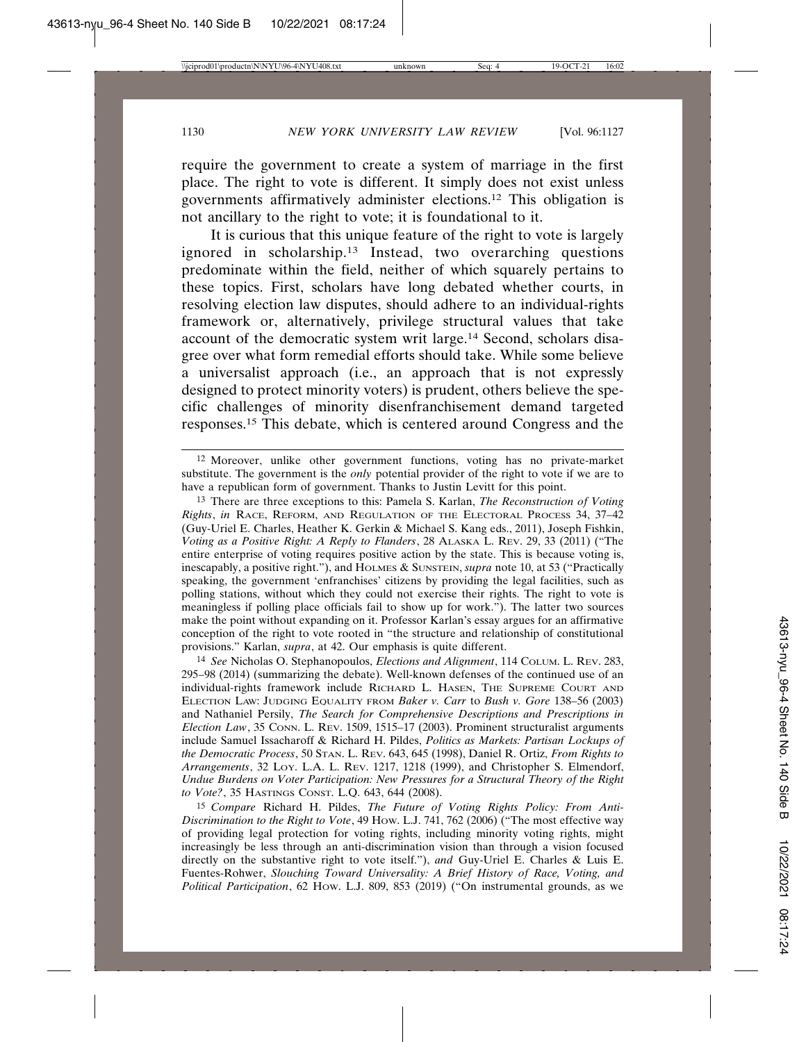require the government to create a system of marriage in the first place. The right to vote is different. It simply does not exist unless governments affirmatively administer elections.[12] This obligation is not ancillary to the right to vote; it is foundational to it.

It is curious that this unique feature of the right to vote is largely ignored in scholarship.[13] Instead, two overarching questions predominate within the field, neither of which squarely pertains to these topics. First, scholars have long debated whether courts, in resolving election law disputes, should adhere to an individual-rights framework or, alternatively, privilege structural values that take account of the democratic system writ large.[14] Second, scholars disagree over what form remedial efforts should take. While some believe a universalist approach (i.e., an approach that is not expressly designed to protect minority voters) is prudent, others believe the specific challenges of minority disenfranchisement demand targeted responses.[15] This debate, which is centered around Congress and the

---

[12] Moreover, unlike other government functions, voting has no private-market substitute. The government is the *only* potential provider of the right to vote if we are to have a republican form of government. Thanks to Justin Levitt for this point.

[13] There are three exceptions to this: Pamela S. Karlan, *The Reconstruction of Voting Rights*, *in* RACE, REFORM, AND REGULATION OF THE ELECTORAL PROCESS 34, 37–42 (Guy-Uriel E. Charles, Heather K. Gerkin & Michael S. Kang eds., 2011), Joseph Fishkin, *Voting as a Positive Right: A Reply to Flanders*, 28 ALASKA L. REV. 29, 33 (2011) ("The entire enterprise of voting requires positive action by the state. This is because voting is, inescapably, a positive right."), and HOLMES & SUNSTEIN, *supra* note 10, at 53 ("Practically speaking, the government 'enfranchises' citizens by providing the legal facilities, such as polling stations, without which they could not exercise their rights. The right to vote is meaningless if polling place officials fail to show up for work."). The latter two sources make the point without expanding on it. Professor Karlan's essay argues for an affirmative conception of the right to vote rooted in "the structure and relationship of constitutional provisions." Karlan, *supra*, at 42. Our emphasis is quite different.

[14] *See* Nicholas O. Stephanopoulos, *Elections and Alignment*, 114 COLUM. L. REV. 283, 295–98 (2014) (summarizing the debate). Well-known defenses of the continued use of an individual-rights framework include RICHARD L. HASEN, THE SUPREME COURT AND ELECTION LAW: JUDGING EQUALITY FROM *Baker v. Carr* to *Bush v. Gore* 138–56 (2003) and Nathaniel Persily, *The Search for Comprehensive Descriptions and Prescriptions in Election Law*, 35 CONN. L. REV. 1509, 1515–17 (2003). Prominent structuralist arguments include Samuel Issacharoff & Richard H. Pildes, *Politics as Markets: Partisan Lockups of the Democratic Process*, 50 STAN. L. REV. 643, 645 (1998), Daniel R. Ortiz, *From Rights to Arrangements*, 32 LOY. L.A. L. REV. 1217, 1218 (1999), and Christopher S. Elmendorf, *Undue Burdens on Voter Participation: New Pressures for a Structural Theory of the Right to Vote?*, 35 HASTINGS CONST. L.Q. 643, 644 (2008).

[15] *Compare* Richard H. Pildes, *The Future of Voting Rights Policy: From Anti-Discrimination to the Right to Vote*, 49 HOW. L.J. 741, 762 (2006) ("The most effective way of providing legal protection for voting rights, including minority voting rights, might increasingly be less through an anti-discrimination vision than through a vision focused directly on the substantive right to vote itself."), *and* Guy-Uriel E. Charles & Luis E. Fuentes-Rohwer, *Slouching Toward Universality: A Brief History of Race, Voting, and Political Participation*, 62 HOW. L.J. 809, 853 (2019) ("On instrumental grounds, as we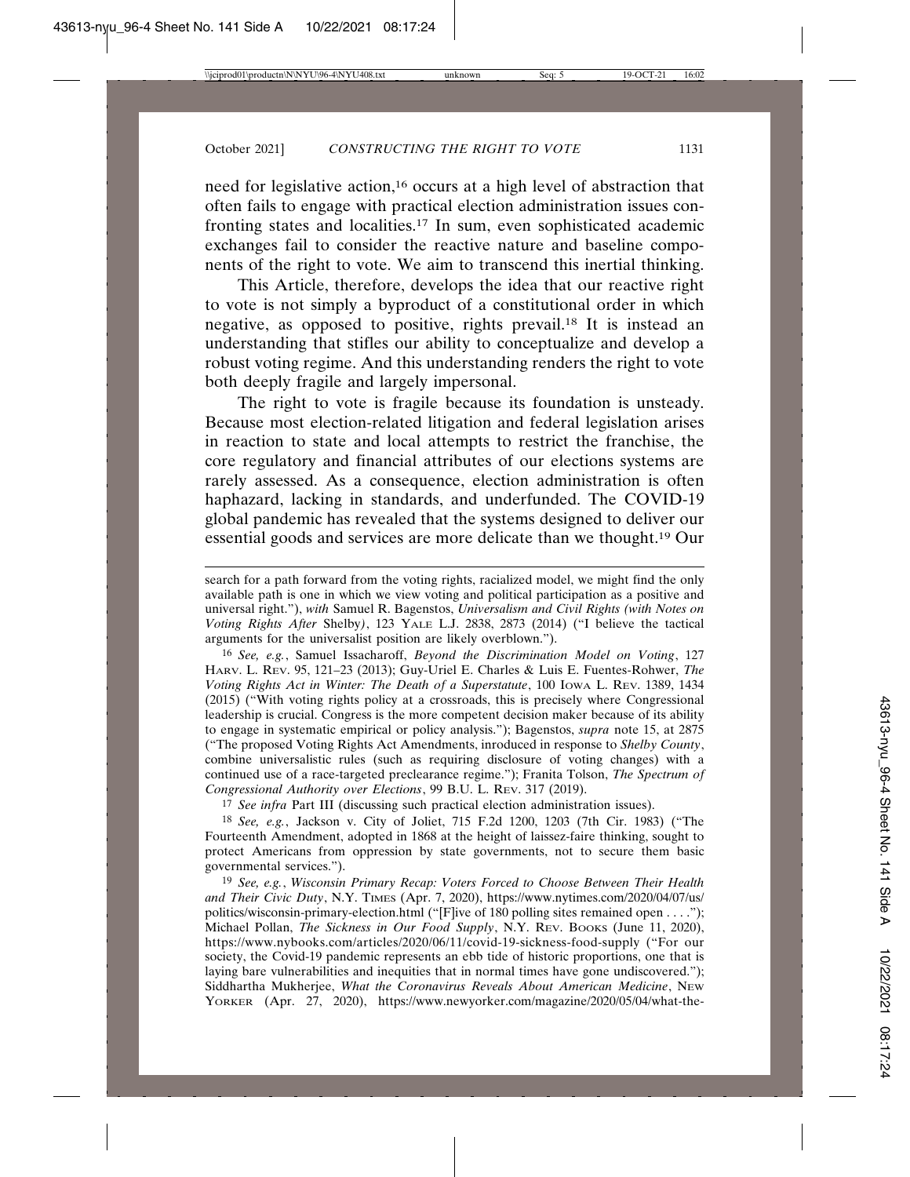need for legislative action,[16] occurs at a high level of abstraction that often fails to engage with practical election administration issues confronting states and localities.[17] In sum, even sophisticated academic exchanges fail to consider the reactive nature and baseline components of the right to vote. We aim to transcend this inertial thinking.

This Article, therefore, develops the idea that our reactive right to vote is not simply a byproduct of a constitutional order in which negative, as opposed to positive, rights prevail.[18] It is instead an understanding that stifles our ability to conceptualize and develop a robust voting regime. And this understanding renders the right to vote both deeply fragile and largely impersonal.

The right to vote is fragile because its foundation is unsteady. Because most election-related litigation and federal legislation arises in reaction to state and local attempts to restrict the franchise, the core regulatory and financial attributes of our elections systems are rarely assessed. As a consequence, election administration is often haphazard, lacking in standards, and underfunded. The COVID-19 global pandemic has revealed that the systems designed to deliver our essential goods and services are more delicate than we thought.[19] Our

---

search for a path forward from the voting rights, racialized model, we might find the only available path is one in which we view voting and political participation as a positive and universal right."), *with* Samuel R. Bagenstos, *Universalism and Civil Rights (with Notes on Voting Rights After* Shelby*)*, 123 YALE L.J. 2838, 2873 (2014) ("I believe the tactical arguments for the universalist position are likely overblown.").

[16] *See, e.g.*, Samuel Issacharoff, *Beyond the Discrimination Model on Voting*, 127 HARV. L. REV. 95, 121–23 (2013); Guy-Uriel E. Charles & Luis E. Fuentes-Rohwer, *The Voting Rights Act in Winter: The Death of a Superstatute*, 100 IOWA L. REV. 1389, 1434 (2015) ("With voting rights policy at a crossroads, this is precisely where Congressional leadership is crucial. Congress is the more competent decision maker because of its ability to engage in systematic empirical or policy analysis."); Bagenstos, *supra* note 15, at 2875 ("The proposed Voting Rights Act Amendments, inroduced in response to *Shelby County*, combine universalistic rules (such as requiring disclosure of voting changes) with a continued use of a race-targeted preclearance regime."); Franita Tolson, *The Spectrum of Congressional Authority over Elections*, 99 B.U. L. REV. 317 (2019).

[17] *See infra* Part III (discussing such practical election administration issues).

[18] *See, e.g.*, Jackson v. City of Joliet, 715 F.2d 1200, 1203 (7th Cir. 1983) ("The Fourteenth Amendment, adopted in 1868 at the height of laissez-faire thinking, sought to protect Americans from oppression by state governments, not to secure them basic governmental services.").

[19] *See, e.g.*, *Wisconsin Primary Recap: Voters Forced to Choose Between Their Health and Their Civic Duty*, N.Y. TIMES (Apr. 7, 2020), https://www.nytimes.com/2020/04/07/us/politics/wisconsin-primary-election.html ("[F]ive of 180 polling sites remained open . . . ."); Michael Pollan, *The Sickness in Our Food Supply*, N.Y. REV. BOOKS (June 11, 2020), https://www.nybooks.com/articles/2020/06/11/covid-19-sickness-food-supply ("For our society, the Covid-19 pandemic represents an ebb tide of historic proportions, one that is laying bare vulnerabilities and inequities that in normal times have gone undiscovered."); Siddhartha Mukherjee, *What the Coronavirus Reveals About American Medicine*, NEW YORKER (Apr. 27, 2020), https://www.newyorker.com/magazine/2020/05/04/what-the-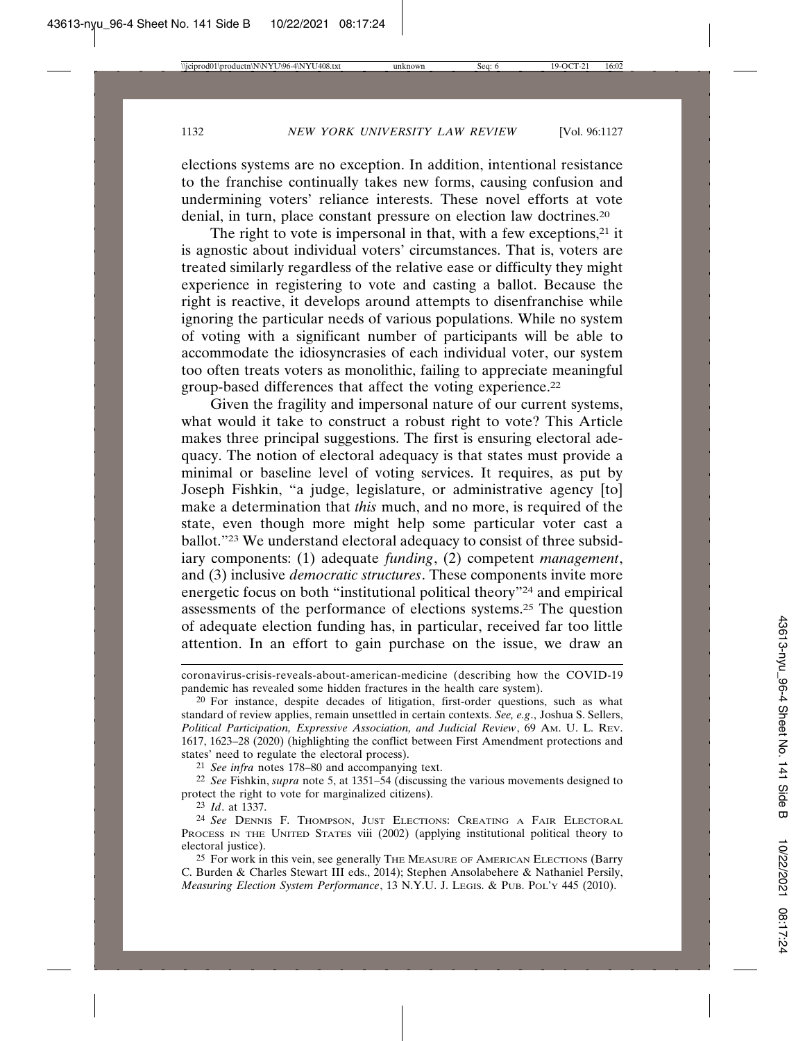elections systems are no exception. In addition, intentional resistance to the franchise continually takes new forms, causing confusion and undermining voters' reliance interests. These novel efforts at vote denial, in turn, place constant pressure on election law doctrines.[20]

The right to vote is impersonal in that, with a few exceptions,[21] it is agnostic about individual voters' circumstances. That is, voters are treated similarly regardless of the relative ease or difficulty they might experience in registering to vote and casting a ballot. Because the right is reactive, it develops around attempts to disenfranchise while ignoring the particular needs of various populations. While no system of voting with a significant number of participants will be able to accommodate the idiosyncrasies of each individual voter, our system too often treats voters as monolithic, failing to appreciate meaningful group-based differences that affect the voting experience.[22]

Given the fragility and impersonal nature of our current systems, what would it take to construct a robust right to vote? This Article makes three principal suggestions. The first is ensuring electoral adequacy. The notion of electoral adequacy is that states must provide a minimal or baseline level of voting services. It requires, as put by Joseph Fishkin, "a judge, legislature, or administrative agency [to] make a determination that *this* much, and no more, is required of the state, even though more might help some particular voter cast a ballot."[23] We understand electoral adequacy to consist of three subsidiary components: (1) adequate *funding*, (2) competent *management*, and (3) inclusive *democratic structures*. These components invite more energetic focus on both "institutional political theory"[24] and empirical assessments of the performance of elections systems.[25] The question of adequate election funding has, in particular, received far too little attention. In an effort to gain purchase on the issue, we draw an

---

coronavirus-crisis-reveals-about-american-medicine (describing how the COVID-19 pandemic has revealed some hidden fractures in the health care system).

[20] For instance, despite decades of litigation, first-order questions, such as what standard of review applies, remain unsettled in certain contexts. *See, e.g.*, Joshua S. Sellers, *Political Participation, Expressive Association, and Judicial Review*, 69 AM. U. L. REV. 1617, 1623–28 (2020) (highlighting the conflict between First Amendment protections and states' need to regulate the electoral process).

[21] *See infra* notes 178–80 and accompanying text.

[22] *See* Fishkin, *supra* note 5, at 1351–54 (discussing the various movements designed to protect the right to vote for marginalized citizens).

[23] *Id.* at 1337.

[24] *See* DENNIS F. THOMPSON, JUST ELECTIONS: CREATING A FAIR ELECTORAL PROCESS IN THE UNITED STATES viii (2002) (applying institutional political theory to electoral justice).

[25] For work in this vein, see generally THE MEASURE OF AMERICAN ELECTIONS (Barry C. Burden & Charles Stewart III eds., 2014); Stephen Ansolabehere & Nathaniel Persily, *Measuring Election System Performance*, 13 N.Y.U. J. LEGIS. & PUB. POL'Y 445 (2010).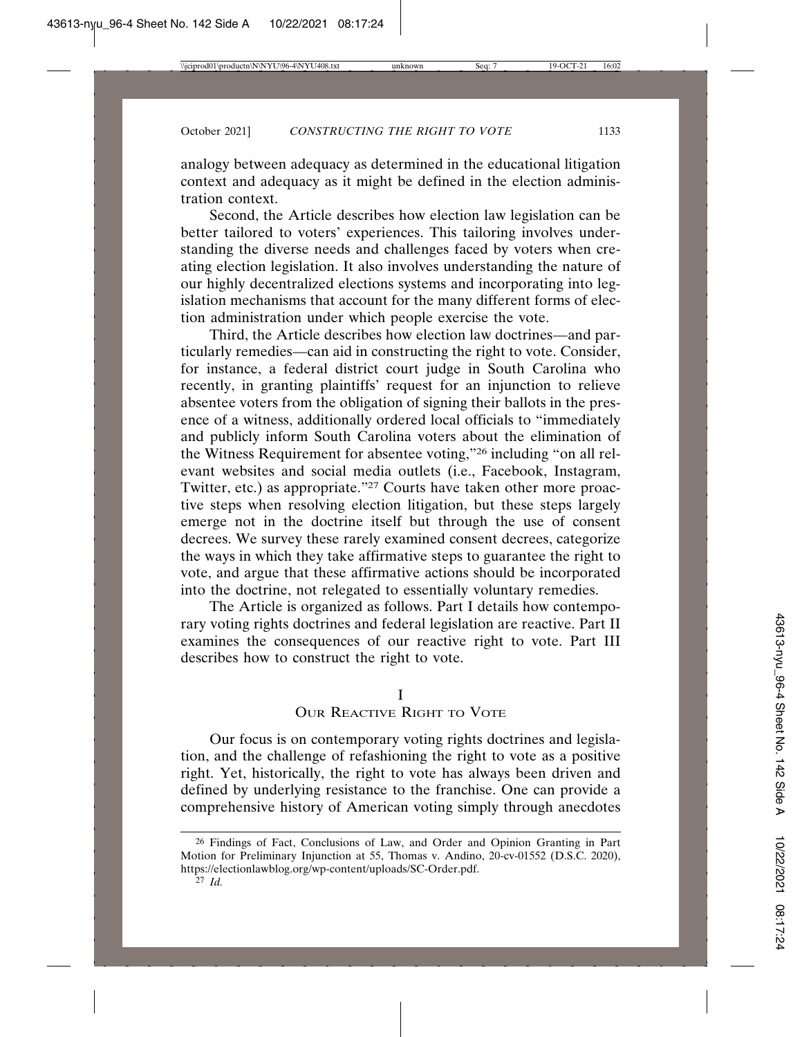analogy between adequacy as determined in the educational litigation context and adequacy as it might be defined in the election administration context.

Second, the Article describes how election law legislation can be better tailored to voters' experiences. This tailoring involves understanding the diverse needs and challenges faced by voters when creating election legislation. It also involves understanding the nature of our highly decentralized elections systems and incorporating into legislation mechanisms that account for the many different forms of election administration under which people exercise the vote.

Third, the Article describes how election law doctrines—and particularly remedies—can aid in constructing the right to vote. Consider, for instance, a federal district court judge in South Carolina who recently, in granting plaintiffs' request for an injunction to relieve absentee voters from the obligation of signing their ballots in the presence of a witness, additionally ordered local officials to "immediately and publicly inform South Carolina voters about the elimination of the Witness Requirement for absentee voting,"[26] including "on all relevant websites and social media outlets (i.e., Facebook, Instagram, Twitter, etc.) as appropriate."[27] Courts have taken other more proactive steps when resolving election litigation, but these steps largely emerge not in the doctrine itself but through the use of consent decrees. We survey these rarely examined consent decrees, categorize the ways in which they take affirmative steps to guarantee the right to vote, and argue that these affirmative actions should be incorporated into the doctrine, not relegated to essentially voluntary remedies.

The Article is organized as follows. Part I details how contemporary voting rights doctrines and federal legislation are reactive. Part II examines the consequences of our reactive right to vote. Part III describes how to construct the right to vote.

# I
# Our Reactive Right to Vote

Our focus is on contemporary voting rights doctrines and legislation, and the challenge of refashioning the right to vote as a positive right. Yet, historically, the right to vote has always been driven and defined by underlying resistance to the franchise. One can provide a comprehensive history of American voting simply through anecdotes

---

[26] Findings of Fact, Conclusions of Law, and Order and Opinion Granting in Part Motion for Preliminary Injunction at 55, Thomas v. Andino, 20-cv-01552 (D.S.C. 2020), https://electionlawblog.org/wp-content/uploads/SC-Order.pdf.

[27] *Id.*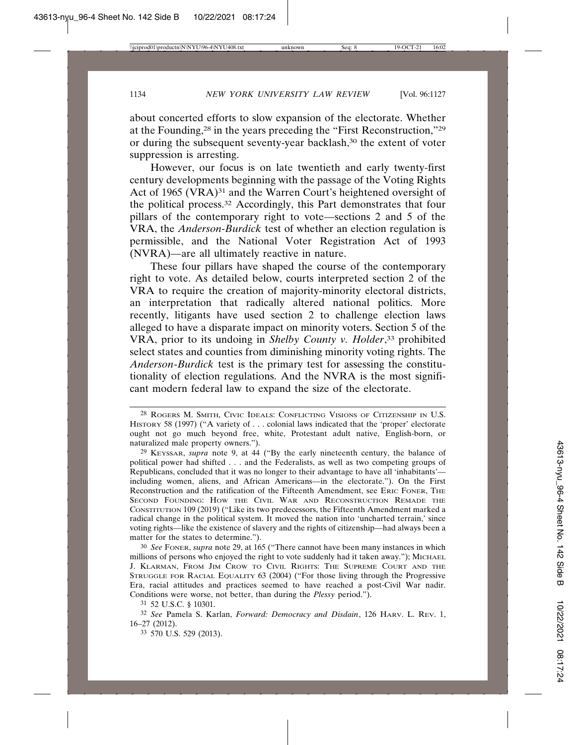about concerted efforts to slow expansion of the electorate. Whether at the Founding,[28] in the years preceding the "First Reconstruction,"[29] or during the subsequent seventy-year backlash,[30] the extent of voter suppression is arresting.

However, our focus is on late twentieth and early twenty-first century developments beginning with the passage of the Voting Rights Act of 1965 (VRA)[31] and the Warren Court's heightened oversight of the political process.[32] Accordingly, this Part demonstrates that four pillars of the contemporary right to vote—sections 2 and 5 of the VRA, the *Anderson-Burdick* test of whether an election regulation is permissible, and the National Voter Registration Act of 1993 (NVRA)—are all ultimately reactive in nature.

These four pillars have shaped the course of the contemporary right to vote. As detailed below, courts interpreted section 2 of the VRA to require the creation of majority-minority electoral districts, an interpretation that radically altered national politics. More recently, litigants have used section 2 to challenge election laws alleged to have a disparate impact on minority voters. Section 5 of the VRA, prior to its undoing in *Shelby County v. Holder*,[33] prohibited select states and counties from diminishing minority voting rights. The *Anderson-Burdick* test is the primary test for assessing the constitutionality of election regulations. And the NVRA is the most significant modern federal law to expand the size of the electorate.

---

[28] Rogers M. Smith, Civic Ideals: Conflicting Visions of Citizenship in U.S. History 58 (1997) ("A variety of . . . colonial laws indicated that the 'proper' electorate ought not go much beyond free, white, Protestant adult native, English-born, or naturalized male property owners.").

[29] Keyssar, *supra* note 9, at 44 ("By the early nineteenth century, the balance of political power had shifted . . . and the Federalists, as well as two competing groups of Republicans, concluded that it was no longer to their advantage to have all 'inhabitants'—including women, aliens, and African Americans—in the electorate."). On the First Reconstruction and the ratification of the Fifteenth Amendment, see Eric Foner, The Second Founding: How the Civil War and Reconstruction Remade the Constitution 109 (2019) ("Like its two predecessors, the Fifteenth Amendment marked a radical change in the political system. It moved the nation into 'uncharted terrain,' since voting rights—like the existence of slavery and the rights of citizenship—had always been a matter for the states to determine.").

[30] *See* Foner, *supra* note 29, at 165 ("There cannot have been many instances in which millions of persons who enjoyed the right to vote suddenly had it taken away."); Michael J. Klarman, From Jim Crow to Civil Rights: The Supreme Court and the Struggle for Racial Equality 63 (2004) ("For those living through the Progressive Era, racial attitudes and practices seemed to have reached a post-Civil War nadir. Conditions were worse, not better, than during the *Plessy* period.").

[31] 52 U.S.C. § 10301.

[32] *See* Pamela S. Karlan, *Forward: Democracy and Disdain*, 126 Harv. L. Rev. 1, 16–27 (2012).

[33] 570 U.S. 529 (2013).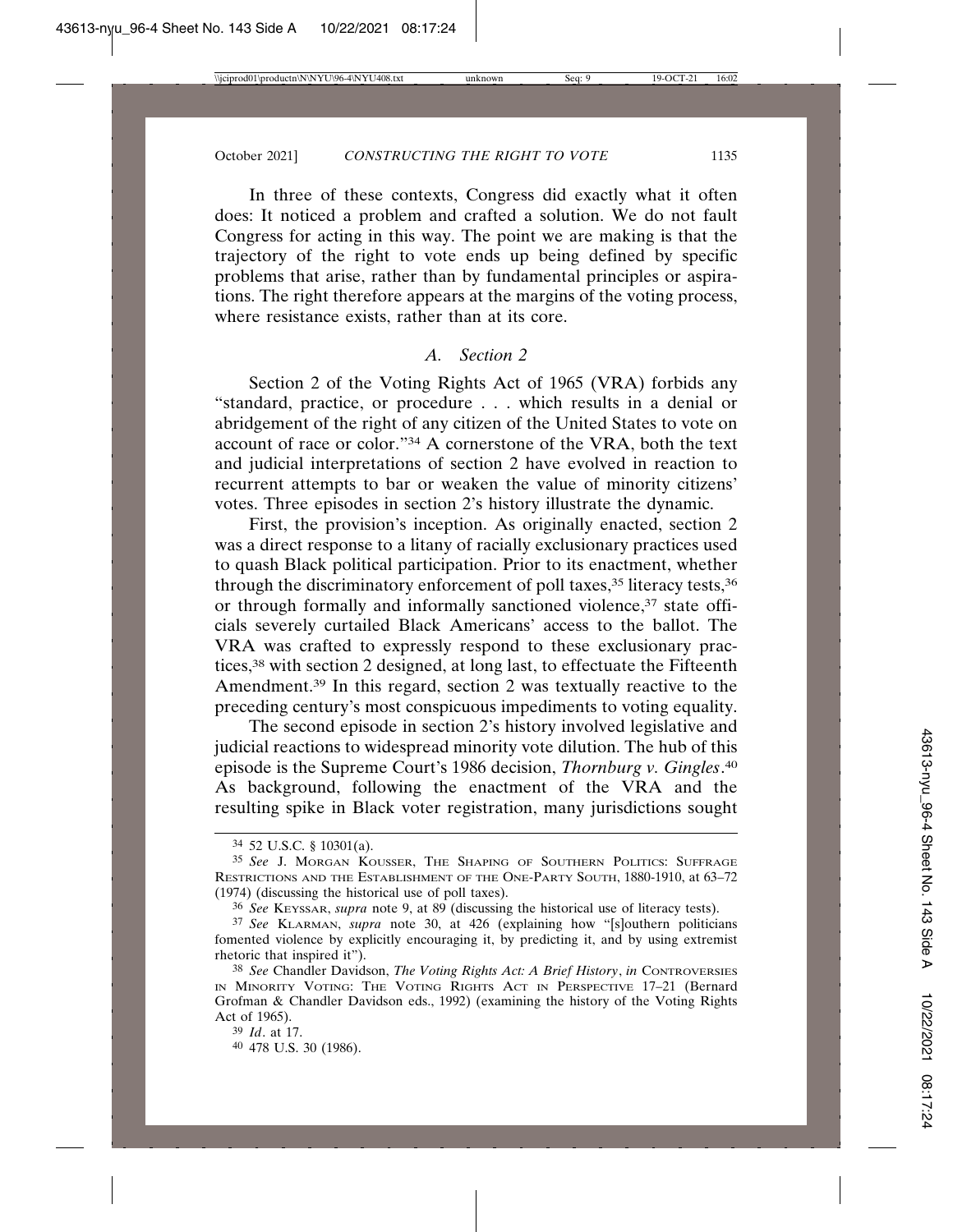In three of these contexts, Congress did exactly what it often does: It noticed a problem and crafted a solution. We do not fault Congress for acting in this way. The point we are making is that the trajectory of the right to vote ends up being defined by specific problems that arise, rather than by fundamental principles or aspirations. The right therefore appears at the margins of the voting process, where resistance exists, rather than at its core.

### *A. Section 2*

Section 2 of the Voting Rights Act of 1965 (VRA) forbids any "standard, practice, or procedure . . . which results in a denial or abridgement of the right of any citizen of the United States to vote on account of race or color."[34] A cornerstone of the VRA, both the text and judicial interpretations of section 2 have evolved in reaction to recurrent attempts to bar or weaken the value of minority citizens' votes. Three episodes in section 2's history illustrate the dynamic.

First, the provision's inception. As originally enacted, section 2 was a direct response to a litany of racially exclusionary practices used to quash Black political participation. Prior to its enactment, whether through the discriminatory enforcement of poll taxes,[35] literacy tests,[36] or through formally and informally sanctioned violence,[37] state officials severely curtailed Black Americans' access to the ballot. The VRA was crafted to expressly respond to these exclusionary practices,[38] with section 2 designed, at long last, to effectuate the Fifteenth Amendment.[39] In this regard, section 2 was textually reactive to the preceding century's most conspicuous impediments to voting equality.

The second episode in section 2's history involved legislative and judicial reactions to widespread minority vote dilution. The hub of this episode is the Supreme Court's 1986 decision, *Thornburg v. Gingles*.[40] As background, following the enactment of the VRA and the resulting spike in Black voter registration, many jurisdictions sought

---

[34] 52 U.S.C. § 10301(a).

[35] *See* J. MORGAN KOUSSER, THE SHAPING OF SOUTHERN POLITICS: SUFFRAGE RESTRICTIONS AND THE ESTABLISHMENT OF THE ONE-PARTY SOUTH, 1880-1910, at 63–72 (1974) (discussing the historical use of poll taxes).

[36] *See* KEYSSAR, *supra* note 9, at 89 (discussing the historical use of literacy tests).

[37] *See* KLARMAN, *supra* note 30, at 426 (explaining how "[s]outhern politicians fomented violence by explicitly encouraging it, by predicting it, and by using extremist rhetoric that inspired it").

[38] *See* Chandler Davidson, *The Voting Rights Act: A Brief History*, *in* CONTROVERSIES IN MINORITY VOTING: THE VOTING RIGHTS ACT IN PERSPECTIVE 17–21 (Bernard Grofman & Chandler Davidson eds., 1992) (examining the history of the Voting Rights Act of 1965).

[39] *Id*. at 17.

[40] 478 U.S. 30 (1986).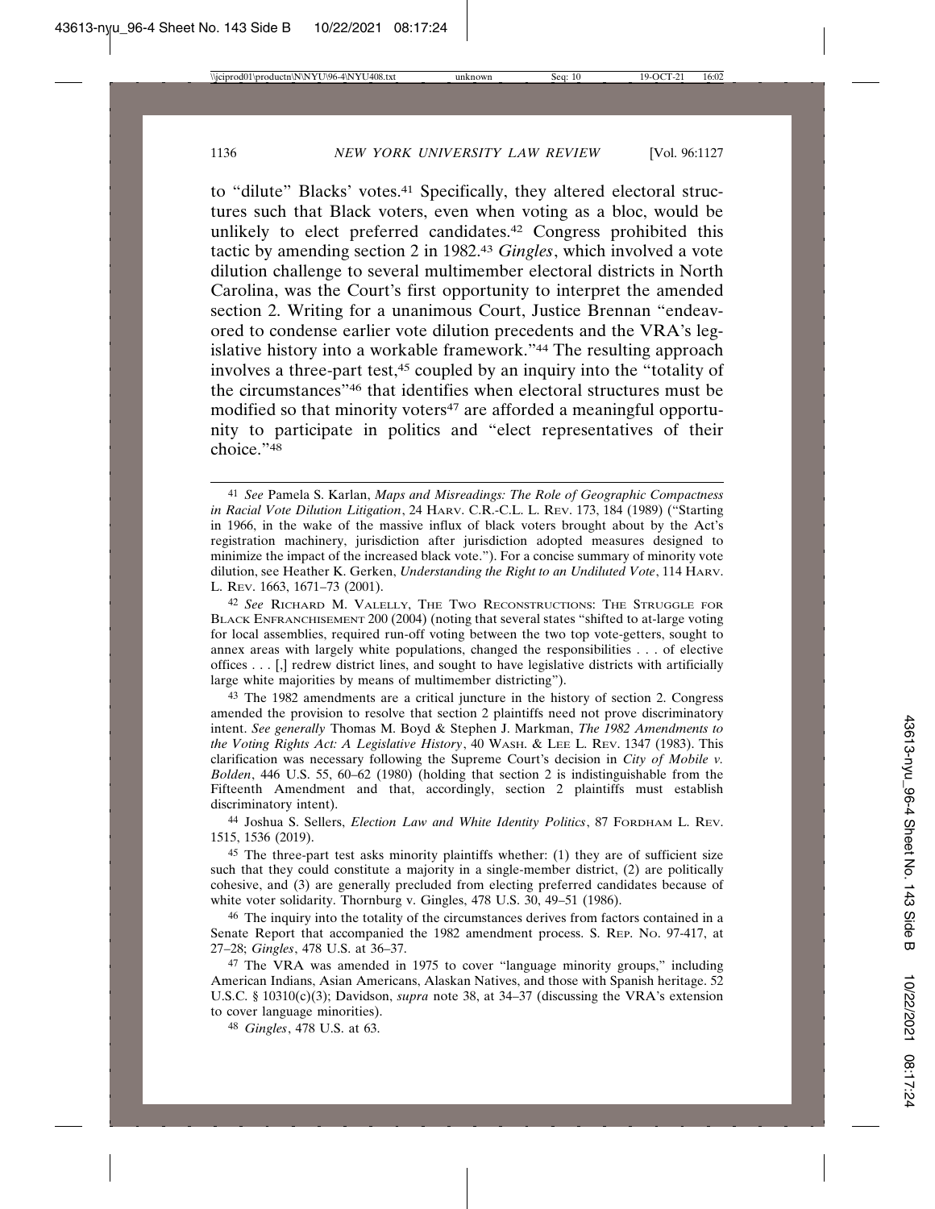to "dilute" Blacks' votes.[41] Specifically, they altered electoral structures such that Black voters, even when voting as a bloc, would be unlikely to elect preferred candidates.[42] Congress prohibited this tactic by amending section 2 in 1982.[43] *Gingles*, which involved a vote dilution challenge to several multimember electoral districts in North Carolina, was the Court's first opportunity to interpret the amended section 2. Writing for a unanimous Court, Justice Brennan "endeavored to condense earlier vote dilution precedents and the VRA's legislative history into a workable framework."[44] The resulting approach involves a three-part test,[45] coupled by an inquiry into the "totality of the circumstances"[46] that identifies when electoral structures must be modified so that minority voters[47] are afforded a meaningful opportunity to participate in politics and "elect representatives of their choice."[48]

---

[41] *See* Pamela S. Karlan, *Maps and Misreadings: The Role of Geographic Compactness in Racial Vote Dilution Litigation*, 24 HARV. C.R.-C.L. L. REV. 173, 184 (1989) ("Starting in 1966, in the wake of the massive influx of black voters brought about by the Act's registration machinery, jurisdiction after jurisdiction adopted measures designed to minimize the impact of the increased black vote."). For a concise summary of minority vote dilution, see Heather K. Gerken, *Understanding the Right to an Undiluted Vote*, 114 HARV. L. REV. 1663, 1671–73 (2001).

[42] *See* RICHARD M. VALELLY, THE TWO RECONSTRUCTIONS: THE STRUGGLE FOR BLACK ENFRANCHISEMENT 200 (2004) (noting that several states "shifted to at-large voting for local assemblies, required run-off voting between the two top vote-getters, sought to annex areas with largely white populations, changed the responsibilities . . . of elective offices . . . [,] redrew district lines, and sought to have legislative districts with artificially large white majorities by means of multimember districting").

[43] The 1982 amendments are a critical juncture in the history of section 2. Congress amended the provision to resolve that section 2 plaintiffs need not prove discriminatory intent. *See generally* Thomas M. Boyd & Stephen J. Markman, *The 1982 Amendments to the Voting Rights Act: A Legislative History*, 40 WASH. & LEE L. REV. 1347 (1983). This clarification was necessary following the Supreme Court's decision in *City of Mobile v. Bolden*, 446 U.S. 55, 60–62 (1980) (holding that section 2 is indistinguishable from the Fifteenth Amendment and that, accordingly, section 2 plaintiffs must establish discriminatory intent).

[44] Joshua S. Sellers, *Election Law and White Identity Politics*, 87 FORDHAM L. REV. 1515, 1536 (2019).

[45] The three-part test asks minority plaintiffs whether: (1) they are of sufficient size such that they could constitute a majority in a single-member district, (2) are politically cohesive, and (3) are generally precluded from electing preferred candidates because of white voter solidarity. Thornburg v. Gingles, 478 U.S. 30, 49–51 (1986).

[46] The inquiry into the totality of the circumstances derives from factors contained in a Senate Report that accompanied the 1982 amendment process. S. REP. NO. 97-417, at 27–28; *Gingles*, 478 U.S. at 36–37.

[47] The VRA was amended in 1975 to cover "language minority groups," including American Indians, Asian Americans, Alaskan Natives, and those with Spanish heritage. 52 U.S.C. § 10310(c)(3); Davidson, *supra* note 38, at 34–37 (discussing the VRA's extension to cover language minorities).

[48] *Gingles*, 478 U.S. at 63.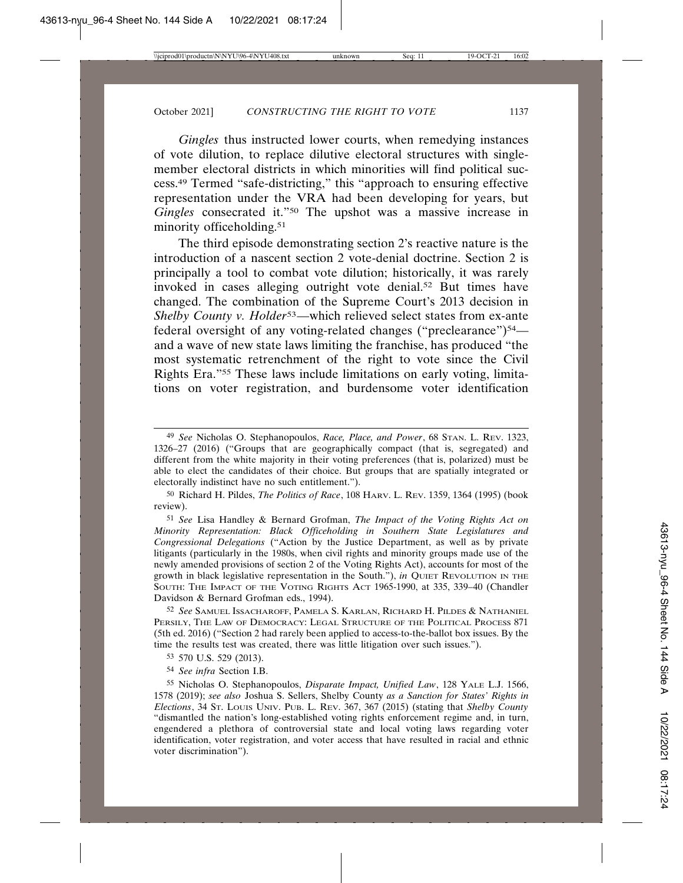*Gingles* thus instructed lower courts, when remedying instances of vote dilution, to replace dilutive electoral structures with single-member electoral districts in which minorities will find political success.[49] Termed "safe-districting," this "approach to ensuring effective representation under the VRA had been developing for years, but *Gingles* consecrated it."[50] The upshot was a massive increase in minority officeholding.[51]

The third episode demonstrating section 2's reactive nature is the introduction of a nascent section 2 vote-denial doctrine. Section 2 is principally a tool to combat vote dilution; historically, it was rarely invoked in cases alleging outright vote denial.[52] But times have changed. The combination of the Supreme Court's 2013 decision in *Shelby County v. Holder*[53]—which relieved select states from ex-ante federal oversight of any voting-related changes ("preclearance")[54]—and a wave of new state laws limiting the franchise, has produced "the most systematic retrenchment of the right to vote since the Civil Rights Era."[55] These laws include limitations on early voting, limitations on voter registration, and burdensome voter identification

---

[49] *See* Nicholas O. Stephanopoulos, *Race, Place, and Power*, 68 STAN. L. REV. 1323, 1326–27 (2016) ("Groups that are geographically compact (that is, segregated) and different from the white majority in their voting preferences (that is, polarized) must be able to elect the candidates of their choice. But groups that are spatially integrated or electorally indistinct have no such entitlement.").

[50] Richard H. Pildes, *The Politics of Race*, 108 HARV. L. REV. 1359, 1364 (1995) (book review).

[51] *See* Lisa Handley & Bernard Grofman, *The Impact of the Voting Rights Act on Minority Representation: Black Officeholding in Southern State Legislatures and Congressional Delegations* ("Action by the Justice Department, as well as by private litigants (particularly in the 1980s, when civil rights and minority groups made use of the newly amended provisions of section 2 of the Voting Rights Act), accounts for most of the growth in black legislative representation in the South."), *in* QUIET REVOLUTION IN THE SOUTH: THE IMPACT OF THE VOTING RIGHTS ACT 1965-1990, at 335, 339–40 (Chandler Davidson & Bernard Grofman eds., 1994).

[52] *See* SAMUEL ISSACHAROFF, PAMELA S. KARLAN, RICHARD H. PILDES & NATHANIEL PERSILY, THE LAW OF DEMOCRACY: LEGAL STRUCTURE OF THE POLITICAL PROCESS 871 (5th ed. 2016) ("Section 2 had rarely been applied to access-to-the-ballot box issues. By the time the results test was created, there was little litigation over such issues.").

[53] 570 U.S. 529 (2013).

[54] *See infra* Section I.B.

[55] Nicholas O. Stephanopoulos, *Disparate Impact, Unified Law*, 128 YALE L.J. 1566, 1578 (2019); *see also* Joshua S. Sellers, Shelby County *as a Sanction for States' Rights in Elections*, 34 ST. LOUIS UNIV. PUB. L. REV. 367, 367 (2015) (stating that *Shelby County* "dismantled the nation's long-established voting rights enforcement regime and, in turn, engendered a plethora of controversial state and local voting laws regarding voter identification, voter registration, and voter access that have resulted in racial and ethnic voter discrimination").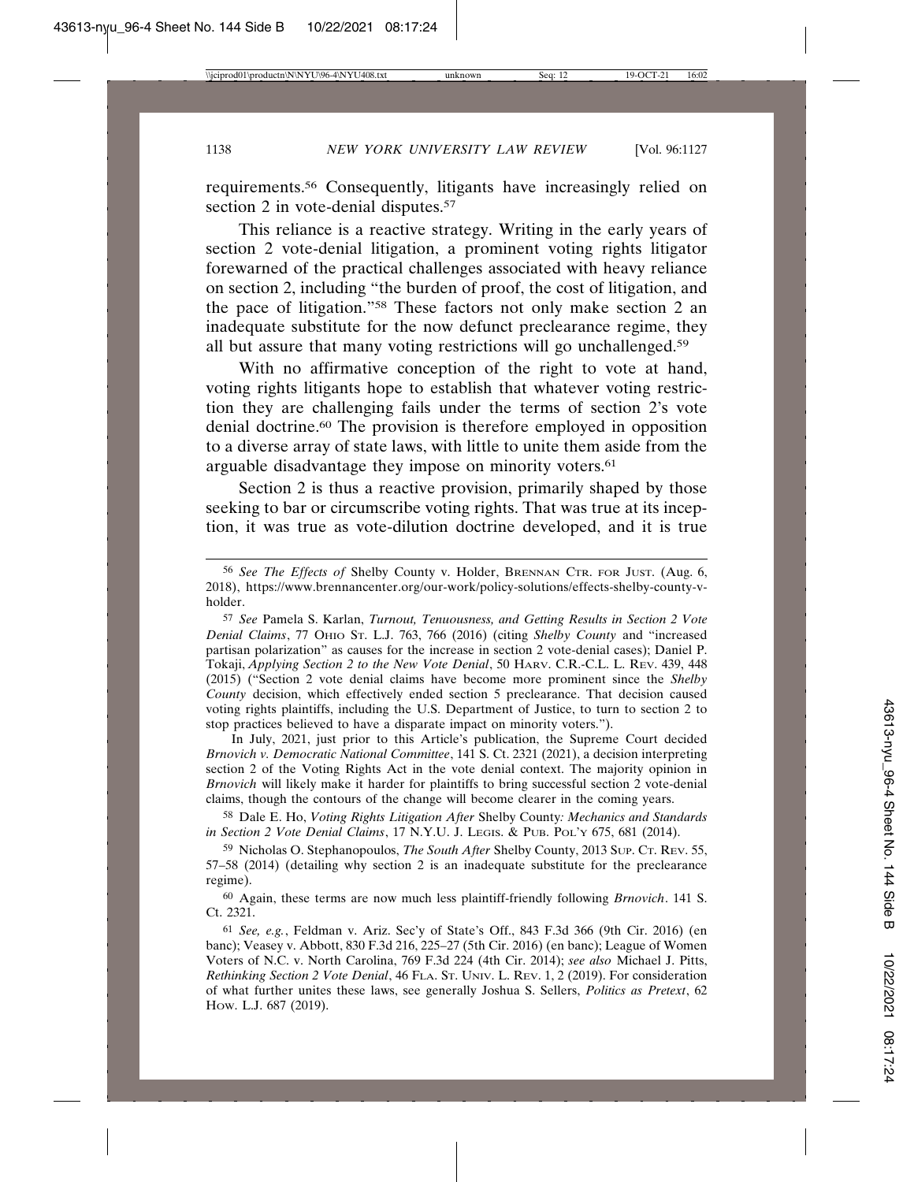requirements.[56] Consequently, litigants have increasingly relied on section 2 in vote-denial disputes.[57]

This reliance is a reactive strategy. Writing in the early years of section 2 vote-denial litigation, a prominent voting rights litigator forewarned of the practical challenges associated with heavy reliance on section 2, including "the burden of proof, the cost of litigation, and the pace of litigation."[58] These factors not only make section 2 an inadequate substitute for the now defunct preclearance regime, they all but assure that many voting restrictions will go unchallenged.[59]

With no affirmative conception of the right to vote at hand, voting rights litigants hope to establish that whatever voting restriction they are challenging fails under the terms of section 2's vote denial doctrine.[60] The provision is therefore employed in opposition to a diverse array of state laws, with little to unite them aside from the arguable disadvantage they impose on minority voters.[61]

Section 2 is thus a reactive provision, primarily shaped by those seeking to bar or circumscribe voting rights. That was true at its inception, it was true as vote-dilution doctrine developed, and it is true

---

[56] *See The Effects of* Shelby County v. Holder, BRENNAN CTR. FOR JUST. (Aug. 6, 2018), https://www.brennancenter.org/our-work/policy-solutions/effects-shelby-county-v-holder.

[57] *See* Pamela S. Karlan, *Turnout, Tenuousness, and Getting Results in Section 2 Vote Denial Claims*, 77 OHIO ST. L.J. 763, 766 (2016) (citing *Shelby County* and "increased partisan polarization" as causes for the increase in section 2 vote-denial cases); Daniel P. Tokaji, *Applying Section 2 to the New Vote Denial*, 50 HARV. C.R.-C.L. L. REV. 439, 448 (2015) ("Section 2 vote denial claims have become more prominent since the *Shelby County* decision, which effectively ended section 5 preclearance. That decision caused voting rights plaintiffs, including the U.S. Department of Justice, to turn to section 2 to stop practices believed to have a disparate impact on minority voters.").

In July, 2021, just prior to this Article's publication, the Supreme Court decided *Brnovich v. Democratic National Committee*, 141 S. Ct. 2321 (2021), a decision interpreting section 2 of the Voting Rights Act in the vote denial context. The majority opinion in *Brnovich* will likely make it harder for plaintiffs to bring successful section 2 vote-denial claims, though the contours of the change will become clearer in the coming years.

[58] Dale E. Ho, *Voting Rights Litigation After* Shelby County*: Mechanics and Standards in Section 2 Vote Denial Claims*, 17 N.Y.U. J. LEGIS. & PUB. POL'Y 675, 681 (2014).

[59] Nicholas O. Stephanopoulos, *The South After* Shelby County, 2013 SUP. CT. REV. 55, 57–58 (2014) (detailing why section 2 is an inadequate substitute for the preclearance regime).

[60] Again, these terms are now much less plaintiff-friendly following *Brnovich*. 141 S. Ct. 2321.

[61] *See, e.g.*, Feldman v. Ariz. Sec'y of State's Off., 843 F.3d 366 (9th Cir. 2016) (en banc); Veasey v. Abbott, 830 F.3d 216, 225–27 (5th Cir. 2016) (en banc); League of Women Voters of N.C. v. North Carolina, 769 F.3d 224 (4th Cir. 2014); *see also* Michael J. Pitts, *Rethinking Section 2 Vote Denial*, 46 FLA. ST. UNIV. L. REV. 1, 2 (2019). For consideration of what further unites these laws, see generally Joshua S. Sellers, *Politics as Pretext*, 62 HOW. L.J. 687 (2019).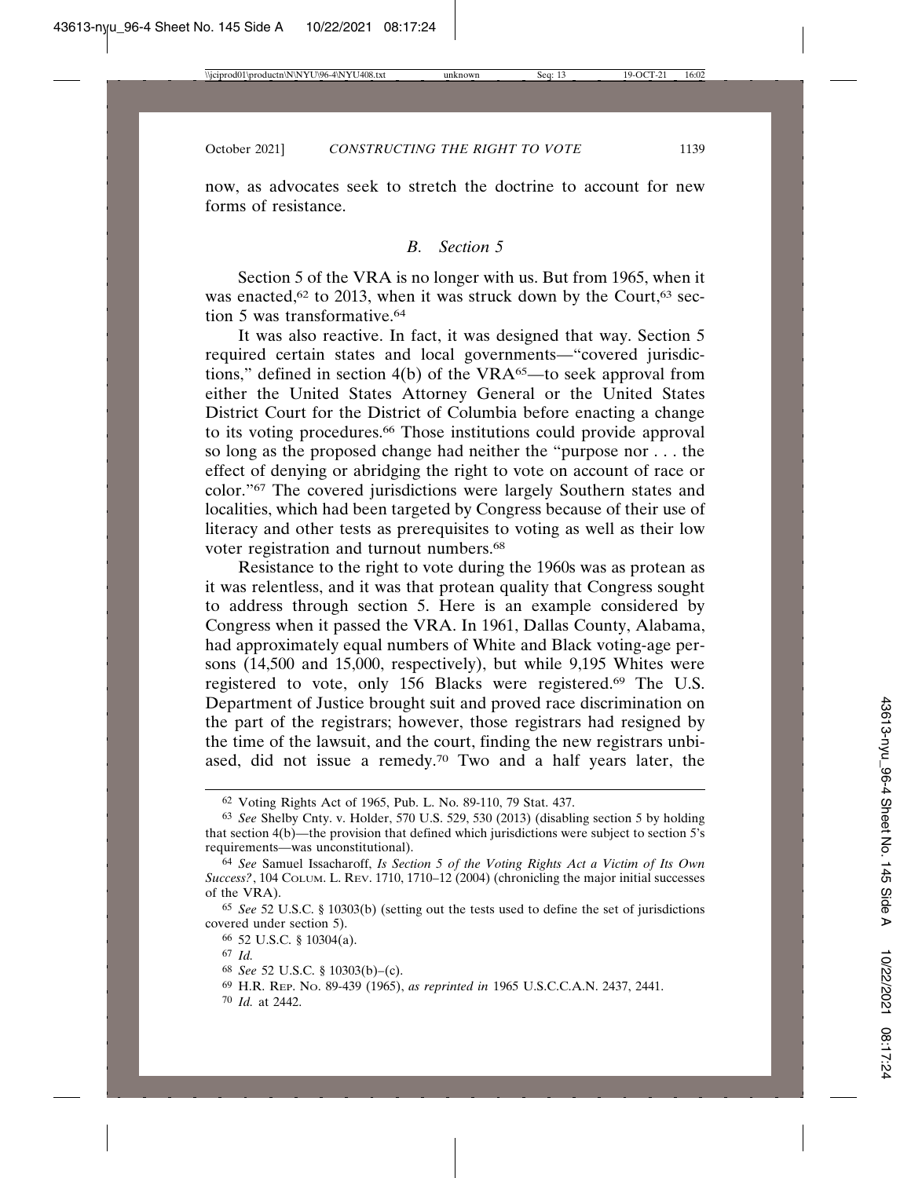now, as advocates seek to stretch the doctrine to account for new forms of resistance.

### *B. Section 5*

Section 5 of the VRA is no longer with us. But from 1965, when it was enacted,[62] to 2013, when it was struck down by the Court,[63] section 5 was transformative.[64]

It was also reactive. In fact, it was designed that way. Section 5 required certain states and local governments—"covered jurisdictions," defined in section 4(b) of the VRA[65]—to seek approval from either the United States Attorney General or the United States District Court for the District of Columbia before enacting a change to its voting procedures.[66] Those institutions could provide approval so long as the proposed change had neither the "purpose nor . . . the effect of denying or abridging the right to vote on account of race or color."[67] The covered jurisdictions were largely Southern states and localities, which had been targeted by Congress because of their use of literacy and other tests as prerequisites to voting as well as their low voter registration and turnout numbers.[68]

Resistance to the right to vote during the 1960s was as protean as it was relentless, and it was that protean quality that Congress sought to address through section 5. Here is an example considered by Congress when it passed the VRA. In 1961, Dallas County, Alabama, had approximately equal numbers of White and Black voting-age persons (14,500 and 15,000, respectively), but while 9,195 Whites were registered to vote, only 156 Blacks were registered.[69] The U.S. Department of Justice brought suit and proved race discrimination on the part of the registrars; however, those registrars had resigned by the time of the lawsuit, and the court, finding the new registrars unbiased, did not issue a remedy.[70] Two and a half years later, the

---

[62] Voting Rights Act of 1965, Pub. L. No. 89-110, 79 Stat. 437.

[63] *See* Shelby Cnty. v. Holder, 570 U.S. 529, 530 (2013) (disabling section 5 by holding that section 4(b)—the provision that defined which jurisdictions were subject to section 5's requirements—was unconstitutional).

[64] *See* Samuel Issacharoff, *Is Section 5 of the Voting Rights Act a Victim of Its Own Success?*, 104 COLUM. L. REV. 1710, 1710–12 (2004) (chronicling the major initial successes of the VRA).

[65] *See* 52 U.S.C. § 10303(b) (setting out the tests used to define the set of jurisdictions covered under section 5).

[66] 52 U.S.C. § 10304(a).

[67] *Id.*

[68] *See* 52 U.S.C. § 10303(b)–(c).

[69] H.R. REP. NO. 89-439 (1965), *as reprinted in* 1965 U.S.C.C.A.N. 2437, 2441.

[70] *Id.* at 2442.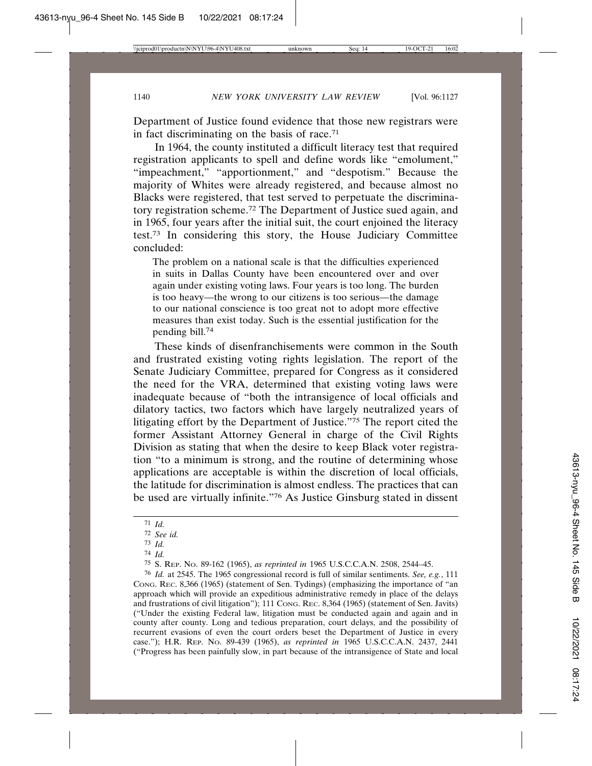Department of Justice found evidence that those new registrars were in fact discriminating on the basis of race.[71]

In 1964, the county instituted a difficult literacy test that required registration applicants to spell and define words like "emolument," "impeachment," "apportionment," and "despotism." Because the majority of Whites were already registered, and because almost no Blacks were registered, that test served to perpetuate the discriminatory registration scheme.[72] The Department of Justice sued again, and in 1965, four years after the initial suit, the court enjoined the literacy test.[73] In considering this story, the House Judiciary Committee concluded:

> The problem on a national scale is that the difficulties experienced in suits in Dallas County have been encountered over and over again under existing voting laws. Four years is too long. The burden is too heavy—the wrong to our citizens is too serious—the damage to our national conscience is too great not to adopt more effective measures than exist today. Such is the essential justification for the pending bill.[74]

These kinds of disenfranchisements were common in the South and frustrated existing voting rights legislation. The report of the Senate Judiciary Committee, prepared for Congress as it considered the need for the VRA, determined that existing voting laws were inadequate because of "both the intransigence of local officials and dilatory tactics, two factors which have largely neutralized years of litigating effort by the Department of Justice."[75] The report cited the former Assistant Attorney General in charge of the Civil Rights Division as stating that when the desire to keep Black voter registration "to a minimum is strong, and the routine of determining whose applications are acceptable is within the discretion of local officials, the latitude for discrimination is almost endless. The practices that can be used are virtually infinite."[76] As Justice Ginsburg stated in dissent

---

[71] *Id.*

[72] *See id.*

[73] *Id.*

[74] *Id.*

[75] S. REP. NO. 89-162 (1965), *as reprinted in* 1965 U.S.C.C.A.N. 2508, 2544–45.

[76] *Id.* at 2545. The 1965 congressional record is full of similar sentiments. *See, e.g.*, 111 CONG. REC. 8,366 (1965) (statement of Sen. Tydings) (emphasizing the importance of "an approach which will provide an expeditious administrative remedy in place of the delays and frustrations of civil litigation"); 111 CONG. REC. 8,364 (1965) (statement of Sen. Javits) ("Under the existing Federal law, litigation must be conducted again and again and in county after county. Long and tedious preparation, court delays, and the possibility of recurrent evasions of even the court orders beset the Department of Justice in every case."); H.R. REP. NO. 89-439 (1965), *as reprinted in* 1965 U.S.C.C.A.N. 2437, 2441 ("Progress has been painfully slow, in part because of the intransigence of State and local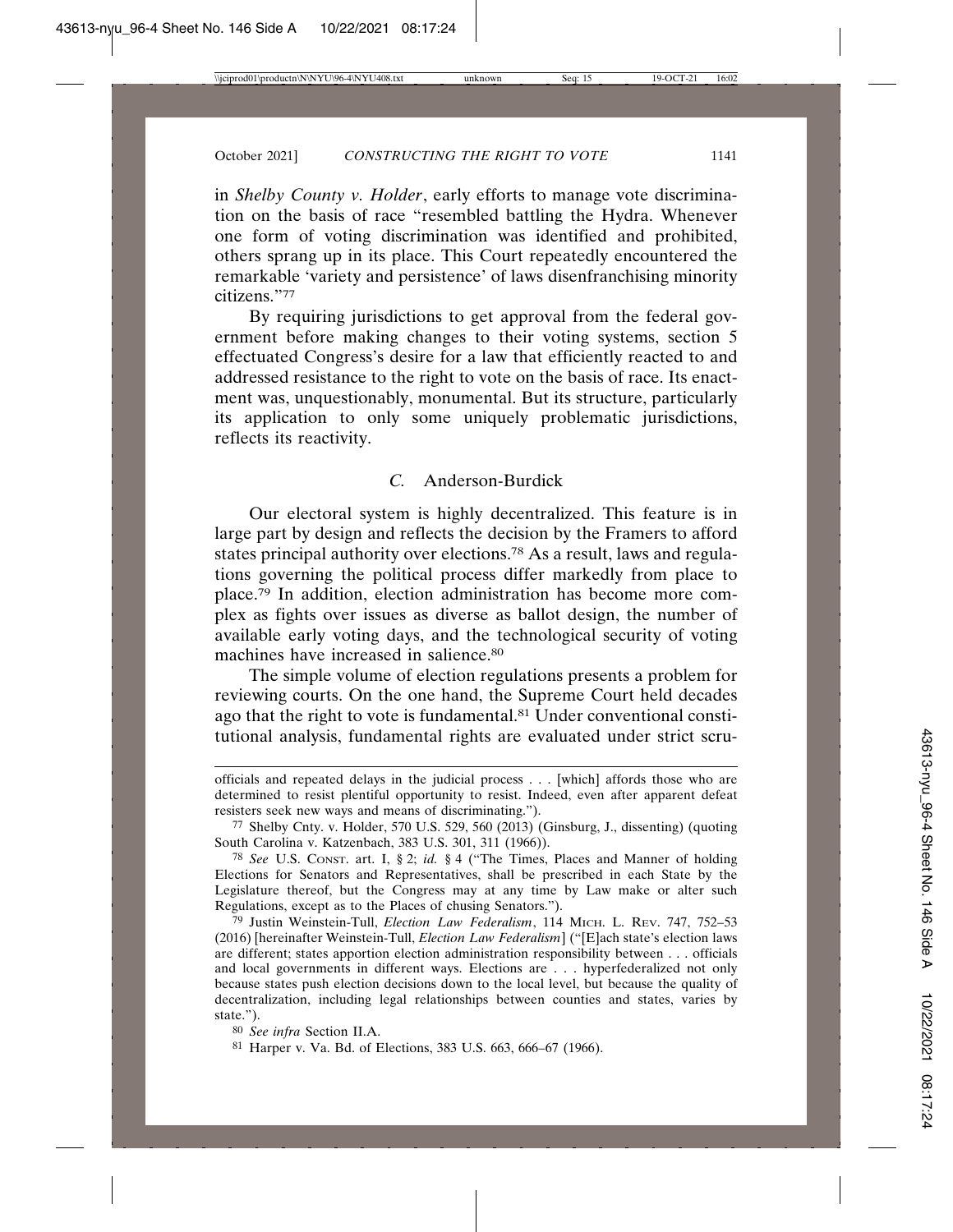in *Shelby County v. Holder*, early efforts to manage vote discrimination on the basis of race "resembled battling the Hydra. Whenever one form of voting discrimination was identified and prohibited, others sprang up in its place. This Court repeatedly encountered the remarkable 'variety and persistence' of laws disenfranchising minority citizens."[77]

By requiring jurisdictions to get approval from the federal government before making changes to their voting systems, section 5 effectuated Congress's desire for a law that efficiently reacted to and addressed resistance to the right to vote on the basis of race. Its enactment was, unquestionably, monumental. But its structure, particularly its application to only some uniquely problematic jurisdictions, reflects its reactivity.

### *C.* Anderson-Burdick

Our electoral system is highly decentralized. This feature is in large part by design and reflects the decision by the Framers to afford states principal authority over elections.[78] As a result, laws and regulations governing the political process differ markedly from place to place.[79] In addition, election administration has become more complex as fights over issues as diverse as ballot design, the number of available early voting days, and the technological security of voting machines have increased in salience.[80]

The simple volume of election regulations presents a problem for reviewing courts. On the one hand, the Supreme Court held decades ago that the right to vote is fundamental.[81] Under conventional constitutional analysis, fundamental rights are evaluated under strict scru-

---

officials and repeated delays in the judicial process . . . [which] affords those who are determined to resist plentiful opportunity to resist. Indeed, even after apparent defeat resisters seek new ways and means of discriminating.").

[77] Shelby Cnty. v. Holder, 570 U.S. 529, 560 (2013) (Ginsburg, J., dissenting) (quoting South Carolina v. Katzenbach, 383 U.S. 301, 311 (1966)).

[78] *See* U.S. CONST. art. I, § 2; *id.* § 4 ("The Times, Places and Manner of holding Elections for Senators and Representatives, shall be prescribed in each State by the Legislature thereof, but the Congress may at any time by Law make or alter such Regulations, except as to the Places of chusing Senators.").

[79] Justin Weinstein-Tull, *Election Law Federalism*, 114 MICH. L. REV. 747, 752–53 (2016) [hereinafter Weinstein-Tull, *Election Law Federalism*] ("[E]ach state's election laws are different; states apportion election administration responsibility between . . . officials and local governments in different ways. Elections are . . . hyperfederalized not only because states push election decisions down to the local level, but because the quality of decentralization, including legal relationships between counties and states, varies by state.").

[80] *See infra* Section II.A.

[81] Harper v. Va. Bd. of Elections, 383 U.S. 663, 666–67 (1966).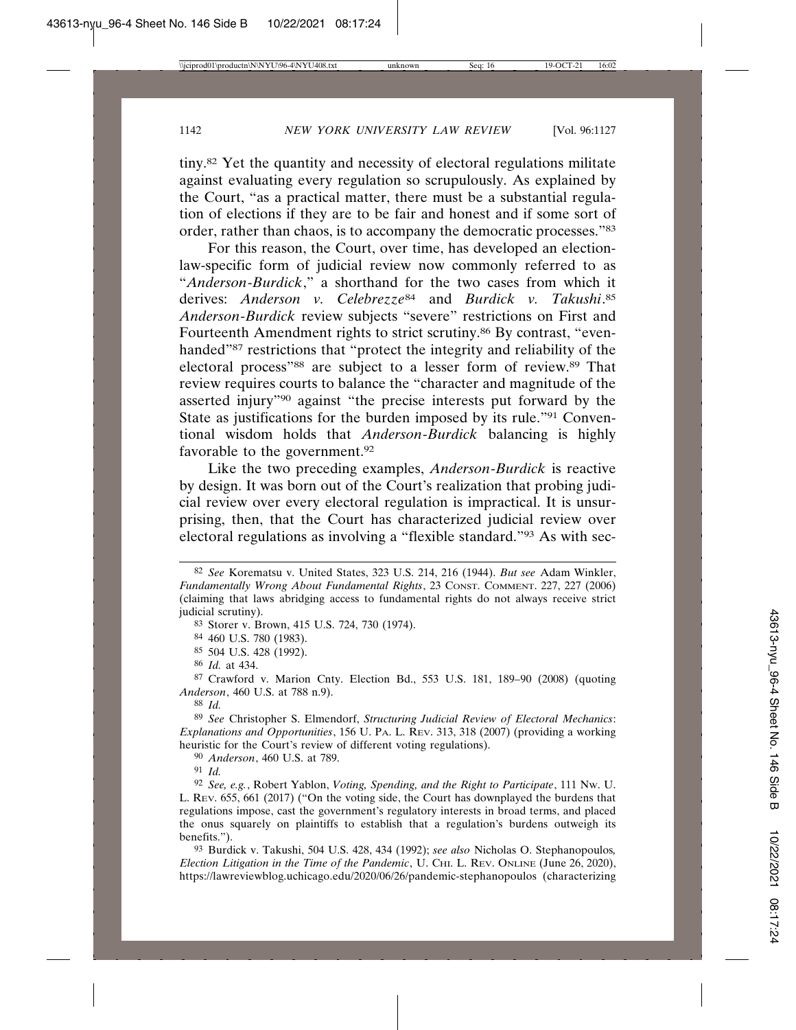tiny.[82] Yet the quantity and necessity of electoral regulations militate against evaluating every regulation so scrupulously. As explained by the Court, "as a practical matter, there must be a substantial regulation of elections if they are to be fair and honest and if some sort of order, rather than chaos, is to accompany the democratic processes."[83]

For this reason, the Court, over time, has developed an election-law-specific form of judicial review now commonly referred to as "*Anderson-Burdick*," a shorthand for the two cases from which it derives: *Anderson v. Celebrezze*[84] and *Burdick v. Takushi*.[85] *Anderson-Burdick* review subjects "severe" restrictions on First and Fourteenth Amendment rights to strict scrutiny.[86] By contrast, "evenhanded"[87] restrictions that "protect the integrity and reliability of the electoral process"[88] are subject to a lesser form of review.[89] That review requires courts to balance the "character and magnitude of the asserted injury"[90] against "the precise interests put forward by the State as justifications for the burden imposed by its rule."[91] Conventional wisdom holds that *Anderson-Burdick* balancing is highly favorable to the government.[92]

Like the two preceding examples, *Anderson-Burdick* is reactive by design. It was born out of the Court's realization that probing judicial review over every electoral regulation is impractical. It is unsurprising, then, that the Court has characterized judicial review over electoral regulations as involving a "flexible standard."[93] As with sec-

---

[82] *See* Korematsu v. United States, 323 U.S. 214, 216 (1944). *But see* Adam Winkler, *Fundamentally Wrong About Fundamental Rights*, 23 CONST. COMMENT. 227, 227 (2006) (claiming that laws abridging access to fundamental rights do not always receive strict judicial scrutiny).

[83] Storer v. Brown, 415 U.S. 724, 730 (1974).

[84] 460 U.S. 780 (1983).

[85] 504 U.S. 428 (1992).

[86] *Id.* at 434.

[87] Crawford v. Marion Cnty. Election Bd., 553 U.S. 181, 189–90 (2008) (quoting *Anderson*, 460 U.S. at 788 n.9).

[88] *Id.*

[89] *See* Christopher S. Elmendorf, *Structuring Judicial Review of Electoral Mechanics*: *Explanations and Opportunities*, 156 U. PA. L. REV. 313, 318 (2007) (providing a working heuristic for the Court's review of different voting regulations).

[90] *Anderson*, 460 U.S. at 789.

[91] *Id.*

[92] *See, e.g.*, Robert Yablon, *Voting, Spending, and the Right to Participate*, 111 NW. U. L. REV. 655, 661 (2017) ("On the voting side, the Court has downplayed the burdens that regulations impose, cast the government's regulatory interests in broad terms, and placed the onus squarely on plaintiffs to establish that a regulation's burdens outweigh its benefits.").

[93] Burdick v. Takushi, 504 U.S. 428, 434 (1992); *see also* Nicholas O. Stephanopoulos*, Election Litigation in the Time of the Pandemic*, U. CHI. L. REV. ONLINE (June 26, 2020), https://lawreviewblog.uchicago.edu/2020/06/26/pandemic-stephanopoulos (characterizing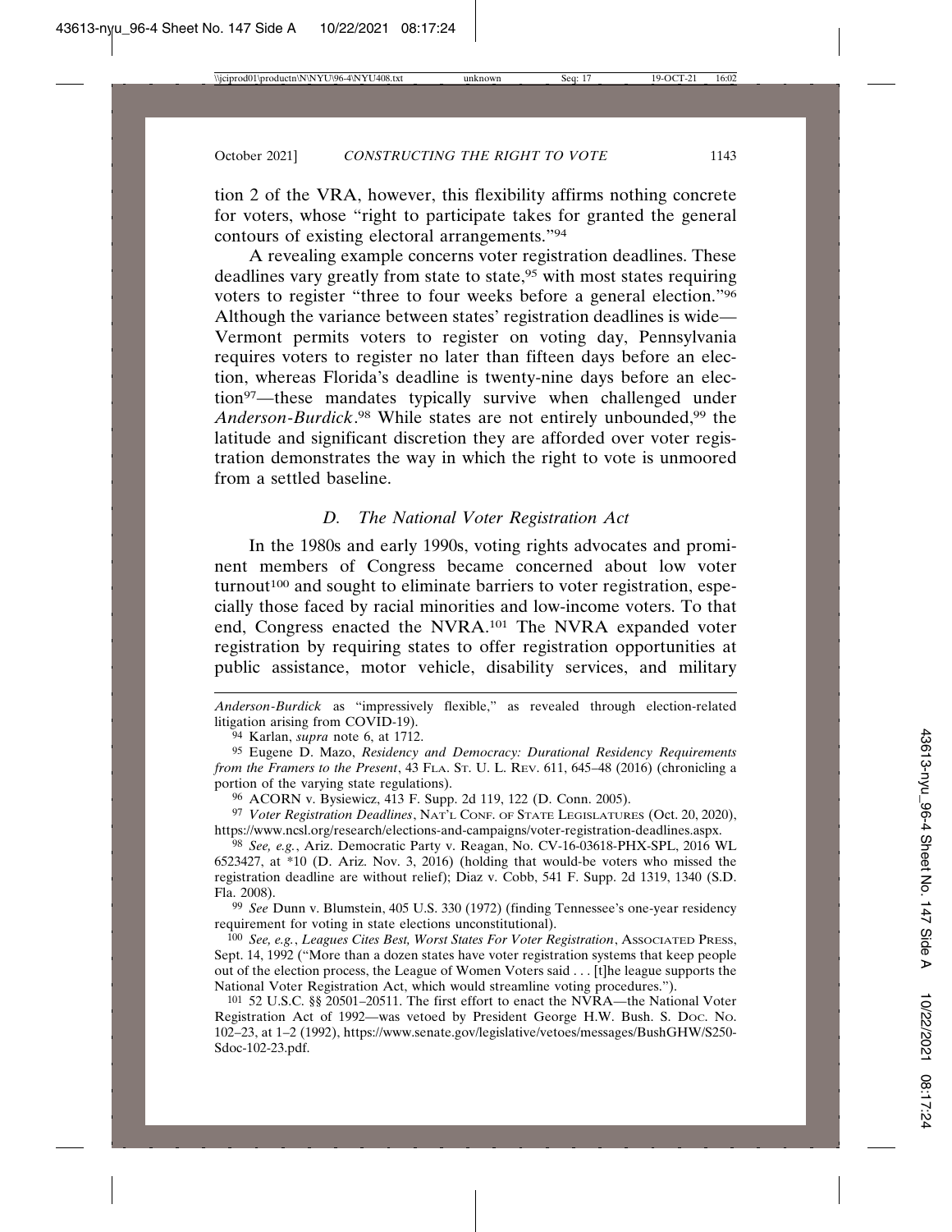tion 2 of the VRA, however, this flexibility affirms nothing concrete for voters, whose "right to participate takes for granted the general contours of existing electoral arrangements."[94]

A revealing example concerns voter registration deadlines. These deadlines vary greatly from state to state,[95] with most states requiring voters to register "three to four weeks before a general election."[96] Although the variance between states' registration deadlines is wide—Vermont permits voters to register on voting day, Pennsylvania requires voters to register no later than fifteen days before an election, whereas Florida's deadline is twenty-nine days before an election[97]—these mandates typically survive when challenged under *Anderson-Burdick*.[98] While states are not entirely unbounded,[99] the latitude and significant discretion they are afforded over voter registration demonstrates the way in which the right to vote is unmoored from a settled baseline.

### *D. The National Voter Registration Act*

In the 1980s and early 1990s, voting rights advocates and prominent members of Congress became concerned about low voter turnout[100] and sought to eliminate barriers to voter registration, especially those faced by racial minorities and low-income voters. To that end, Congress enacted the NVRA.[101] The NVRA expanded voter registration by requiring states to offer registration opportunities at public assistance, motor vehicle, disability services, and military

---

*Anderson-Burdick* as "impressively flexible," as revealed through election-related litigation arising from COVID-19).

94 Karlan, *supra* note 6, at 1712.

95 Eugene D. Mazo, *Residency and Democracy: Durational Residency Requirements from the Framers to the Present*, 43 FLA. ST. U. L. REV. 611, 645–48 (2016) (chronicling a portion of the varying state regulations).

96 ACORN v. Bysiewicz, 413 F. Supp. 2d 119, 122 (D. Conn. 2005).

97 *Voter Registration Deadlines*, NAT'L CONF. OF STATE LEGISLATURES (Oct. 20, 2020), https://www.ncsl.org/research/elections-and-campaigns/voter-registration-deadlines.aspx.

98 *See, e.g.*, Ariz. Democratic Party v. Reagan, No. CV-16-03618-PHX-SPL, 2016 WL 6523427, at *10 (D. Ariz. Nov. 3, 2016) (holding that would-be voters who missed the registration deadline are without relief); Diaz v. Cobb, 541 F. Supp. 2d 1319, 1340 (S.D. Fla. 2008).

99 *See* Dunn v. Blumstein, 405 U.S. 330 (1972) (finding Tennessee's one-year residency requirement for voting in state elections unconstitutional).

100 *See, e.g.*, *Leagues Cites Best, Worst States For Voter Registration*, ASSOCIATED PRESS, Sept. 14, 1992 ("More than a dozen states have voter registration systems that keep people out of the election process, the League of Women Voters said . . . [t]he league supports the National Voter Registration Act, which would streamline voting procedures.").

101 52 U.S.C. §§ 20501–20511. The first effort to enact the NVRA—the National Voter Registration Act of 1992—was vetoed by President George H.W. Bush. S. DOC. NO. 102–23, at 1–2 (1992), https://www.senate.gov/legislative/vetoes/messages/BushGHW/S250-Sdoc-102-23.pdf.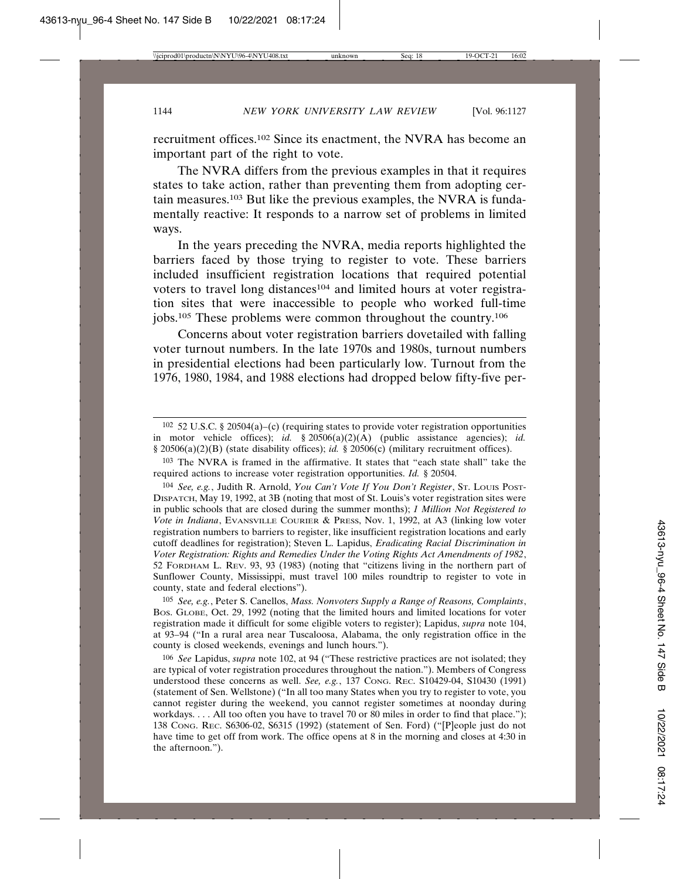recruitment offices.[102] Since its enactment, the NVRA has become an important part of the right to vote.

The NVRA differs from the previous examples in that it requires states to take action, rather than preventing them from adopting certain measures.[103] But like the previous examples, the NVRA is fundamentally reactive: It responds to a narrow set of problems in limited ways.

In the years preceding the NVRA, media reports highlighted the barriers faced by those trying to register to vote. These barriers included insufficient registration locations that required potential voters to travel long distances[104] and limited hours at voter registration sites that were inaccessible to people who worked full-time jobs.[105] These problems were common throughout the country.[106]

Concerns about voter registration barriers dovetailed with falling voter turnout numbers. In the late 1970s and 1980s, turnout numbers in presidential elections had been particularly low. Turnout from the 1976, 1980, 1984, and 1988 elections had dropped below fifty-five per-

---

[102] 52 U.S.C. § 20504(a)–(c) (requiring states to provide voter registration opportunities in motor vehicle offices); *id.* § 20506(a)(2)(A) (public assistance agencies); *id.* § 20506(a)(2)(B) (state disability offices); *id.* § 20506(c) (military recruitment offices).

[103] The NVRA is framed in the affirmative. It states that "each state shall" take the required actions to increase voter registration opportunities. *Id.* § 20504.

[104] *See, e.g.*, Judith R. Arnold, *You Can't Vote If You Don't Register*, ST. LOUIS POST-DISPATCH, May 19, 1992, at 3B (noting that most of St. Louis's voter registration sites were in public schools that are closed during the summer months); *1 Million Not Registered to Vote in Indiana*, EVANSVILLE COURIER & PRESS, Nov. 1, 1992, at A3 (linking low voter registration numbers to barriers to register, like insufficient registration locations and early cutoff deadlines for registration); Steven L. Lapidus, *Eradicating Racial Discrimination in Voter Registration: Rights and Remedies Under the Voting Rights Act Amendments of 1982*, 52 FORDHAM L. REV. 93, 93 (1983) (noting that "citizens living in the northern part of Sunflower County, Mississippi, must travel 100 miles roundtrip to register to vote in county, state and federal elections").

[105] *See, e.g.*, Peter S. Canellos, *Mass. Nonvoters Supply a Range of Reasons, Complaints*, BOS. GLOBE, Oct. 29, 1992 (noting that the limited hours and limited locations for voter registration made it difficult for some eligible voters to register); Lapidus, *supra* note 104, at 93–94 ("In a rural area near Tuscaloosa, Alabama, the only registration office in the county is closed weekends, evenings and lunch hours.").

[106] *See* Lapidus, *supra* note 102, at 94 ("These restrictive practices are not isolated; they are typical of voter registration procedures throughout the nation."). Members of Congress understood these concerns as well. *See, e.g.*, 137 CONG. REC. S10429-04, S10430 (1991) (statement of Sen. Wellstone) ("In all too many States when you try to register to vote, you cannot register during the weekend, you cannot register sometimes at noonday during workdays. . . . All too often you have to travel 70 or 80 miles in order to find that place."); 138 CONG. REC. S6306-02, S6315 (1992) (statement of Sen. Ford) ("[P]eople just do not have time to get off from work. The office opens at 8 in the morning and closes at 4:30 in the afternoon.").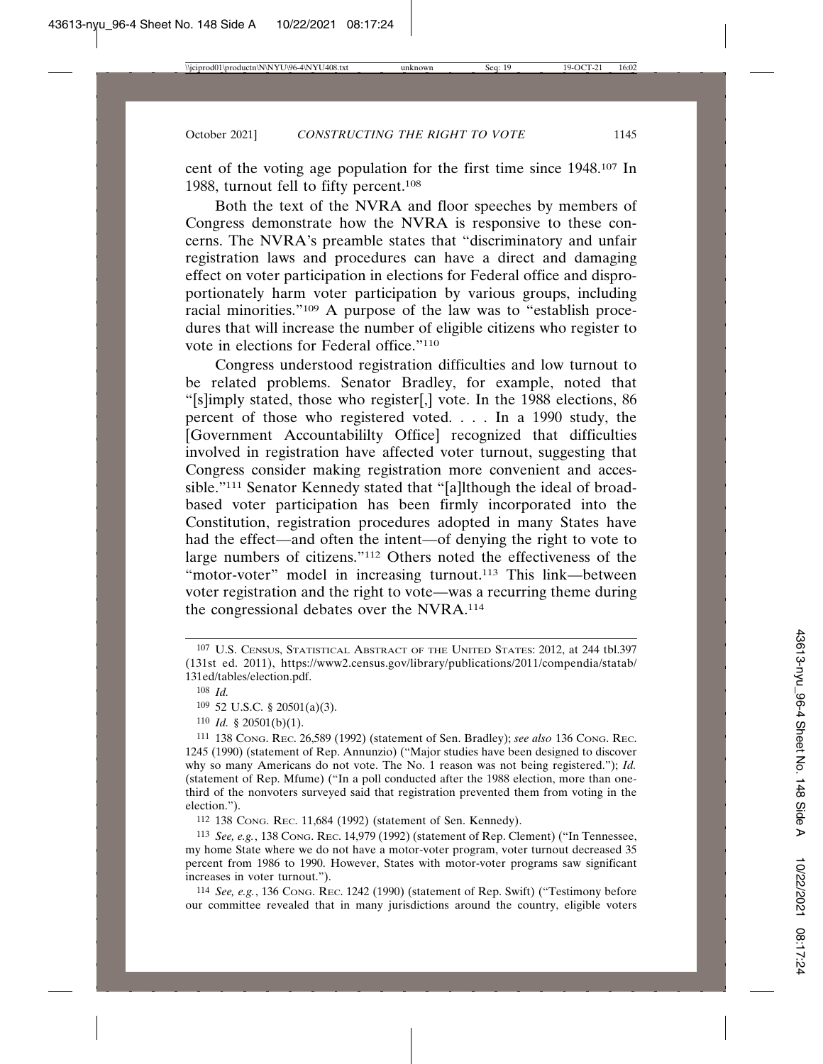cent of the voting age population for the first time since 1948.[107] In 1988, turnout fell to fifty percent.[108]

Both the text of the NVRA and floor speeches by members of Congress demonstrate how the NVRA is responsive to these concerns. The NVRA's preamble states that "discriminatory and unfair registration laws and procedures can have a direct and damaging effect on voter participation in elections for Federal office and disproportionately harm voter participation by various groups, including racial minorities."[109] A purpose of the law was to "establish procedures that will increase the number of eligible citizens who register to vote in elections for Federal office."[110]

Congress understood registration difficulties and low turnout to be related problems. Senator Bradley, for example, noted that "[s]imply stated, those who register[,] vote. In the 1988 elections, 86 percent of those who registered voted. . . . In a 1990 study, the [Government Accountabililty Office] recognized that difficulties involved in registration have affected voter turnout, suggesting that Congress consider making registration more convenient and accessible."[111] Senator Kennedy stated that "[a]lthough the ideal of broad-based voter participation has been firmly incorporated into the Constitution, registration procedures adopted in many States have had the effect—and often the intent—of denying the right to vote to large numbers of citizens."[112] Others noted the effectiveness of the "motor-voter" model in increasing turnout.[113] This link—between voter registration and the right to vote—was a recurring theme during the congressional debates over the NVRA.[114]

---

[107] U.S. Census, Statistical Abstract of the United States: 2012, at 244 tbl.397 (131st ed. 2011), https://www2.census.gov/library/publications/2011/compendia/statab/131ed/tables/election.pdf.

[108] *Id.*

[109] 52 U.S.C. § 20501(a)(3).

[110] *Id.* § 20501(b)(1).

[111] 138 Cong. Rec. 26,589 (1992) (statement of Sen. Bradley); *see also* 136 Cong. Rec. 1245 (1990) (statement of Rep. Annunzio) ("Major studies have been designed to discover why so many Americans do not vote. The No. 1 reason was not being registered."); *Id.* (statement of Rep. Mfume) ("In a poll conducted after the 1988 election, more than one-third of the nonvoters surveyed said that registration prevented them from voting in the election.").

[112] 138 Cong. Rec. 11,684 (1992) (statement of Sen. Kennedy).

[113] *See, e.g.*, 138 Cong. Rec. 14,979 (1992) (statement of Rep. Clement) ("In Tennessee, my home State where we do not have a motor-voter program, voter turnout decreased 35 percent from 1986 to 1990. However, States with motor-voter programs saw significant increases in voter turnout.").

[114] *See, e.g.*, 136 Cong. Rec. 1242 (1990) (statement of Rep. Swift) ("Testimony before our committee revealed that in many jurisdictions around the country, eligible voters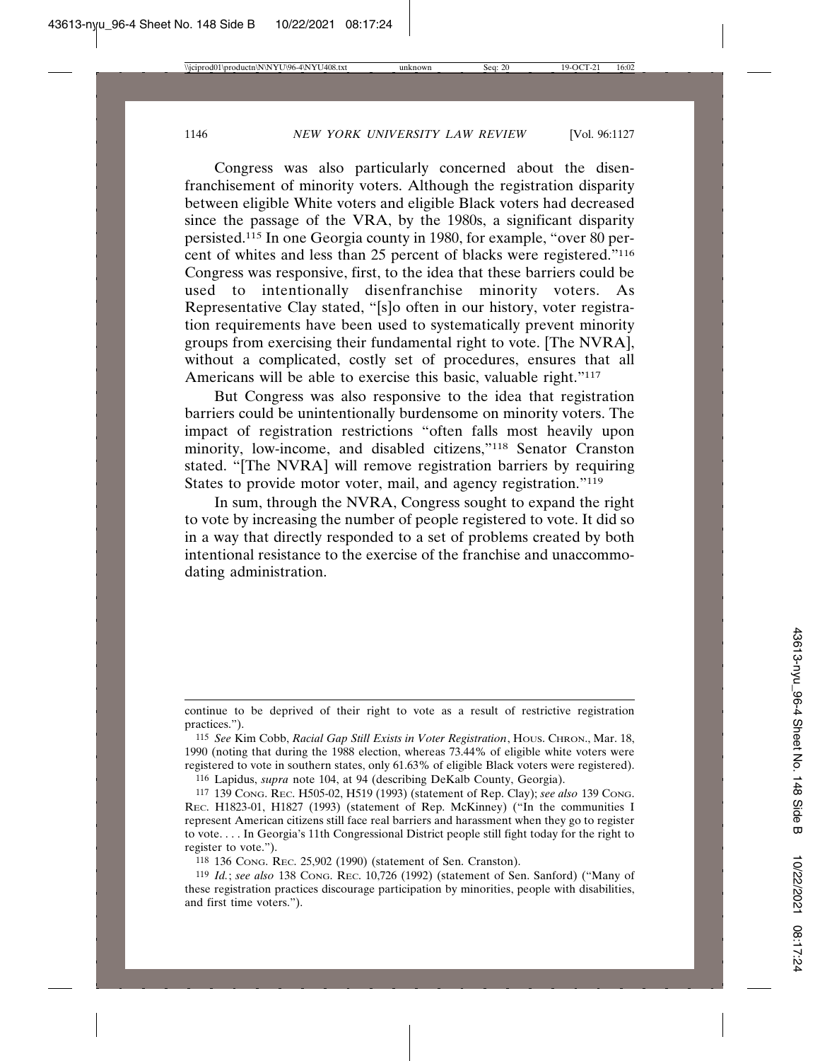Congress was also particularly concerned about the disenfranchisement of minority voters. Although the registration disparity between eligible White voters and eligible Black voters had decreased since the passage of the VRA, by the 1980s, a significant disparity persisted.[115] In one Georgia county in 1980, for example, "over 80 percent of whites and less than 25 percent of blacks were registered."[116] Congress was responsive, first, to the idea that these barriers could be used to intentionally disenfranchise minority voters. As Representative Clay stated, "[s]o often in our history, voter registration requirements have been used to systematically prevent minority groups from exercising their fundamental right to vote. [The NVRA], without a complicated, costly set of procedures, ensures that all Americans will be able to exercise this basic, valuable right."[117]

But Congress was also responsive to the idea that registration barriers could be unintentionally burdensome on minority voters. The impact of registration restrictions "often falls most heavily upon minority, low-income, and disabled citizens,"[118] Senator Cranston stated. "[The NVRA] will remove registration barriers by requiring States to provide motor voter, mail, and agency registration."[119]

In sum, through the NVRA, Congress sought to expand the right to vote by increasing the number of people registered to vote. It did so in a way that directly responded to a set of problems created by both intentional resistance to the exercise of the franchise and unaccommodating administration.

---

continue to be deprived of their right to vote as a result of restrictive registration practices.").

115 *See* Kim Cobb, *Racial Gap Still Exists in Voter Registration*, HOUS. CHRON., Mar. 18, 1990 (noting that during the 1988 election, whereas 73.44% of eligible white voters were registered to vote in southern states, only 61.63% of eligible Black voters were registered).

116 Lapidus, *supra* note 104, at 94 (describing DeKalb County, Georgia).

117 139 CONG. REC. H505-02, H519 (1993) (statement of Rep. Clay); *see also* 139 CONG. REC. H1823-01, H1827 (1993) (statement of Rep. McKinney) ("In the communities I represent American citizens still face real barriers and harassment when they go to register to vote. . . . In Georgia's 11th Congressional District people still fight today for the right to register to vote.").

118 136 CONG. REC. 25,902 (1990) (statement of Sen. Cranston).

119 *Id.*; *see also* 138 CONG. REC. 10,726 (1992) (statement of Sen. Sanford) ("Many of these registration practices discourage participation by minorities, people with disabilities, and first time voters.").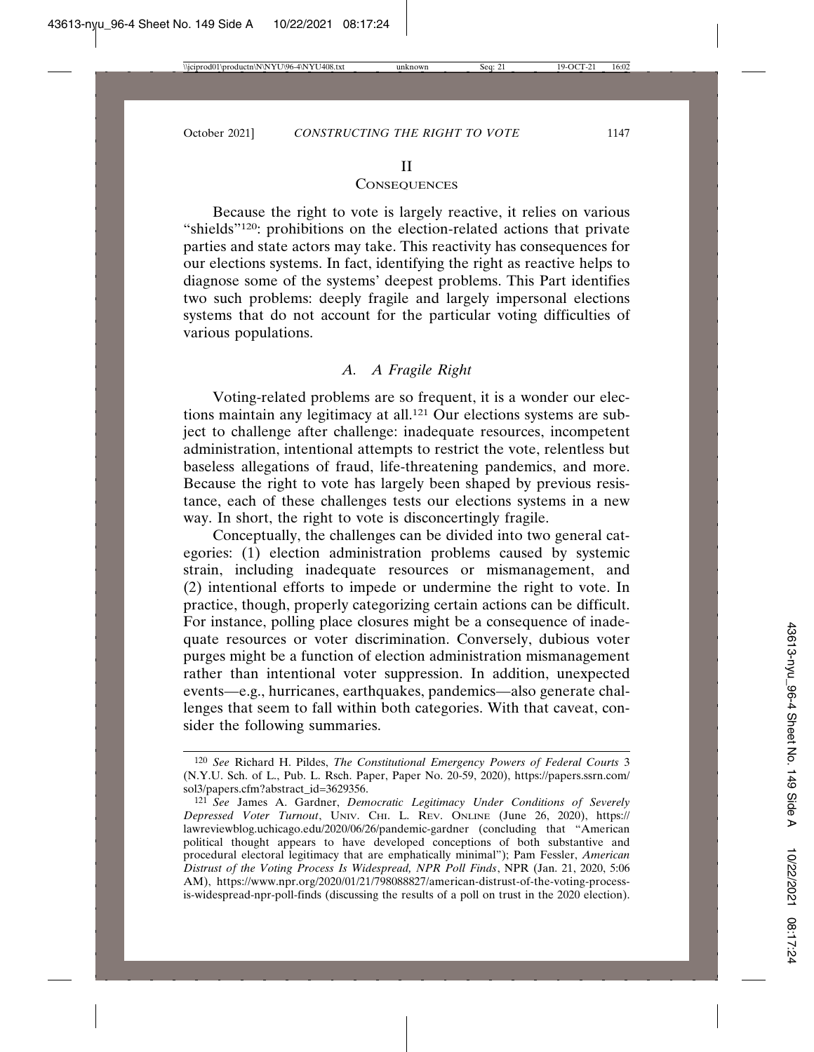## II

## CONSEQUENCES

Because the right to vote is largely reactive, it relies on various "shields"[120]: prohibitions on the election-related actions that private parties and state actors may take. This reactivity has consequences for our elections systems. In fact, identifying the right as reactive helps to diagnose some of the systems' deepest problems. This Part identifies two such problems: deeply fragile and largely impersonal elections systems that do not account for the particular voting difficulties of various populations.

### *A. A Fragile Right*

Voting-related problems are so frequent, it is a wonder our elections maintain any legitimacy at all.[121] Our elections systems are subject to challenge after challenge: inadequate resources, incompetent administration, intentional attempts to restrict the vote, relentless but baseless allegations of fraud, life-threatening pandemics, and more. Because the right to vote has largely been shaped by previous resistance, each of these challenges tests our elections systems in a new way. In short, the right to vote is disconcertingly fragile.

Conceptually, the challenges can be divided into two general categories: (1) election administration problems caused by systemic strain, including inadequate resources or mismanagement, and (2) intentional efforts to impede or undermine the right to vote. In practice, though, properly categorizing certain actions can be difficult. For instance, polling place closures might be a consequence of inadequate resources or voter discrimination. Conversely, dubious voter purges might be a function of election administration mismanagement rather than intentional voter suppression. In addition, unexpected events—e.g., hurricanes, earthquakes, pandemics—also generate challenges that seem to fall within both categories. With that caveat, consider the following summaries.

---

[120] *See* Richard H. Pildes, *The Constitutional Emergency Powers of Federal Courts* 3 (N.Y.U. Sch. of L., Pub. L. Rsch. Paper, Paper No. 20-59, 2020), https://papers.ssrn.com/sol3/papers.cfm?abstract_id=3629356.

[121] *See* James A. Gardner, *Democratic Legitimacy Under Conditions of Severely Depressed Voter Turnout*, UNIV. CHI. L. REV. ONLINE (June 26, 2020), https://lawreviewblog.uchicago.edu/2020/06/26/pandemic-gardner (concluding that "American political thought appears to have developed conceptions of both substantive and procedural electoral legitimacy that are emphatically minimal"); Pam Fessler, *American Distrust of the Voting Process Is Widespread, NPR Poll Finds*, NPR (Jan. 21, 2020, 5:06 AM), https://www.npr.org/2020/01/21/798088827/american-distrust-of-the-voting-process-is-widespread-npr-poll-finds (discussing the results of a poll on trust in the 2020 election).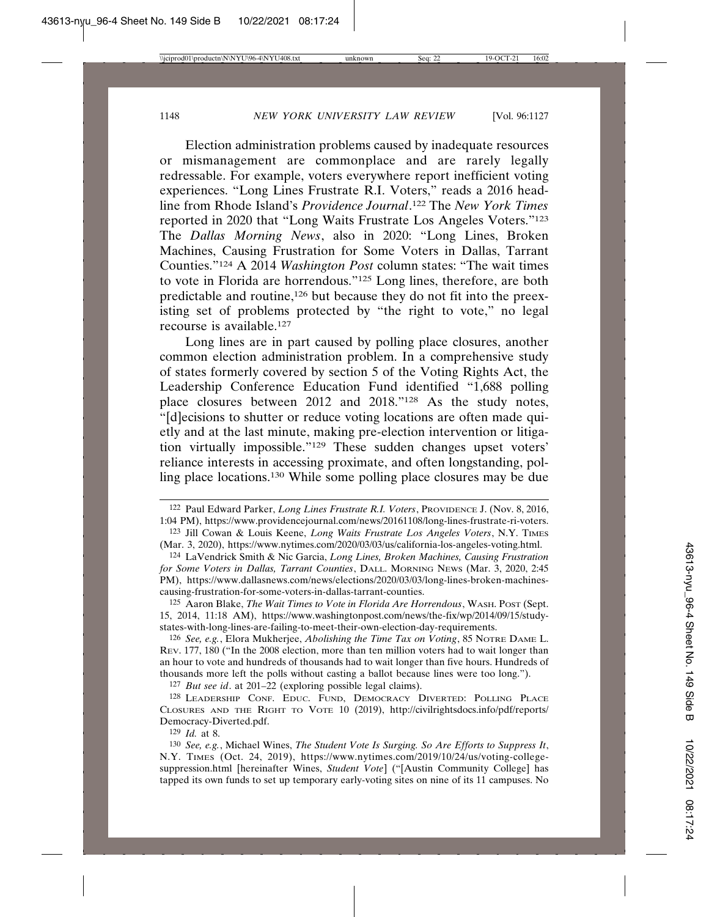Election administration problems caused by inadequate resources or mismanagement are commonplace and are rarely legally redressable. For example, voters everywhere report inefficient voting experiences. "Long Lines Frustrate R.I. Voters," reads a 2016 headline from Rhode Island's *Providence Journal*.[122] The *New York Times* reported in 2020 that "Long Waits Frustrate Los Angeles Voters."[123] The *Dallas Morning News*, also in 2020: "Long Lines, Broken Machines, Causing Frustration for Some Voters in Dallas, Tarrant Counties."[124] A 2014 *Washington Post* column states: "The wait times to vote in Florida are horrendous."[125] Long lines, therefore, are both predictable and routine,[126] but because they do not fit into the preexisting set of problems protected by "the right to vote," no legal recourse is available.[127]

Long lines are in part caused by polling place closures, another common election administration problem. In a comprehensive study of states formerly covered by section 5 of the Voting Rights Act, the Leadership Conference Education Fund identified "1,688 polling place closures between 2012 and 2018."[128] As the study notes, "[d]ecisions to shutter or reduce voting locations are often made quietly and at the last minute, making pre-election intervention or litigation virtually impossible."[129] These sudden changes upset voters' reliance interests in accessing proximate, and often longstanding, polling place locations.[130] While some polling place closures may be due

---

[122] Paul Edward Parker, *Long Lines Frustrate R.I. Voters*, PROVIDENCE J. (Nov. 8, 2016, 1:04 PM), https://www.providencejournal.com/news/20161108/long-lines-frustrate-ri-voters.

[123] Jill Cowan & Louis Keene, *Long Waits Frustrate Los Angeles Voters*, N.Y. TIMES (Mar. 3, 2020), https://www.nytimes.com/2020/03/03/us/california-los-angeles-voting.html.

[124] LaVendrick Smith & Nic Garcia, *Long Lines, Broken Machines, Causing Frustration for Some Voters in Dallas, Tarrant Counties*, DALL. MORNING NEWS (Mar. 3, 2020, 2:45 PM), https://www.dallasnews.com/news/elections/2020/03/03/long-lines-broken-machines-causing-frustration-for-some-voters-in-dallas-tarrant-counties.

[125] Aaron Blake, *The Wait Times to Vote in Florida Are Horrendous*, WASH. POST (Sept. 15, 2014, 11:18 AM), https://www.washingtonpost.com/news/the-fix/wp/2014/09/15/study-states-with-long-lines-are-failing-to-meet-their-own-election-day-requirements.

[126] *See, e.g.*, Elora Mukherjee, *Abolishing the Time Tax on Voting*, 85 NOTRE DAME L. REV. 177, 180 ("In the 2008 election, more than ten million voters had to wait longer than an hour to vote and hundreds of thousands had to wait longer than five hours. Hundreds of thousands more left the polls without casting a ballot because lines were too long.").

[127] *But see id*. at 201–22 (exploring possible legal claims).

[128] LEADERSHIP CONF. EDUC. FUND, DEMOCRACY DIVERTED: POLLING PLACE CLOSURES AND THE RIGHT TO VOTE 10 (2019), http://civilrightsdocs.info/pdf/reports/Democracy-Diverted.pdf.

[129] *Id.* at 8.

[130] *See, e.g.*, Michael Wines, *The Student Vote Is Surging. So Are Efforts to Suppress It*, N.Y. TIMES (Oct. 24, 2019), https://www.nytimes.com/2019/10/24/us/voting-college-suppression.html [hereinafter Wines, *Student Vote*] ("[Austin Community College] has tapped its own funds to set up temporary early-voting sites on nine of its 11 campuses. No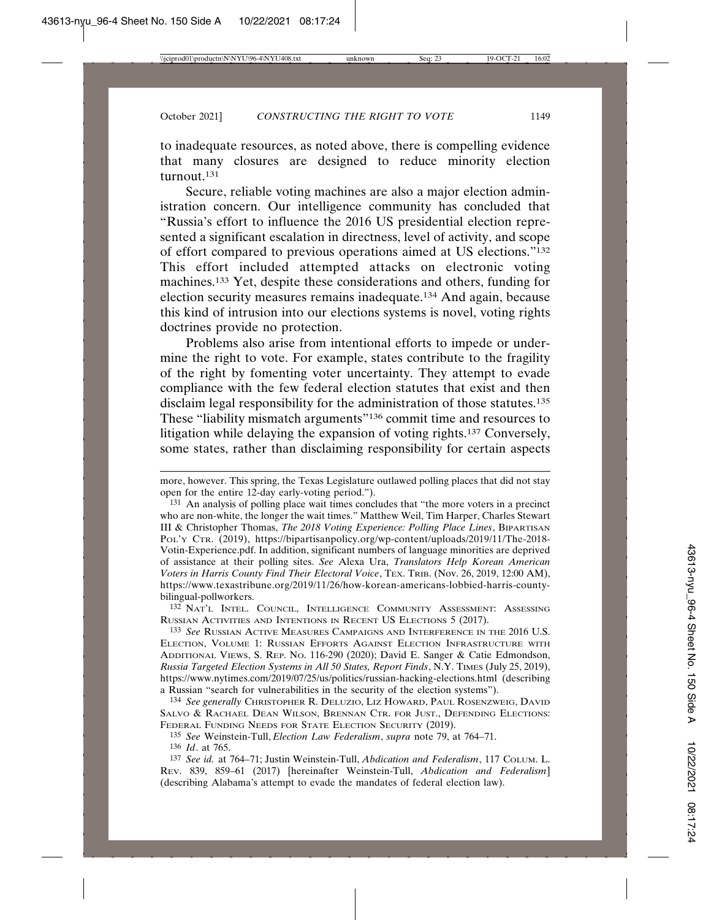to inadequate resources, as noted above, there is compelling evidence that many closures are designed to reduce minority election turnout.[131]

Secure, reliable voting machines are also a major election administration concern. Our intelligence community has concluded that "Russia's effort to influence the 2016 US presidential election represented a significant escalation in directness, level of activity, and scope of effort compared to previous operations aimed at US elections."[132] This effort included attempted attacks on electronic voting machines.[133] Yet, despite these considerations and others, funding for election security measures remains inadequate.[134] And again, because this kind of intrusion into our elections systems is novel, voting rights doctrines provide no protection.

Problems also arise from intentional efforts to impede or undermine the right to vote. For example, states contribute to the fragility of the right by fomenting voter uncertainty. They attempt to evade compliance with the few federal election statutes that exist and then disclaim legal responsibility for the administration of those statutes.[135] These "liability mismatch arguments"[136] commit time and resources to litigation while delaying the expansion of voting rights.[137] Conversely, some states, rather than disclaiming responsibility for certain aspects

---

more, however. This spring, the Texas Legislature outlawed polling places that did not stay open for the entire 12-day early-voting period.").

[131] An analysis of polling place wait times concludes that "the more voters in a precinct who are non-white, the longer the wait times." Matthew Weil, Tim Harper, Charles Stewart III & Christopher Thomas, *The 2018 Voting Experience: Polling Place Lines*, BIPARTISAN POL'Y CTR. (2019), https://bipartisanpolicy.org/wp-content/uploads/2019/11/The-2018-Votin-Experience.pdf. In addition, significant numbers of language minorities are deprived of assistance at their polling sites. *See* Alexa Ura, *Translators Help Korean American Voters in Harris County Find Their Electoral Voice*, TEX. TRIB. (Nov. 26, 2019, 12:00 AM), https://www.texastribune.org/2019/11/26/how-korean-americans-lobbied-harris-county-bilingual-pollworkers.

[132] NAT'L INTEL. COUNCIL, INTELLIGENCE COMMUNITY ASSESSMENT: ASSESSING RUSSIAN ACTIVITIES AND INTENTIONS IN RECENT US ELECTIONS 5 (2017).

[133] *See* RUSSIAN ACTIVE MEASURES CAMPAIGNS AND INTERFERENCE IN THE 2016 U.S. ELECTION, VOLUME 1: RUSSIAN EFFORTS AGAINST ELECTION INFRASTRUCTURE WITH ADDITIONAL VIEWS, S. REP. NO. 116-290 (2020); David E. Sanger & Catie Edmondson, *Russia Targeted Election Systems in All 50 States, Report Finds*, N.Y. TIMES (July 25, 2019), https://www.nytimes.com/2019/07/25/us/politics/russian-hacking-elections.html (describing a Russian "search for vulnerabilities in the security of the election systems").

[134] *See generally* CHRISTOPHER R. DELUZIO, LIZ HOWARD, PAUL ROSENZWEIG, DAVID SALVO & RACHAEL DEAN WILSON, BRENNAN CTR. FOR JUST., DEFENDING ELECTIONS: FEDERAL FUNDING NEEDS FOR STATE ELECTION SECURITY (2019).

[135] *See* Weinstein-Tull, *Election Law Federalism*, *supra* note 79, at 764–71.

[136] *Id.* at 765.

[137] *See id.* at 764–71; Justin Weinstein-Tull, *Abdication and Federalism*, 117 COLUM. L. REV. 839, 859–61 (2017) [hereinafter Weinstein-Tull, *Abdication and Federalism*] (describing Alabama's attempt to evade the mandates of federal election law).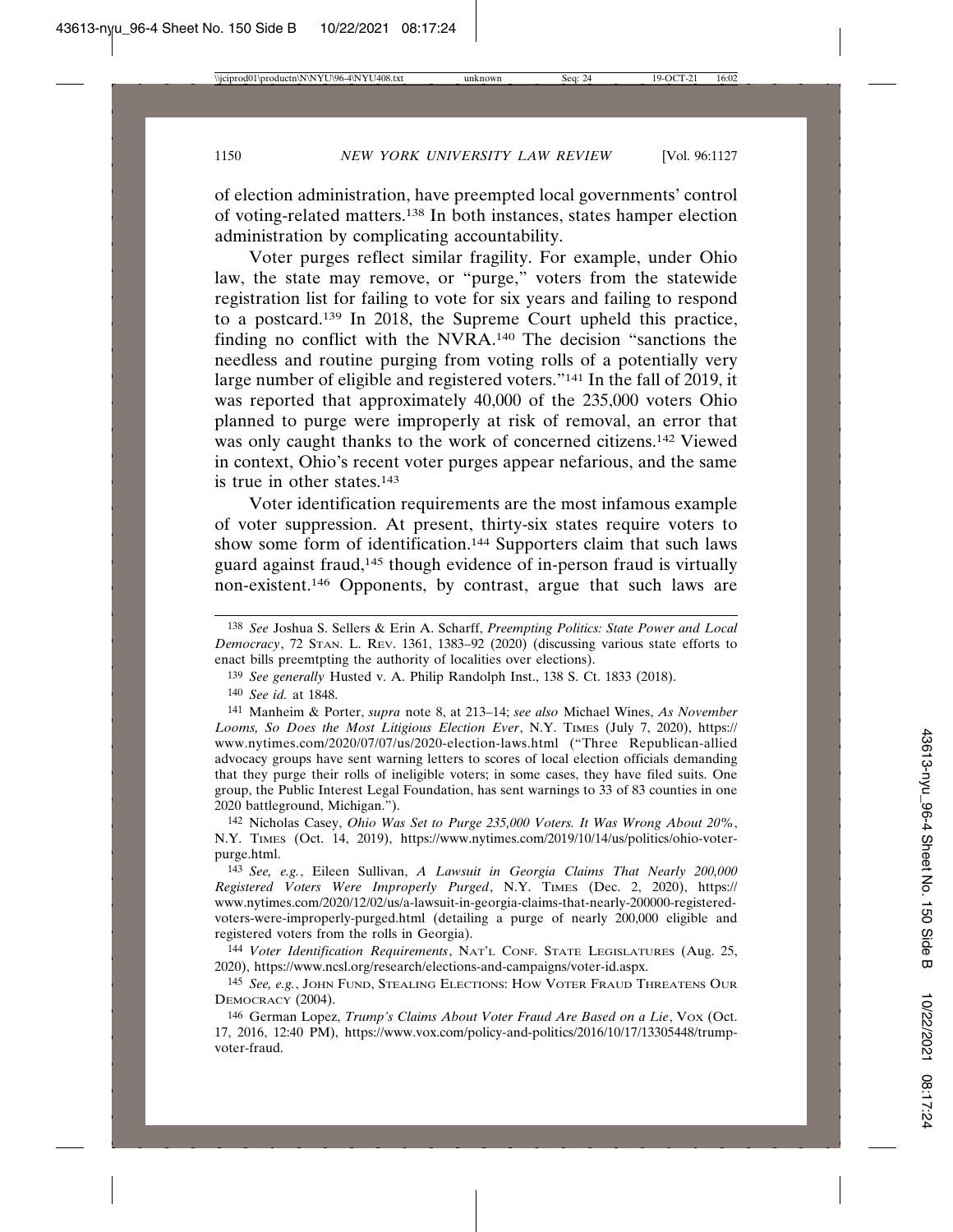of election administration, have preempted local governments' control of voting-related matters.[138] In both instances, states hamper election administration by complicating accountability.

Voter purges reflect similar fragility. For example, under Ohio law, the state may remove, or "purge," voters from the statewide registration list for failing to vote for six years and failing to respond to a postcard.[139] In 2018, the Supreme Court upheld this practice, finding no conflict with the NVRA.[140] The decision "sanctions the needless and routine purging from voting rolls of a potentially very large number of eligible and registered voters."[141] In the fall of 2019, it was reported that approximately 40,000 of the 235,000 voters Ohio planned to purge were improperly at risk of removal, an error that was only caught thanks to the work of concerned citizens.[142] Viewed in context, Ohio's recent voter purges appear nefarious, and the same is true in other states.[143]

Voter identification requirements are the most infamous example of voter suppression. At present, thirty-six states require voters to show some form of identification.[144] Supporters claim that such laws guard against fraud,[145] though evidence of in-person fraud is virtually non-existent.[146] Opponents, by contrast, argue that such laws are

---

[138] *See* Joshua S. Sellers & Erin A. Scharff, *Preempting Politics: State Power and Local Democracy*, 72 STAN. L. REV. 1361, 1383–92 (2020) (discussing various state efforts to enact bills preemtpting the authority of localities over elections).

[139] *See generally* Husted v. A. Philip Randolph Inst., 138 S. Ct. 1833 (2018).

[140] *See id.* at 1848.

[141] Manheim & Porter, *supra* note 8, at 213–14; *see also* Michael Wines, *As November Looms, So Does the Most Litigious Election Ever*, N.Y. TIMES (July 7, 2020), https://www.nytimes.com/2020/07/07/us/2020-election-laws.html ("Three Republican-allied advocacy groups have sent warning letters to scores of local election officials demanding that they purge their rolls of ineligible voters; in some cases, they have filed suits. One group, the Public Interest Legal Foundation, has sent warnings to 33 of 83 counties in one 2020 battleground, Michigan.").

[142] Nicholas Casey, *Ohio Was Set to Purge 235,000 Voters. It Was Wrong About 20%*, N.Y. TIMES (Oct. 14, 2019), https://www.nytimes.com/2019/10/14/us/politics/ohio-voter-purge.html.

[143] *See, e.g.*, Eileen Sullivan, *A Lawsuit in Georgia Claims That Nearly 200,000 Registered Voters Were Improperly Purged*, N.Y. TIMES (Dec. 2, 2020), https://www.nytimes.com/2020/12/02/us/a-lawsuit-in-georgia-claims-that-nearly-200000-registered-voters-were-improperly-purged.html (detailing a purge of nearly 200,000 eligible and registered voters from the rolls in Georgia).

[144] *Voter Identification Requirements*, NAT'L CONF. STATE LEGISLATURES (Aug. 25, 2020), https://www.ncsl.org/research/elections-and-campaigns/voter-id.aspx.

[145] *See, e.g.*, JOHN FUND, STEALING ELECTIONS: HOW VOTER FRAUD THREATENS OUR DEMOCRACY (2004).

[146] German Lopez, *Trump's Claims About Voter Fraud Are Based on a Lie*, VOX (Oct. 17, 2016, 12:40 PM), https://www.vox.com/policy-and-politics/2016/10/17/13305448/trump-voter-fraud.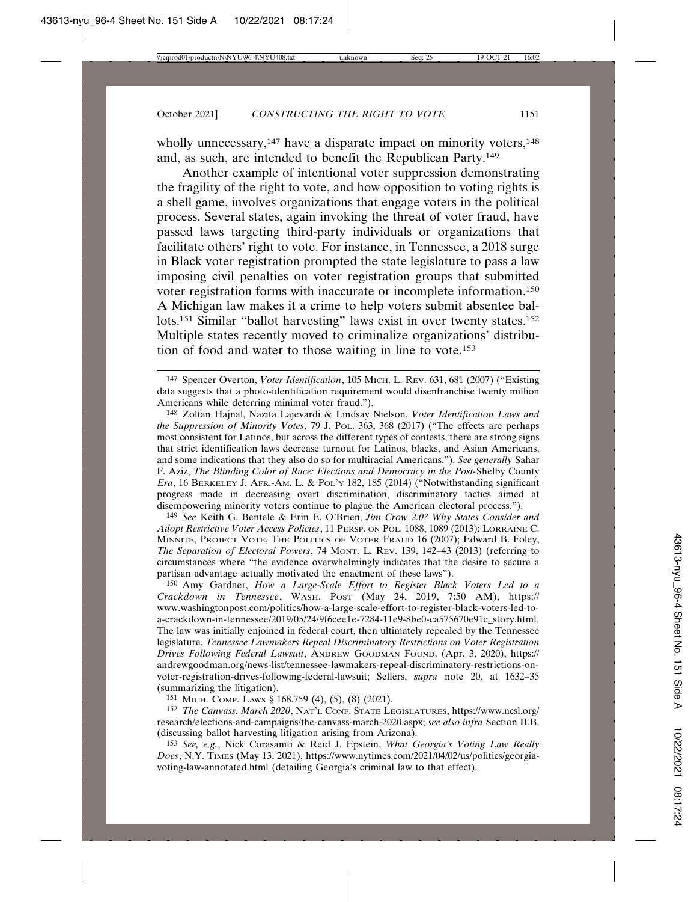wholly unnecessary,[147] have a disparate impact on minority voters,[148] and, as such, are intended to benefit the Republican Party.[149]

Another example of intentional voter suppression demonstrating the fragility of the right to vote, and how opposition to voting rights is a shell game, involves organizations that engage voters in the political process. Several states, again invoking the threat of voter fraud, have passed laws targeting third-party individuals or organizations that facilitate others' right to vote. For instance, in Tennessee, a 2018 surge in Black voter registration prompted the state legislature to pass a law imposing civil penalties on voter registration groups that submitted voter registration forms with inaccurate or incomplete information.[150] A Michigan law makes it a crime to help voters submit absentee ballots.[151] Similar "ballot harvesting" laws exist in over twenty states.[152] Multiple states recently moved to criminalize organizations' distribution of food and water to those waiting in line to vote.[153]

---

[147] Spencer Overton, *Voter Identification*, 105 MICH. L. REV. 631, 681 (2007) ("Existing data suggests that a photo-identification requirement would disenfranchise twenty million Americans while deterring minimal voter fraud.").

[148] Zoltan Hajnal, Nazita Lajevardi & Lindsay Nielson, *Voter Identification Laws and the Suppression of Minority Votes*, 79 J. POL. 363, 368 (2017) ("The effects are perhaps most consistent for Latinos, but across the different types of contests, there are strong signs that strict identification laws decrease turnout for Latinos, blacks, and Asian Americans, and some indications that they also do so for multiracial Americans."). *See generally* Sahar F. Aziz, *The Blinding Color of Race: Elections and Democracy in the Post-*Shelby County *Era*, 16 BERKELEY J. AFR.-AM. L. & POL'Y 182, 185 (2014) ("Notwithstanding significant progress made in decreasing overt discrimination, discriminatory tactics aimed at disempowering minority voters continue to plague the American electoral process.").

[149] *See* Keith G. Bentele & Erin E. O'Brien, *Jim Crow 2.0? Why States Consider and Adopt Restrictive Voter Access Policies*, 11 PERSP. ON POL. 1088, 1089 (2013); LORRAINE C. MINNITE, PROJECT VOTE, THE POLITICS OF VOTER FRAUD 16 (2007); Edward B. Foley, *The Separation of Electoral Powers*, 74 MONT. L. REV. 139, 142–43 (2013) (referring to circumstances where "the evidence overwhelmingly indicates that the desire to secure a partisan advantage actually motivated the enactment of these laws").

[150] Amy Gardner, *How a Large-Scale Effort to Register Black Voters Led to a Crackdown in Tennessee*, WASH. POST (May 24, 2019, 7:50 AM), https://www.washingtonpost.com/politics/how-a-large-scale-effort-to-register-black-voters-led-to-a-crackdown-in-tennessee/2019/05/24/9f6cee1e-7284-11e9-8be0-ca575670e91c_story.html. The law was initially enjoined in federal court, then ultimately repealed by the Tennessee legislature. *Tennessee Lawmakers Repeal Discriminatory Restrictions on Voter Registration Drives Following Federal Lawsuit*, ANDREW GOODMAN FOUND. (Apr. 3, 2020), https://andrewgoodman.org/news-list/tennessee-lawmakers-repeal-discriminatory-restrictions-on-voter-registration-drives-following-federal-lawsuit; Sellers, *supra* note 20, at 1632–35 (summarizing the litigation).

[151] MICH. COMP. LAWS § 168.759 (4), (5), (8) (2021).

[152] *The Canvass: March 2020*, NAT'L CONF. STATE LEGISLATURES, https://www.ncsl.org/research/elections-and-campaigns/the-canvass-march-2020.aspx; *see also infra* Section II.B. (discussing ballot harvesting litigation arising from Arizona).

[153] *See, e.g.*, Nick Corasaniti & Reid J. Epstein, *What Georgia's Voting Law Really Does*, N.Y. TIMES (May 13, 2021), https://www.nytimes.com/2021/04/02/us/politics/georgia-voting-law-annotated.html (detailing Georgia's criminal law to that effect).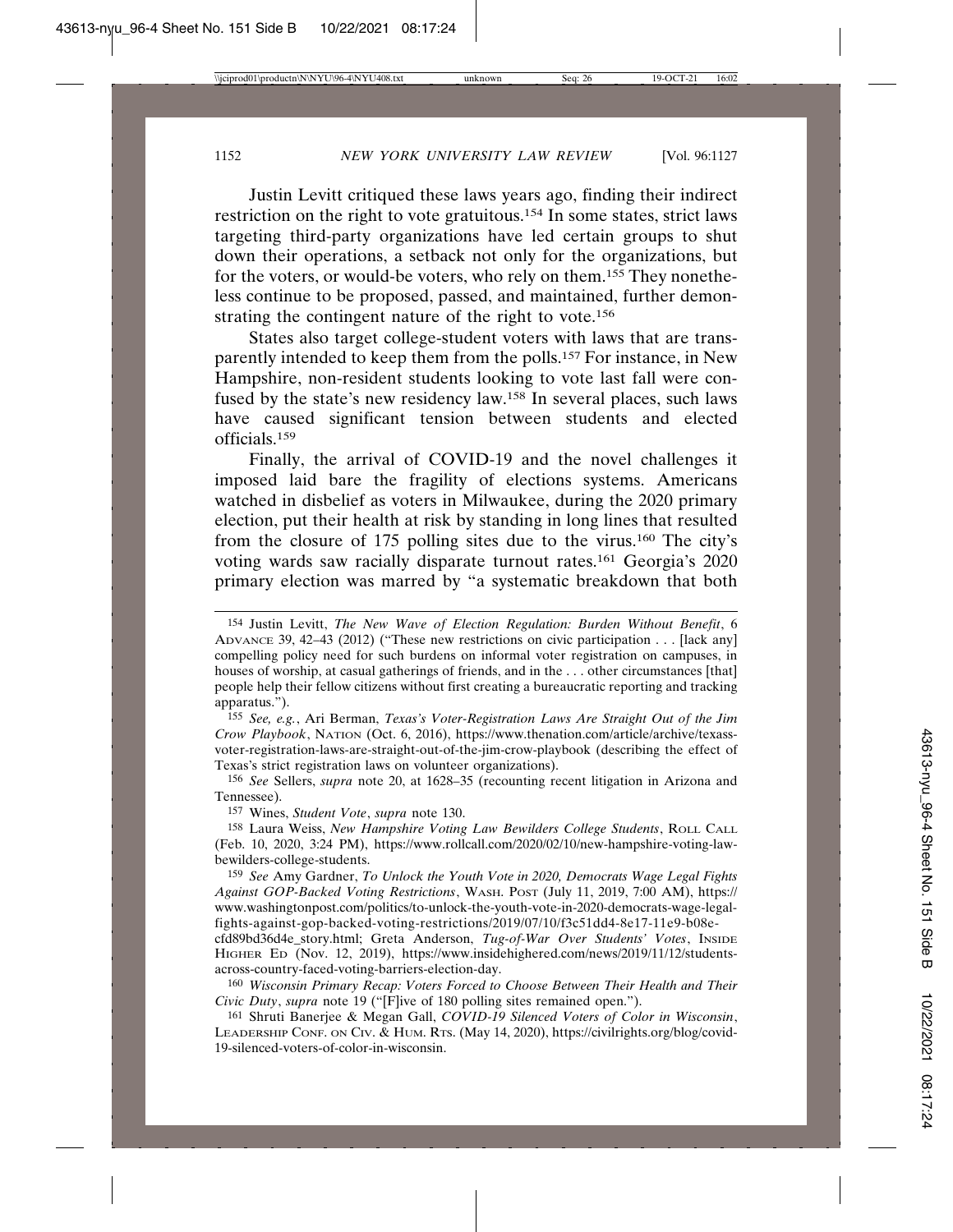Justin Levitt critiqued these laws years ago, finding their indirect restriction on the right to vote gratuitous.[154] In some states, strict laws targeting third-party organizations have led certain groups to shut down their operations, a setback not only for the organizations, but for the voters, or would-be voters, who rely on them.[155] They nonetheless continue to be proposed, passed, and maintained, further demonstrating the contingent nature of the right to vote.[156]

States also target college-student voters with laws that are transparently intended to keep them from the polls.[157] For instance, in New Hampshire, non-resident students looking to vote last fall were confused by the state's new residency law.[158] In several places, such laws have caused significant tension between students and elected officials.[159]

Finally, the arrival of COVID-19 and the novel challenges it imposed laid bare the fragility of elections systems. Americans watched in disbelief as voters in Milwaukee, during the 2020 primary election, put their health at risk by standing in long lines that resulted from the closure of 175 polling sites due to the virus.[160] The city's voting wards saw racially disparate turnout rates.[161] Georgia's 2020 primary election was marred by "a systematic breakdown that both

---

[154] Justin Levitt, *The New Wave of Election Regulation: Burden Without Benefit*, 6 ADVANCE 39, 42–43 (2012) ("These new restrictions on civic participation . . . [lack any] compelling policy need for such burdens on informal voter registration on campuses, in houses of worship, at casual gatherings of friends, and in the . . . other circumstances [that] people help their fellow citizens without first creating a bureaucratic reporting and tracking apparatus.").

[155] *See, e.g.*, Ari Berman, *Texas's Voter-Registration Laws Are Straight Out of the Jim Crow Playbook*, NATION (Oct. 6, 2016), https://www.thenation.com/article/archive/texass-voter-registration-laws-are-straight-out-of-the-jim-crow-playbook (describing the effect of Texas's strict registration laws on volunteer organizations).

[156] *See* Sellers, *supra* note 20, at 1628–35 (recounting recent litigation in Arizona and Tennessee).

[157] Wines, *Student Vote*, *supra* note 130.

[158] Laura Weiss, *New Hampshire Voting Law Bewilders College Students*, ROLL CALL (Feb. 10, 2020, 3:24 PM), https://www.rollcall.com/2020/02/10/new-hampshire-voting-law-bewilders-college-students.

[159] *See* Amy Gardner, *To Unlock the Youth Vote in 2020, Democrats Wage Legal Fights Against GOP-Backed Voting Restrictions*, WASH. POST (July 11, 2019, 7:00 AM), https://www.washingtonpost.com/politics/to-unlock-the-youth-vote-in-2020-democrats-wage-legal-fights-against-gop-backed-voting-restrictions/2019/07/10/f3c51dd4-8e17-11e9-b08e-cfd89bd36d4e_story.html; Greta Anderson, *Tug-of-War Over Students' Votes*, INSIDE HIGHER ED (Nov. 12, 2019), https://www.insidehighered.com/news/2019/11/12/students-across-country-faced-voting-barriers-election-day.

[160] *Wisconsin Primary Recap: Voters Forced to Choose Between Their Health and Their Civic Duty*, *supra* note 19 ("[F]ive of 180 polling sites remained open.").

[161] Shruti Banerjee & Megan Gall, *COVID-19 Silenced Voters of Color in Wisconsin*, LEADERSHIP CONF. ON CIV. & HUM. RTS. (May 14, 2020), https://civilrights.org/blog/covid-19-silenced-voters-of-color-in-wisconsin.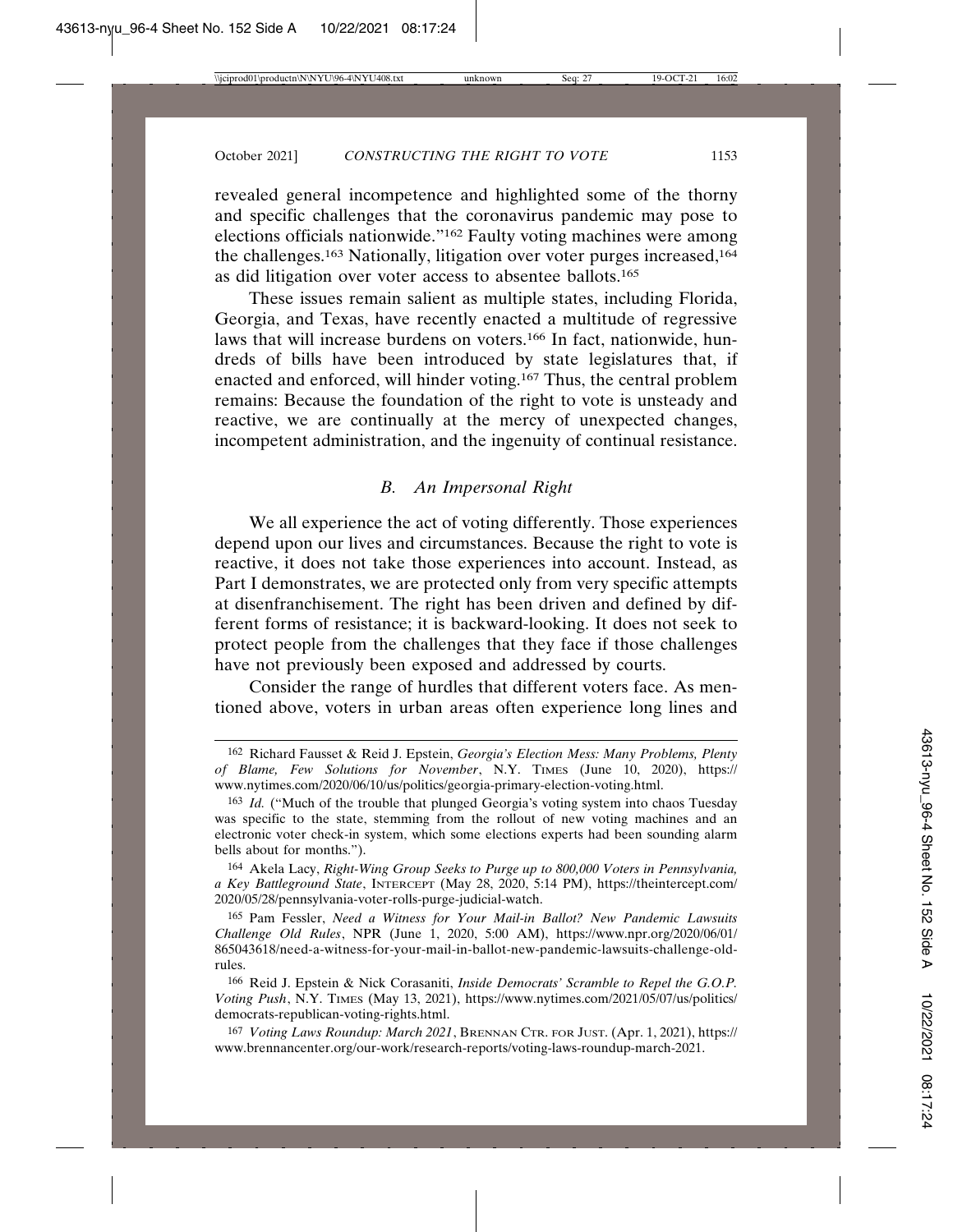revealed general incompetence and highlighted some of the thorny and specific challenges that the coronavirus pandemic may pose to elections officials nationwide."[162] Faulty voting machines were among the challenges.[163] Nationally, litigation over voter purges increased,[164] as did litigation over voter access to absentee ballots.[165]

These issues remain salient as multiple states, including Florida, Georgia, and Texas, have recently enacted a multitude of regressive laws that will increase burdens on voters.[166] In fact, nationwide, hundreds of bills have been introduced by state legislatures that, if enacted and enforced, will hinder voting.[167] Thus, the central problem remains: Because the foundation of the right to vote is unsteady and reactive, we are continually at the mercy of unexpected changes, incompetent administration, and the ingenuity of continual resistance.

### *B. An Impersonal Right*

We all experience the act of voting differently. Those experiences depend upon our lives and circumstances. Because the right to vote is reactive, it does not take those experiences into account. Instead, as Part I demonstrates, we are protected only from very specific attempts at disenfranchisement. The right has been driven and defined by different forms of resistance; it is backward-looking. It does not seek to protect people from the challenges that they face if those challenges have not previously been exposed and addressed by courts.

Consider the range of hurdles that different voters face. As mentioned above, voters in urban areas often experience long lines and

---

162 Richard Fausset & Reid J. Epstein, *Georgia's Election Mess: Many Problems, Plenty of Blame, Few Solutions for November*, N.Y. TIMES (June 10, 2020), https://www.nytimes.com/2020/06/10/us/politics/georgia-primary-election-voting.html.

163 *Id.* ("Much of the trouble that plunged Georgia's voting system into chaos Tuesday was specific to the state, stemming from the rollout of new voting machines and an electronic voter check-in system, which some elections experts had been sounding alarm bells about for months.").

164 Akela Lacy, *Right-Wing Group Seeks to Purge up to 800,000 Voters in Pennsylvania, a Key Battleground State*, INTERCEPT (May 28, 2020, 5:14 PM), https://theintercept.com/2020/05/28/pennsylvania-voter-rolls-purge-judicial-watch.

165 Pam Fessler, *Need a Witness for Your Mail-in Ballot? New Pandemic Lawsuits Challenge Old Rules*, NPR (June 1, 2020, 5:00 AM), https://www.npr.org/2020/06/01/865043618/need-a-witness-for-your-mail-in-ballot-new-pandemic-lawsuits-challenge-old-rules.

166 Reid J. Epstein & Nick Corasaniti, *Inside Democrats' Scramble to Repel the G.O.P. Voting Push*, N.Y. TIMES (May 13, 2021), https://www.nytimes.com/2021/05/07/us/politics/democrats-republican-voting-rights.html.

167 *Voting Laws Roundup: March 2021*, BRENNAN CTR. FOR JUST. (Apr. 1, 2021), https://www.brennancenter.org/our-work/research-reports/voting-laws-roundup-march-2021.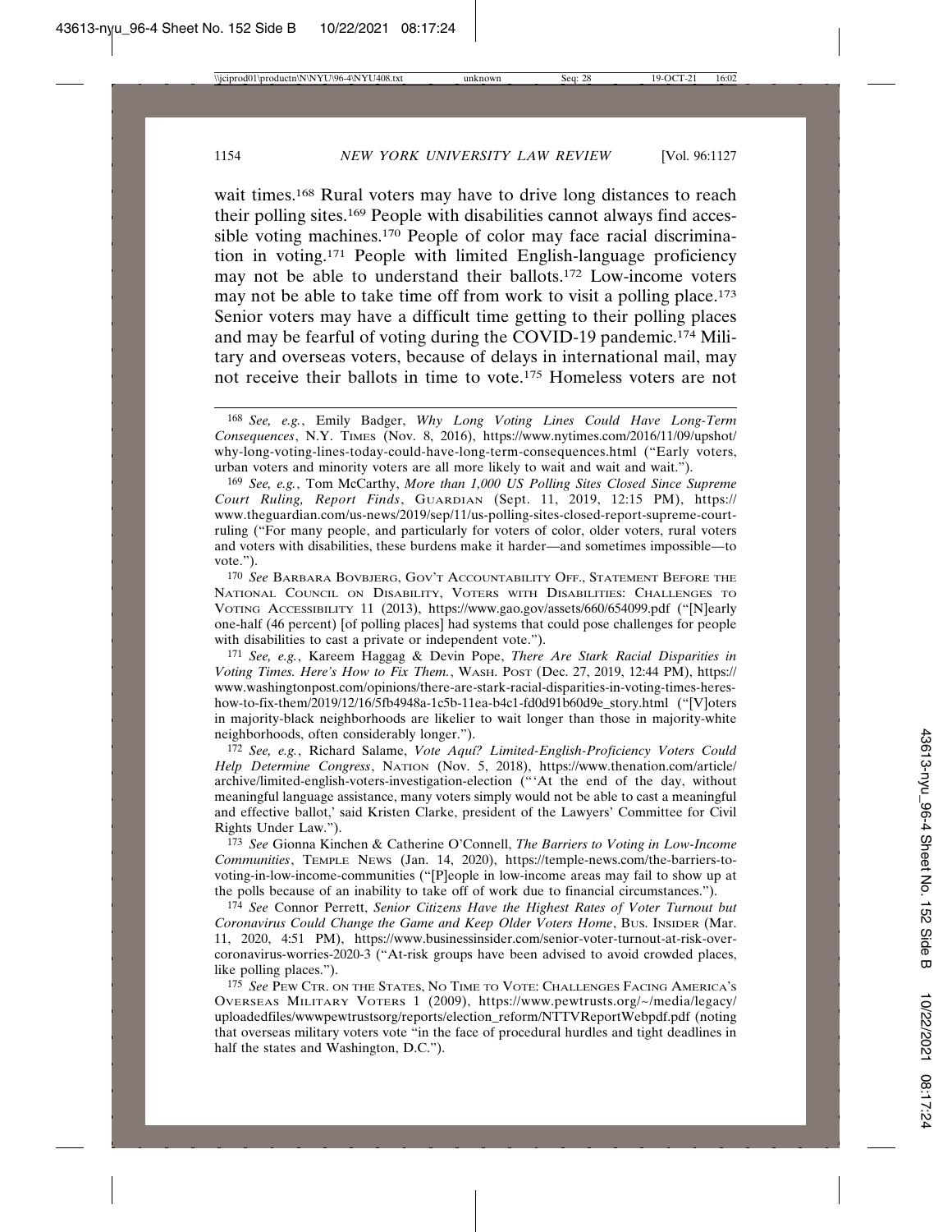wait times.[168] Rural voters may have to drive long distances to reach their polling sites.[169] People with disabilities cannot always find accessible voting machines.[170] People of color may face racial discrimination in voting.[171] People with limited English-language proficiency may not be able to understand their ballots.[172] Low-income voters may not be able to take time off from work to visit a polling place.[173] Senior voters may have a difficult time getting to their polling places and may be fearful of voting during the COVID-19 pandemic.[174] Military and overseas voters, because of delays in international mail, may not receive their ballots in time to vote.[175] Homeless voters are not

---

[168] *See, e.g.*, Emily Badger, *Why Long Voting Lines Could Have Long-Term Consequences*, N.Y. TIMES (Nov. 8, 2016), https://www.nytimes.com/2016/11/09/upshot/why-long-voting-lines-today-could-have-long-term-consequences.html ("Early voters, urban voters and minority voters are all more likely to wait and wait and wait.").

[169] *See, e.g.*, Tom McCarthy, *More than 1,000 US Polling Sites Closed Since Supreme Court Ruling, Report Finds*, GUARDIAN (Sept. 11, 2019, 12:15 PM), https://www.theguardian.com/us-news/2019/sep/11/us-polling-sites-closed-report-supreme-court-ruling ("For many people, and particularly for voters of color, older voters, rural voters and voters with disabilities, these burdens make it harder—and sometimes impossible—to vote.").

[170] *See* BARBARA BOVBJERG, GOV'T ACCOUNTABILITY OFF., STATEMENT BEFORE THE NATIONAL COUNCIL ON DISABILITY, VOTERS WITH DISABILITIES: CHALLENGES TO VOTING ACCESSIBILITY 11 (2013), https://www.gao.gov/assets/660/654099.pdf ("[N]early one-half (46 percent) [of polling places] had systems that could pose challenges for people with disabilities to cast a private or independent vote.").

[171] *See, e.g.*, Kareem Haggag & Devin Pope, *There Are Stark Racial Disparities in Voting Times. Here's How to Fix Them.*, WASH. POST (Dec. 27, 2019, 12:44 PM), https://www.washingtonpost.com/opinions/there-are-stark-racial-disparities-in-voting-times-heres-how-to-fix-them/2019/12/16/5fb4948a-1c5b-11ea-b4c1-fd0d91b60d9e_story.html ("[V]oters in majority-black neighborhoods are likelier to wait longer than those in majority-white neighborhoods, often considerably longer.").

[172] *See, e.g.*, Richard Salame, *Vote Aquí? Limited-English-Proficiency Voters Could Help Determine Congress*, NATION (Nov. 5, 2018), https://www.thenation.com/article/archive/limited-english-voters-investigation-election ("'At the end of the day, without meaningful language assistance, many voters simply would not be able to cast a meaningful and effective ballot,' said Kristen Clarke, president of the Lawyers' Committee for Civil Rights Under Law.").

[173] *See* Gionna Kinchen & Catherine O'Connell, *The Barriers to Voting in Low-Income Communities*, TEMPLE NEWS (Jan. 14, 2020), https://temple-news.com/the-barriers-to-voting-in-low-income-communities ("[P]eople in low-income areas may fail to show up at the polls because of an inability to take off of work due to financial circumstances.").

[174] *See* Connor Perrett, *Senior Citizens Have the Highest Rates of Voter Turnout but Coronavirus Could Change the Game and Keep Older Voters Home*, BUS. INSIDER (Mar. 11, 2020, 4:51 PM), https://www.businessinsider.com/senior-voter-turnout-at-risk-over-coronavirus-worries-2020-3 ("At-risk groups have been advised to avoid crowded places, like polling places.").

[175] *See* PEW CTR. ON THE STATES, NO TIME TO VOTE: CHALLENGES FACING AMERICA'S OVERSEAS MILITARY VOTERS 1 (2009), https://www.pewtrusts.org/~/media/legacy/uploadedfiles/wwwpewtrustsorg/reports/election_reform/NTTVReportWebpdf.pdf (noting that overseas military voters vote "in the face of procedural hurdles and tight deadlines in half the states and Washington, D.C.").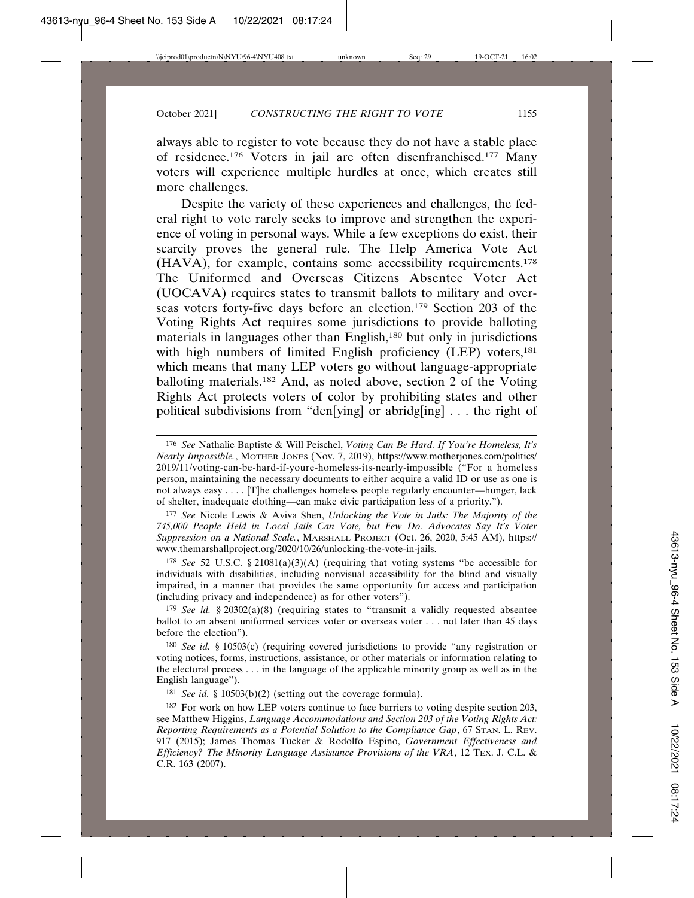always able to register to vote because they do not have a stable place of residence.[176] Voters in jail are often disenfranchised.[177] Many voters will experience multiple hurdles at once, which creates still more challenges.

Despite the variety of these experiences and challenges, the federal right to vote rarely seeks to improve and strengthen the experience of voting in personal ways. While a few exceptions do exist, their scarcity proves the general rule. The Help America Vote Act (HAVA), for example, contains some accessibility requirements.[178] The Uniformed and Overseas Citizens Absentee Voter Act (UOCAVA) requires states to transmit ballots to military and overseas voters forty-five days before an election.[179] Section 203 of the Voting Rights Act requires some jurisdictions to provide balloting materials in languages other than English,[180] but only in jurisdictions with high numbers of limited English proficiency (LEP) voters,[181] which means that many LEP voters go without language-appropriate balloting materials.[182] And, as noted above, section 2 of the Voting Rights Act protects voters of color by prohibiting states and other political subdivisions from "den[ying] or abridg[ing] . . . the right of

---

[176] *See* Nathalie Baptiste & Will Peischel, *Voting Can Be Hard. If You're Homeless, It's Nearly Impossible.*, MOTHER JONES (Nov. 7, 2019), https://www.motherjones.com/politics/2019/11/voting-can-be-hard-if-youre-homeless-its-nearly-impossible ("For a homeless person, maintaining the necessary documents to either acquire a valid ID or use as one is not always easy . . . . [T]he challenges homeless people regularly encounter—hunger, lack of shelter, inadequate clothing—can make civic participation less of a priority.").

[177] *See* Nicole Lewis & Aviva Shen, *Unlocking the Vote in Jails: The Majority of the 745,000 People Held in Local Jails Can Vote, but Few Do. Advocates Say It's Voter Suppression on a National Scale.*, MARSHALL PROJECT (Oct. 26, 2020, 5:45 AM), https://www.themarshallproject.org/2020/10/26/unlocking-the-vote-in-jails.

[178] *See* 52 U.S.C. § 21081(a)(3)(A) (requiring that voting systems "be accessible for individuals with disabilities, including nonvisual accessibility for the blind and visually impaired, in a manner that provides the same opportunity for access and participation (including privacy and independence) as for other voters").

[179] *See id.* § 20302(a)(8) (requiring states to "transmit a validly requested absentee ballot to an absent uniformed services voter or overseas voter . . . not later than 45 days before the election").

[180] *See id.* § 10503(c) (requiring covered jurisdictions to provide "any registration or voting notices, forms, instructions, assistance, or other materials or information relating to the electoral process . . . in the language of the applicable minority group as well as in the English language").

[181] *See id.* § 10503(b)(2) (setting out the coverage formula).

[182] For work on how LEP voters continue to face barriers to voting despite section 203, see Matthew Higgins, *Language Accommodations and Section 203 of the Voting Rights Act: Reporting Requirements as a Potential Solution to the Compliance Gap*, 67 STAN. L. REV. 917 (2015); James Thomas Tucker & Rodolfo Espino, *Government Effectiveness and Efficiency? The Minority Language Assistance Provisions of the VRA*, 12 TEX. J. C.L. & C.R. 163 (2007).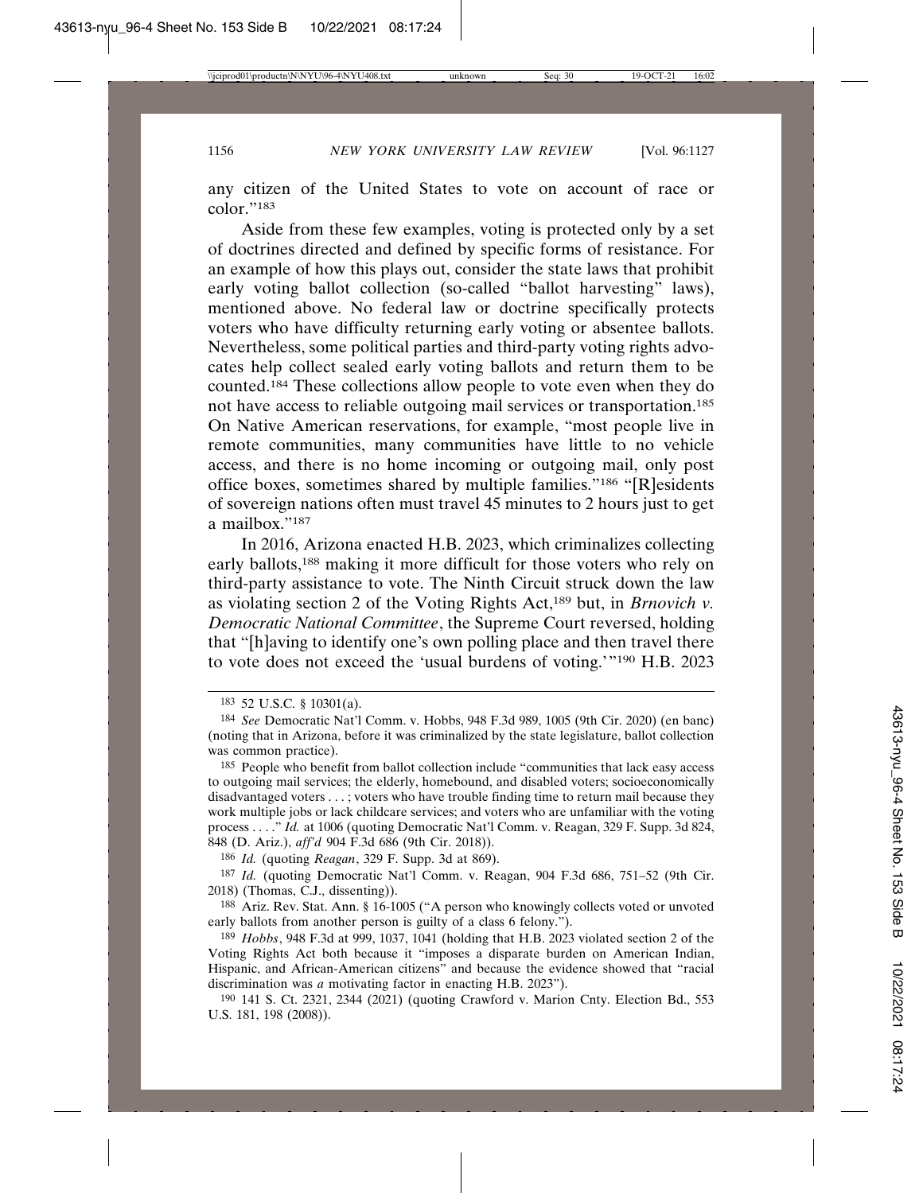any citizen of the United States to vote on account of race or color."[183]

Aside from these few examples, voting is protected only by a set of doctrines directed and defined by specific forms of resistance. For an example of how this plays out, consider the state laws that prohibit early voting ballot collection (so-called "ballot harvesting" laws), mentioned above. No federal law or doctrine specifically protects voters who have difficulty returning early voting or absentee ballots. Nevertheless, some political parties and third-party voting rights advocates help collect sealed early voting ballots and return them to be counted.[184] These collections allow people to vote even when they do not have access to reliable outgoing mail services or transportation.[185] On Native American reservations, for example, "most people live in remote communities, many communities have little to no vehicle access, and there is no home incoming or outgoing mail, only post office boxes, sometimes shared by multiple families."[186] "[R]esidents of sovereign nations often must travel 45 minutes to 2 hours just to get a mailbox."[187]

In 2016, Arizona enacted H.B. 2023, which criminalizes collecting early ballots,[188] making it more difficult for those voters who rely on third-party assistance to vote. The Ninth Circuit struck down the law as violating section 2 of the Voting Rights Act,[189] but, in *Brnovich v. Democratic National Committee*, the Supreme Court reversed, holding that "[h]aving to identify one's own polling place and then travel there to vote does not exceed the 'usual burdens of voting.'"[190] H.B. 2023

---

183 52 U.S.C. § 10301(a).

184 *See* Democratic Nat'l Comm. v. Hobbs, 948 F.3d 989, 1005 (9th Cir. 2020) (en banc) (noting that in Arizona, before it was criminalized by the state legislature, ballot collection was common practice).

185 People who benefit from ballot collection include "communities that lack easy access to outgoing mail services; the elderly, homebound, and disabled voters; socioeconomically disadvantaged voters . . . ; voters who have trouble finding time to return mail because they work multiple jobs or lack childcare services; and voters who are unfamiliar with the voting process . . . ." *Id.* at 1006 (quoting Democratic Nat'l Comm. v. Reagan, 329 F. Supp. 3d 824, 848 (D. Ariz.), *aff'd* 904 F.3d 686 (9th Cir. 2018)).

186 *Id.* (quoting *Reagan*, 329 F. Supp. 3d at 869).

187 *Id.* (quoting Democratic Nat'l Comm. v. Reagan, 904 F.3d 686, 751–52 (9th Cir. 2018) (Thomas, C.J., dissenting)).

188 Ariz. Rev. Stat. Ann. § 16-1005 ("A person who knowingly collects voted or unvoted early ballots from another person is guilty of a class 6 felony.").

189 *Hobbs*, 948 F.3d at 999, 1037, 1041 (holding that H.B. 2023 violated section 2 of the Voting Rights Act both because it "imposes a disparate burden on American Indian, Hispanic, and African-American citizens" and because the evidence showed that "racial discrimination was *a* motivating factor in enacting H.B. 2023").

190 141 S. Ct. 2321, 2344 (2021) (quoting Crawford v. Marion Cnty. Election Bd., 553 U.S. 181, 198 (2008)).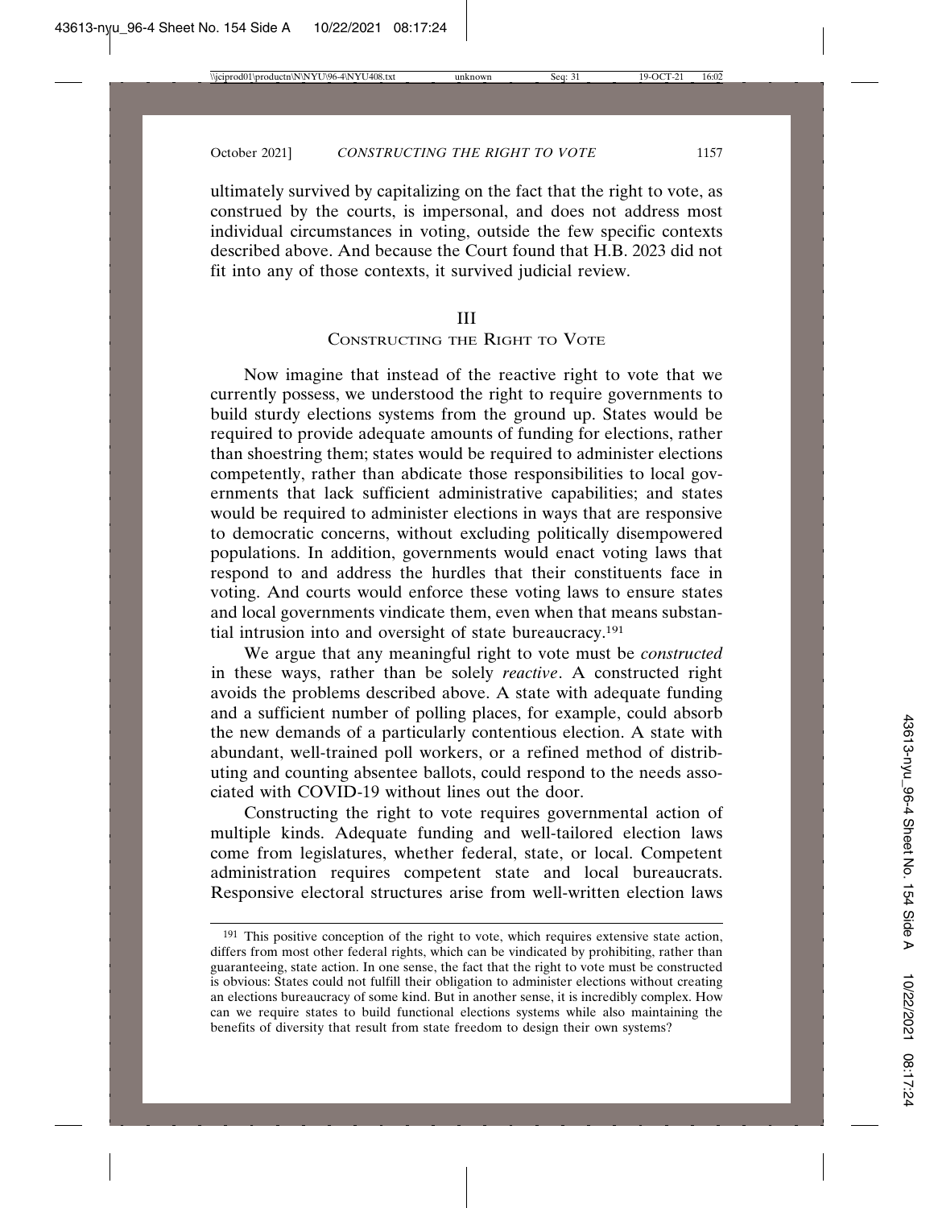ultimately survived by capitalizing on the fact that the right to vote, as construed by the courts, is impersonal, and does not address most individual circumstances in voting, outside the few specific contexts described above. And because the Court found that H.B. 2023 did not fit into any of those contexts, it survived judicial review.

## III
## Constructing the Right to Vote

Now imagine that instead of the reactive right to vote that we currently possess, we understood the right to require governments to build sturdy elections systems from the ground up. States would be required to provide adequate amounts of funding for elections, rather than shoestring them; states would be required to administer elections competently, rather than abdicate those responsibilities to local governments that lack sufficient administrative capabilities; and states would be required to administer elections in ways that are responsive to democratic concerns, without excluding politically disempowered populations. In addition, governments would enact voting laws that respond to and address the hurdles that their constituents face in voting. And courts would enforce these voting laws to ensure states and local governments vindicate them, even when that means substantial intrusion into and oversight of state bureaucracy.[191]

We argue that any meaningful right to vote must be *constructed* in these ways, rather than be solely *reactive*. A constructed right avoids the problems described above. A state with adequate funding and a sufficient number of polling places, for example, could absorb the new demands of a particularly contentious election. A state with abundant, well-trained poll workers, or a refined method of distributing and counting absentee ballots, could respond to the needs associated with COVID-19 without lines out the door.

Constructing the right to vote requires governmental action of multiple kinds. Adequate funding and well-tailored election laws come from legislatures, whether federal, state, or local. Competent administration requires competent state and local bureaucrats. Responsive electoral structures arise from well-written election laws

---

[191] This positive conception of the right to vote, which requires extensive state action, differs from most other federal rights, which can be vindicated by prohibiting, rather than guaranteeing, state action. In one sense, the fact that the right to vote must be constructed is obvious: States could not fulfill their obligation to administer elections without creating an elections bureaucracy of some kind. But in another sense, it is incredibly complex. How can we require states to build functional elections systems while also maintaining the benefits of diversity that result from state freedom to design their own systems?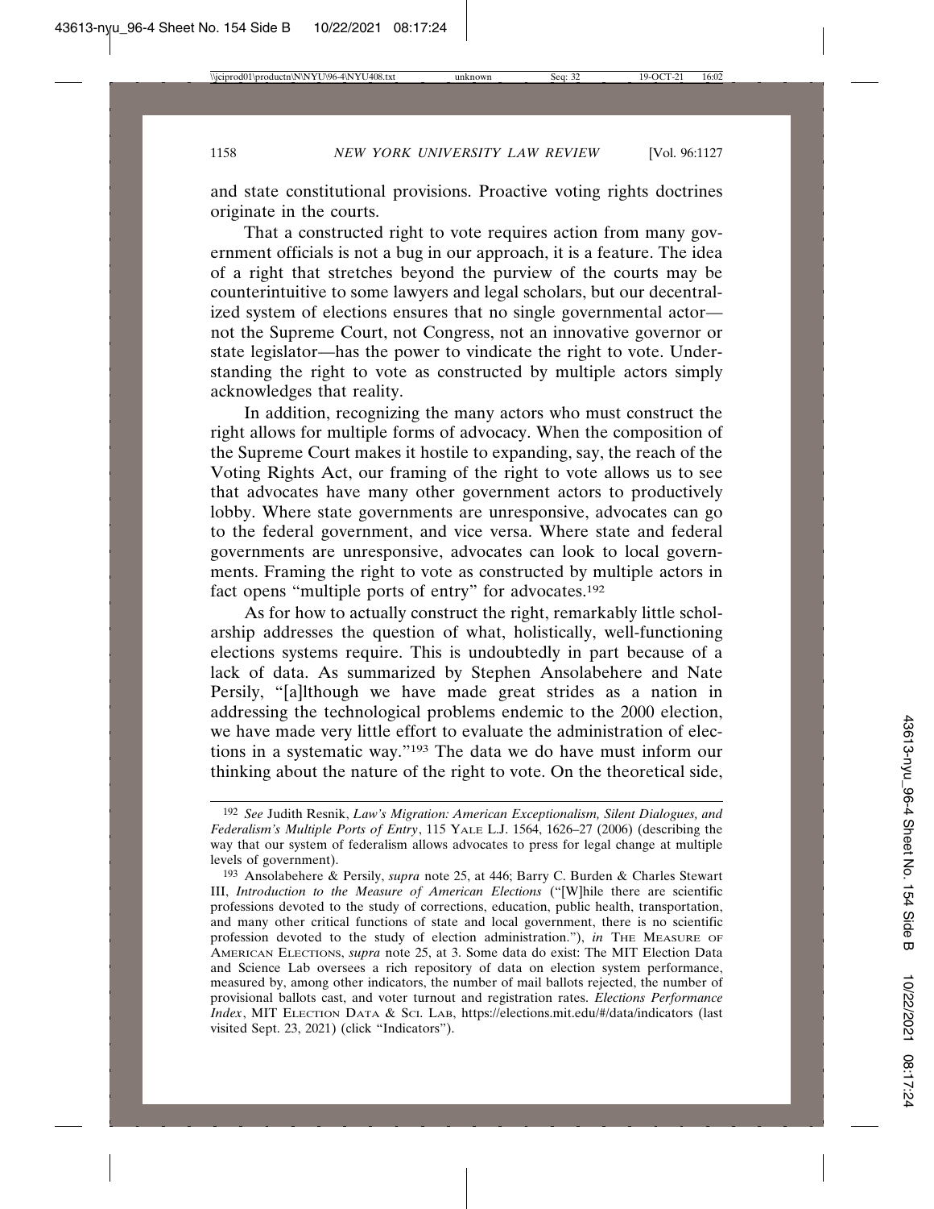and state constitutional provisions. Proactive voting rights doctrines originate in the courts.

That a constructed right to vote requires action from many government officials is not a bug in our approach, it is a feature. The idea of a right that stretches beyond the purview of the courts may be counterintuitive to some lawyers and legal scholars, but our decentralized system of elections ensures that no single governmental actor—not the Supreme Court, not Congress, not an innovative governor or state legislator—has the power to vindicate the right to vote. Understanding the right to vote as constructed by multiple actors simply acknowledges that reality.

In addition, recognizing the many actors who must construct the right allows for multiple forms of advocacy. When the composition of the Supreme Court makes it hostile to expanding, say, the reach of the Voting Rights Act, our framing of the right to vote allows us to see that advocates have many other government actors to productively lobby. Where state governments are unresponsive, advocates can go to the federal government, and vice versa. Where state and federal governments are unresponsive, advocates can look to local governments. Framing the right to vote as constructed by multiple actors in fact opens "multiple ports of entry" for advocates.[192]

As for how to actually construct the right, remarkably little scholarship addresses the question of what, holistically, well-functioning elections systems require. This is undoubtedly in part because of a lack of data. As summarized by Stephen Ansolabehere and Nate Persily, "[a]lthough we have made great strides as a nation in addressing the technological problems endemic to the 2000 election, we have made very little effort to evaluate the administration of elections in a systematic way."[193] The data we do have must inform our thinking about the nature of the right to vote. On the theoretical side,

---

[192] *See* Judith Resnik, *Law's Migration: American Exceptionalism, Silent Dialogues, and Federalism's Multiple Ports of Entry*, 115 YALE L.J. 1564, 1626–27 (2006) (describing the way that our system of federalism allows advocates to press for legal change at multiple levels of government).

[193] Ansolabehere & Persily, *supra* note 25, at 446; Barry C. Burden & Charles Stewart III, *Introduction to the Measure of American Elections* ("[W]hile there are scientific professions devoted to the study of corrections, education, public health, transportation, and many other critical functions of state and local government, there is no scientific profession devoted to the study of election administration."), *in* THE MEASURE OF AMERICAN ELECTIONS, *supra* note 25, at 3. Some data do exist: The MIT Election Data and Science Lab oversees a rich repository of data on election system performance, measured by, among other indicators, the number of mail ballots rejected, the number of provisional ballots cast, and voter turnout and registration rates. *Elections Performance Index*, MIT ELECTION DATA & SCI. LAB, https://elections.mit.edu/#/data/indicators (last visited Sept. 23, 2021) (click "Indicators").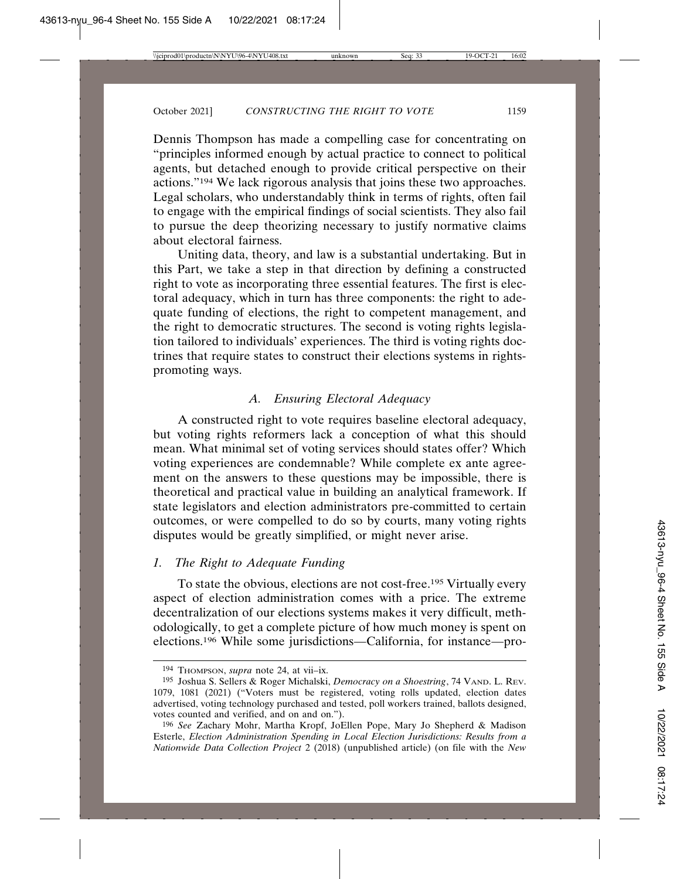Dennis Thompson has made a compelling case for concentrating on "principles informed enough by actual practice to connect to political agents, but detached enough to provide critical perspective on their actions."[194] We lack rigorous analysis that joins these two approaches. Legal scholars, who understandably think in terms of rights, often fail to engage with the empirical findings of social scientists. They also fail to pursue the deep theorizing necessary to justify normative claims about electoral fairness.

Uniting data, theory, and law is a substantial undertaking. But in this Part, we take a step in that direction by defining a constructed right to vote as incorporating three essential features. The first is electoral adequacy, which in turn has three components: the right to adequate funding of elections, the right to competent management, and the right to democratic structures. The second is voting rights legislation tailored to individuals' experiences. The third is voting rights doctrines that require states to construct their elections systems in rights-promoting ways.

### *A. Ensuring Electoral Adequacy*

A constructed right to vote requires baseline electoral adequacy, but voting rights reformers lack a conception of what this should mean. What minimal set of voting services should states offer? Which voting experiences are condemnable? While complete ex ante agreement on the answers to these questions may be impossible, there is theoretical and practical value in building an analytical framework. If state legislators and election administrators pre-committed to certain outcomes, or were compelled to do so by courts, many voting rights disputes would be greatly simplified, or might never arise.

#### *1. The Right to Adequate Funding*

To state the obvious, elections are not cost-free.[195] Virtually every aspect of election administration comes with a price. The extreme decentralization of our elections systems makes it very difficult, methodologically, to get a complete picture of how much money is spent on elections.[196] While some jurisdictions—California, for instance—pro-

---

[194] Thompson, *supra* note 24, at vii–ix.

[195] Joshua S. Sellers & Roger Michalski, *Democracy on a Shoestring*, 74 Vand. L. Rev. 1079, 1081 (2021) ("Voters must be registered, voting rolls updated, election dates advertised, voting technology purchased and tested, poll workers trained, ballots designed, votes counted and verified, and on and on.").

[196] *See* Zachary Mohr, Martha Kropf, JoEllen Pope, Mary Jo Shepherd & Madison Esterle, *Election Administration Spending in Local Election Jurisdictions: Results from a Nationwide Data Collection Project* 2 (2018) (unpublished article) (on file with the *New*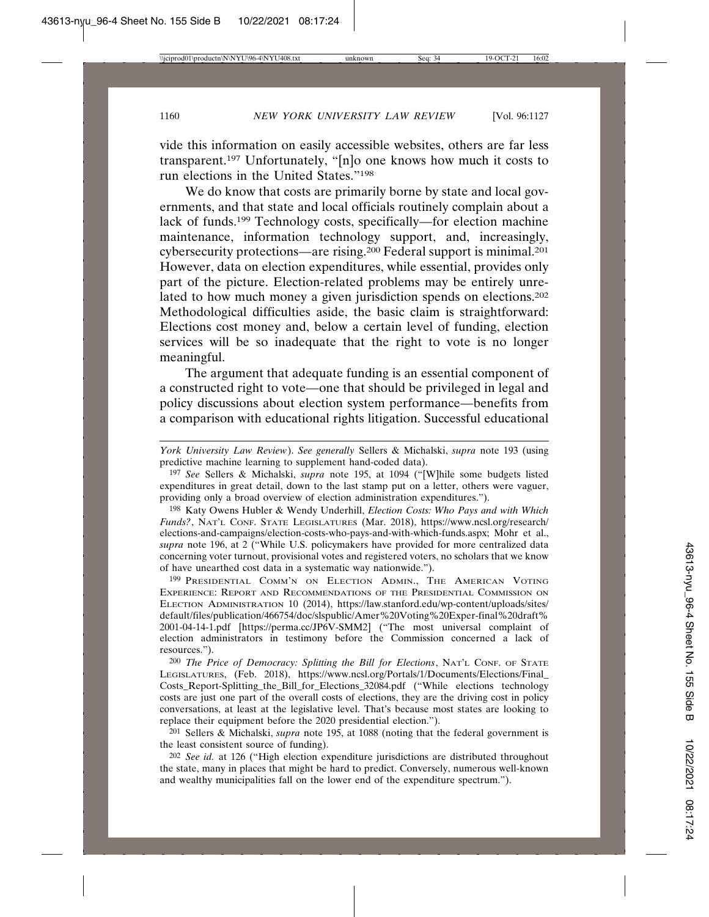vide this information on easily accessible websites, others are far less transparent.[197] Unfortunately, "[n]o one knows how much it costs to run elections in the United States."[198]

We do know that costs are primarily borne by state and local governments, and that state and local officials routinely complain about a lack of funds.[199] Technology costs, specifically—for election machine maintenance, information technology support, and, increasingly, cybersecurity protections—are rising.[200] Federal support is minimal.[201] However, data on election expenditures, while essential, provides only part of the picture. Election-related problems may be entirely unrelated to how much money a given jurisdiction spends on elections.[202] Methodological difficulties aside, the basic claim is straightforward: Elections cost money and, below a certain level of funding, election services will be so inadequate that the right to vote is no longer meaningful.

The argument that adequate funding is an essential component of a constructed right to vote—one that should be privileged in legal and policy discussions about election system performance—benefits from a comparison with educational rights litigation. Successful educational

---

*York University Law Review*). *See generally* Sellers & Michalski, *supra* note 193 (using predictive machine learning to supplement hand-coded data).

[197] *See* Sellers & Michalski, *supra* note 195, at 1094 ("[W]hile some budgets listed expenditures in great detail, down to the last stamp put on a letter, others were vaguer, providing only a broad overview of election administration expenditures.").

[198] Katy Owens Hubler & Wendy Underhill, *Election Costs: Who Pays and with Which Funds?*, NAT'L CONF. STATE LEGISLATURES (Mar. 2018), https://www.ncsl.org/research/elections-and-campaigns/election-costs-who-pays-and-with-which-funds.aspx; Mohr et al., *supra* note 196, at 2 ("While U.S. policymakers have provided for more centralized data concerning voter turnout, provisional votes and registered voters, no scholars that we know of have unearthed cost data in a systematic way nationwide.").

[199] PRESIDENTIAL COMM'N ON ELECTION ADMIN., THE AMERICAN VOTING EXPERIENCE: REPORT AND RECOMMENDATIONS OF THE PRESIDENTIAL COMMISSION ON ELECTION ADMINISTRATION 10 (2014), https://law.stanford.edu/wp-content/uploads/sites/default/files/publication/466754/doc/slspublic/Amer%20Voting%20Exper-final%20draft%2001-04-14-1.pdf [https://perma.cc/JP6V-SMM2] ("The most universal complaint of election administrators in testimony before the Commission concerned a lack of resources.").

[200] *The Price of Democracy: Splitting the Bill for Elections*, NAT'L CONF. OF STATE LEGISLATURES, (Feb. 2018), https://www.ncsl.org/Portals/1/Documents/Elections/Final_Costs_Report-Splitting_the_Bill_for_Elections_32084.pdf ("While elections technology costs are just one part of the overall costs of elections, they are the driving cost in policy conversations, at least at the legislative level. That's because most states are looking to replace their equipment before the 2020 presidential election.").

[201] Sellers & Michalski, *supra* note 195, at 1088 (noting that the federal government is the least consistent source of funding).

[202] *See id.* at 126 ("High election expenditure jurisdictions are distributed throughout the state, many in places that might be hard to predict. Conversely, numerous well-known and wealthy municipalities fall on the lower end of the expenditure spectrum.").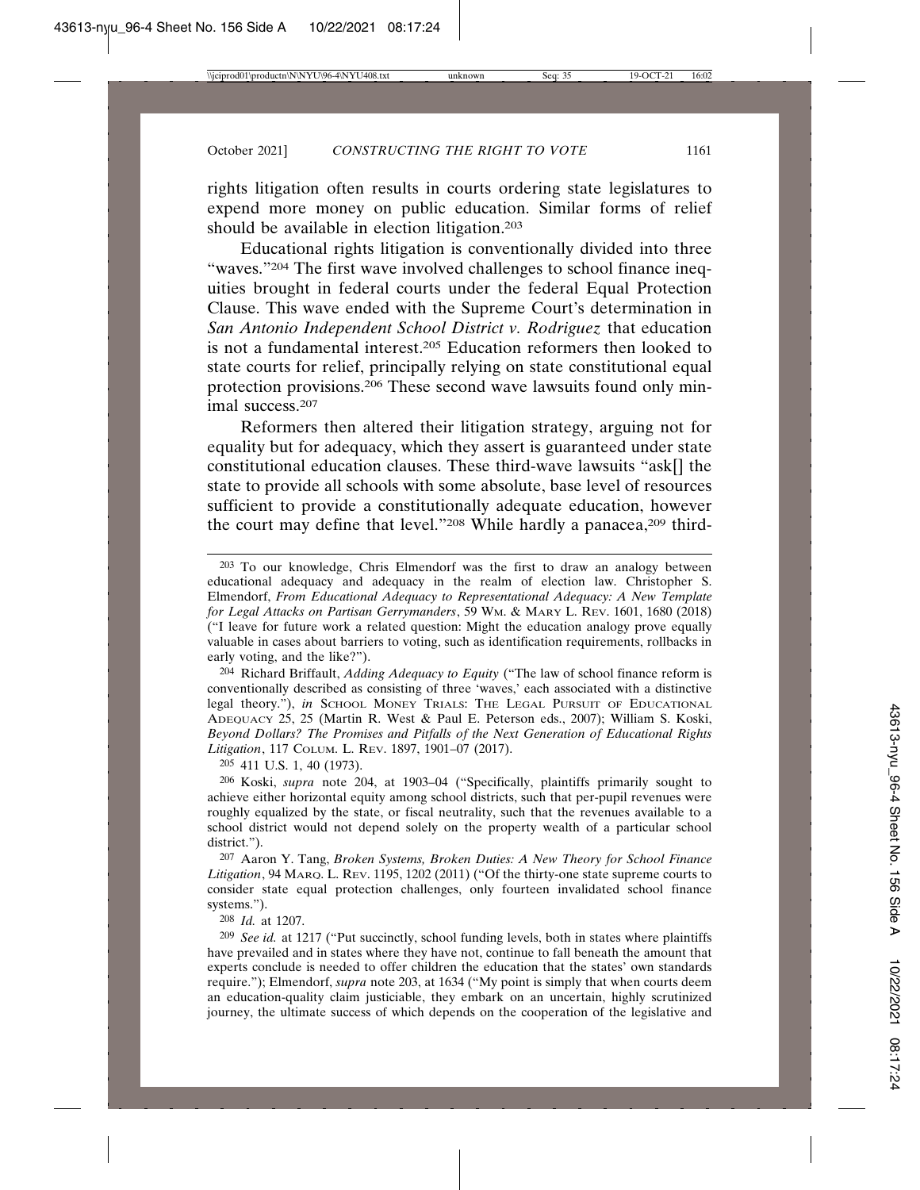rights litigation often results in courts ordering state legislatures to expend more money on public education. Similar forms of relief should be available in election litigation.[203]

Educational rights litigation is conventionally divided into three "waves."[204] The first wave involved challenges to school finance inequities brought in federal courts under the federal Equal Protection Clause. This wave ended with the Supreme Court's determination in *San Antonio Independent School District v. Rodriguez* that education is not a fundamental interest.[205] Education reformers then looked to state courts for relief, principally relying on state constitutional equal protection provisions.[206] These second wave lawsuits found only minimal success.[207]

Reformers then altered their litigation strategy, arguing not for equality but for adequacy, which they assert is guaranteed under state constitutional education clauses. These third-wave lawsuits "ask[] the state to provide all schools with some absolute, base level of resources sufficient to provide a constitutionally adequate education, however the court may define that level."[208] While hardly a panacea,[209] third-

---

[203] To our knowledge, Chris Elmendorf was the first to draw an analogy between educational adequacy and adequacy in the realm of election law. Christopher S. Elmendorf, *From Educational Adequacy to Representational Adequacy: A New Template for Legal Attacks on Partisan Gerrymanders*, 59 WM. & MARY L. REV. 1601, 1680 (2018) ("I leave for future work a related question: Might the education analogy prove equally valuable in cases about barriers to voting, such as identification requirements, rollbacks in early voting, and the like?").

[204] Richard Briffault, *Adding Adequacy to Equity* ("The law of school finance reform is conventionally described as consisting of three 'waves,' each associated with a distinctive legal theory."), *in* SCHOOL MONEY TRIALS: THE LEGAL PURSUIT OF EDUCATIONAL ADEQUACY 25, 25 (Martin R. West & Paul E. Peterson eds., 2007); William S. Koski, *Beyond Dollars? The Promises and Pitfalls of the Next Generation of Educational Rights Litigation*, 117 COLUM. L. REV. 1897, 1901–07 (2017).

[205] 411 U.S. 1, 40 (1973).

[206] Koski, *supra* note 204, at 1903–04 ("Specifically, plaintiffs primarily sought to achieve either horizontal equity among school districts, such that per-pupil revenues were roughly equalized by the state, or fiscal neutrality, such that the revenues available to a school district would not depend solely on the property wealth of a particular school district.").

[207] Aaron Y. Tang, *Broken Systems, Broken Duties: A New Theory for School Finance Litigation*, 94 MARQ. L. REV. 1195, 1202 (2011) ("Of the thirty-one state supreme courts to consider state equal protection challenges, only fourteen invalidated school finance systems.").

[208] *Id.* at 1207.

[209] *See id.* at 1217 ("Put succinctly, school funding levels, both in states where plaintiffs have prevailed and in states where they have not, continue to fall beneath the amount that experts conclude is needed to offer children the education that the states' own standards require."); Elmendorf, *supra* note 203, at 1634 ("My point is simply that when courts deem an education-quality claim justiciable, they embark on an uncertain, highly scrutinized journey, the ultimate success of which depends on the cooperation of the legislative and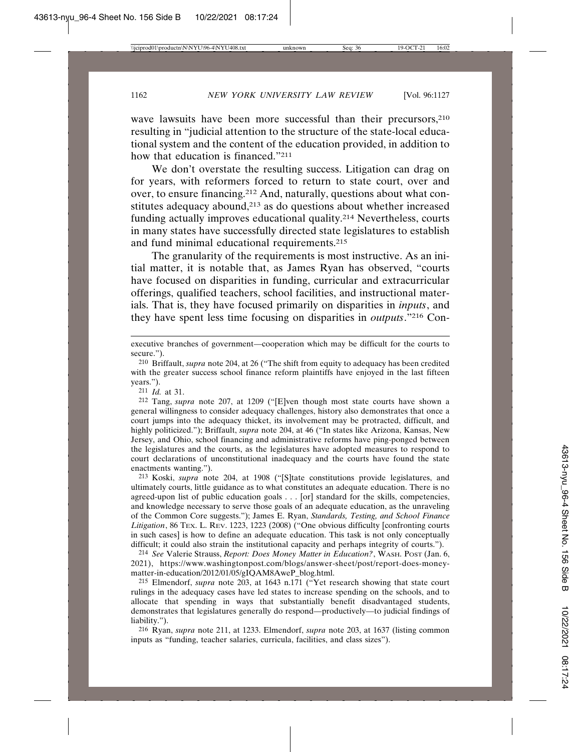wave lawsuits have been more successful than their precursors,[210] resulting in "judicial attention to the structure of the state-local educational system and the content of the education provided, in addition to how that education is financed."[211]

We don't overstate the resulting success. Litigation can drag on for years, with reformers forced to return to state court, over and over, to ensure financing.[212] And, naturally, questions about what constitutes adequacy abound,[213] as do questions about whether increased funding actually improves educational quality.[214] Nevertheless, courts in many states have successfully directed state legislatures to establish and fund minimal educational requirements.[215]

The granularity of the requirements is most instructive. As an initial matter, it is notable that, as James Ryan has observed, "courts have focused on disparities in funding, curricular and extracurricular offerings, qualified teachers, school facilities, and instructional materials. That is, they have focused primarily on disparities in *inputs*, and they have spent less time focusing on disparities in *outputs*."[216] Con-

---

executive branches of government—cooperation which may be difficult for the courts to secure.").

210 Briffault, *supra* note 204, at 26 ("The shift from equity to adequacy has been credited with the greater success school finance reform plaintiffs have enjoyed in the last fifteen years.").

211 *Id.* at 31.

212 Tang, *supra* note 207, at 1209 ("[E]ven though most state courts have shown a general willingness to consider adequacy challenges, history also demonstrates that once a court jumps into the adequacy thicket, its involvement may be protracted, difficult, and highly politicized."); Briffault, *supra* note 204, at 46 ("In states like Arizona, Kansas, New Jersey, and Ohio, school financing and administrative reforms have ping-ponged between the legislatures and the courts, as the legislatures have adopted measures to respond to court declarations of unconstitutional inadequacy and the courts have found the state enactments wanting.").

213 Koski, *supra* note 204, at 1908 ("[S]tate constitutions provide legislatures, and ultimately courts, little guidance as to what constitutes an adequate education. There is no agreed-upon list of public education goals . . . [or] standard for the skills, competencies, and knowledge necessary to serve those goals of an adequate education, as the unraveling of the Common Core suggests."); James E. Ryan, *Standards, Testing, and School Finance Litigation*, 86 TEX. L. REV. 1223, 1223 (2008) ("One obvious difficulty [confronting courts in such cases] is how to define an adequate education. This task is not only conceptually difficult; it could also strain the institutional capacity and perhaps integrity of courts.").

214 *See* Valerie Strauss, *Report: Does Money Matter in Education?*, WASH. POST (Jan. 6, 2021), https://www.washingtonpost.com/blogs/answer-sheet/post/report-does-money-matter-in-education/2012/01/05/gIQAM8AweP_blog.html.

215 Elmendorf, *supra* note 203, at 1643 n.171 ("Yet research showing that state court rulings in the adequacy cases have led states to increase spending on the schools, and to allocate that spending in ways that substantially benefit disadvantaged students, demonstrates that legislatures generally do respond—productively—to judicial findings of liability.").

216 Ryan, *supra* note 211, at 1233. Elmendorf, *supra* note 203, at 1637 (listing common inputs as "funding, teacher salaries, curricula, facilities, and class sizes").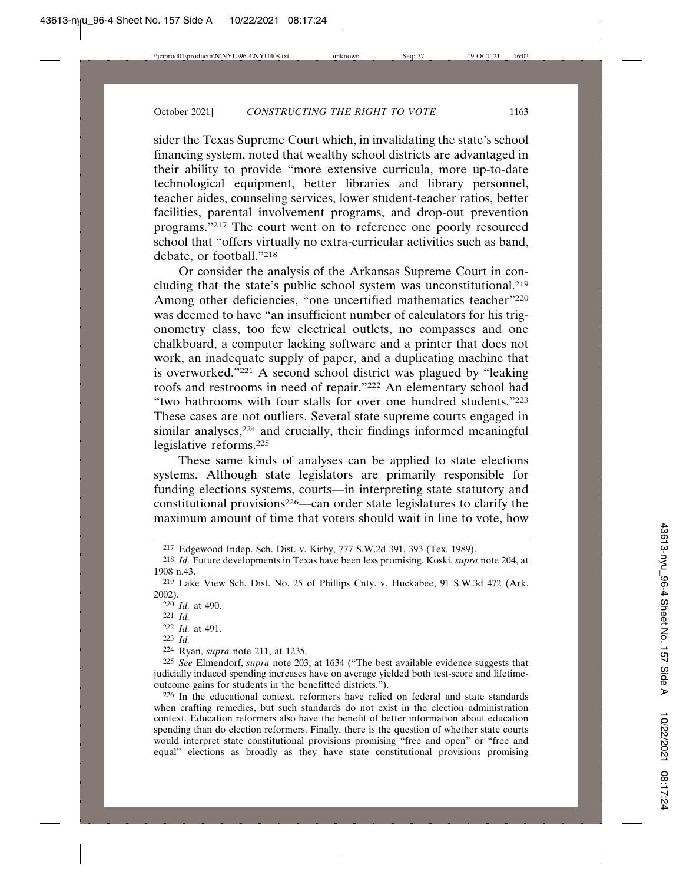sider the Texas Supreme Court which, in invalidating the state's school financing system, noted that wealthy school districts are advantaged in their ability to provide "more extensive curricula, more up-to-date technological equipment, better libraries and library personnel, teacher aides, counseling services, lower student-teacher ratios, better facilities, parental involvement programs, and drop-out prevention programs."[217] The court went on to reference one poorly resourced school that "offers virtually no extra-curricular activities such as band, debate, or football."[218]

Or consider the analysis of the Arkansas Supreme Court in concluding that the state's public school system was unconstitutional.[219] Among other deficiencies, "one uncertified mathematics teacher"[220] was deemed to have "an insufficient number of calculators for his trigonometry class, too few electrical outlets, no compasses and one chalkboard, a computer lacking software and a printer that does not work, an inadequate supply of paper, and a duplicating machine that is overworked."[221] A second school district was plagued by "leaking roofs and restrooms in need of repair."[222] An elementary school had "two bathrooms with four stalls for over one hundred students."[223] These cases are not outliers. Several state supreme courts engaged in similar analyses,[224] and crucially, their findings informed meaningful legislative reforms.[225]

These same kinds of analyses can be applied to state elections systems. Although state legislators are primarily responsible for funding elections systems, courts—in interpreting state statutory and constitutional provisions[226]—can order state legislatures to clarify the maximum amount of time that voters should wait in line to vote, how

---

[217] Edgewood Indep. Sch. Dist. v. Kirby, 777 S.W.2d 391, 393 (Tex. 1989).

[218] *Id.* Future developments in Texas have been less promising. Koski, *supra* note 204, at 1908 n.43.

[219] Lake View Sch. Dist. No. 25 of Phillips Cnty. v. Huckabee, 91 S.W.3d 472 (Ark. 2002).

[220] *Id.* at 490.

[221] *Id.*

[222] *Id.* at 491.

[223] *Id.*

[224] Ryan, *supra* note 211, at 1235.

[225] *See* Elmendorf, *supra* note 203, at 1634 ("The best available evidence suggests that judicially induced spending increases have on average yielded both test-score and lifetime-outcome gains for students in the benefitted districts.").

[226] In the educational context, reformers have relied on federal and state standards when crafting remedies, but such standards do not exist in the election administration context. Education reformers also have the benefit of better information about education spending than do election reformers. Finally, there is the question of whether state courts would interpret state constitutional provisions promising "free and open" or "free and equal" elections as broadly as they have state constitutional provisions promising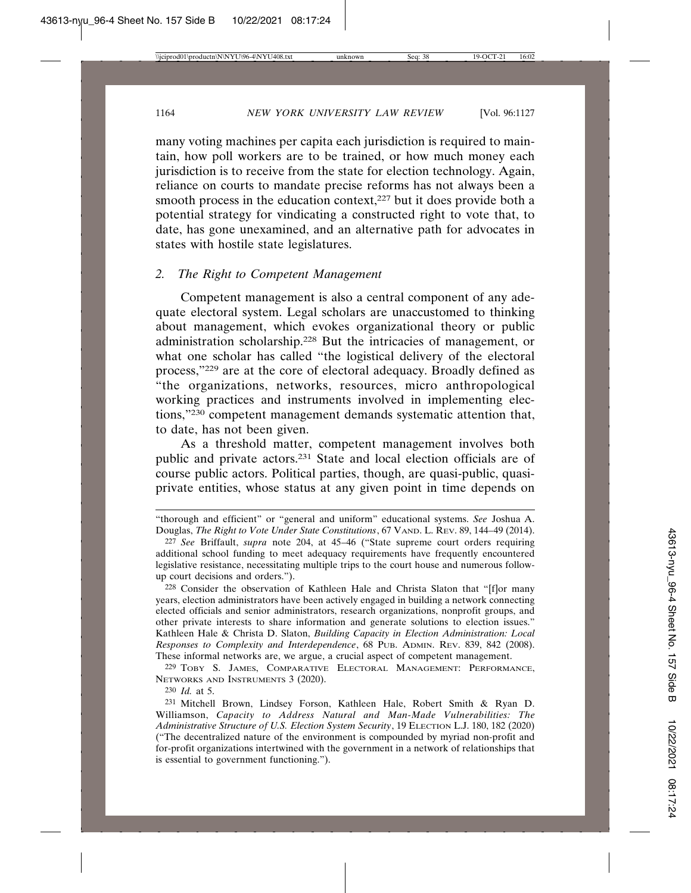many voting machines per capita each jurisdiction is required to maintain, how poll workers are to be trained, or how much money each jurisdiction is to receive from the state for election technology. Again, reliance on courts to mandate precise reforms has not always been a smooth process in the education context,[227] but it does provide both a potential strategy for vindicating a constructed right to vote that, to date, has gone unexamined, and an alternative path for advocates in states with hostile state legislatures.

### 2. *The Right to Competent Management*

Competent management is also a central component of any adequate electoral system. Legal scholars are unaccustomed to thinking about management, which evokes organizational theory or public administration scholarship.[228] But the intricacies of management, or what one scholar has called "the logistical delivery of the electoral process,"[229] are at the core of electoral adequacy. Broadly defined as "the organizations, networks, resources, micro anthropological working practices and instruments involved in implementing elections,"[230] competent management demands systematic attention that, to date, has not been given.

As a threshold matter, competent management involves both public and private actors.[231] State and local election officials are of course public actors. Political parties, though, are quasi-public, quasi-private entities, whose status at any given point in time depends on

---

"thorough and efficient" or "general and uniform" educational systems. *See* Joshua A. Douglas, *The Right to Vote Under State Constitutions*, 67 VAND. L. REV. 89, 144–49 (2014).

[227] *See* Briffault, *supra* note 204, at 45–46 ("State supreme court orders requiring additional school funding to meet adequacy requirements have frequently encountered legislative resistance, necessitating multiple trips to the court house and numerous follow-up court decisions and orders.").

[228] Consider the observation of Kathleen Hale and Christa Slaton that "[f]or many years, election administrators have been actively engaged in building a network connecting elected officials and senior administrators, research organizations, nonprofit groups, and other private interests to share information and generate solutions to election issues." Kathleen Hale & Christa D. Slaton, *Building Capacity in Election Administration: Local Responses to Complexity and Interdependence*, 68 PUB. ADMIN. REV. 839, 842 (2008). These informal networks are, we argue, a crucial aspect of competent management.

[229] TOBY S. JAMES, COMPARATIVE ELECTORAL MANAGEMENT: PERFORMANCE, NETWORKS AND INSTRUMENTS 3 (2020).

[230] *Id.* at 5.

[231] Mitchell Brown, Lindsey Forson, Kathleen Hale, Robert Smith & Ryan D. Williamson, *Capacity to Address Natural and Man-Made Vulnerabilities: The Administrative Structure of U.S. Election System Security*, 19 ELECTION L.J. 180, 182 (2020) ("The decentralized nature of the environment is compounded by myriad non-profit and for-profit organizations intertwined with the government in a network of relationships that is essential to government functioning.").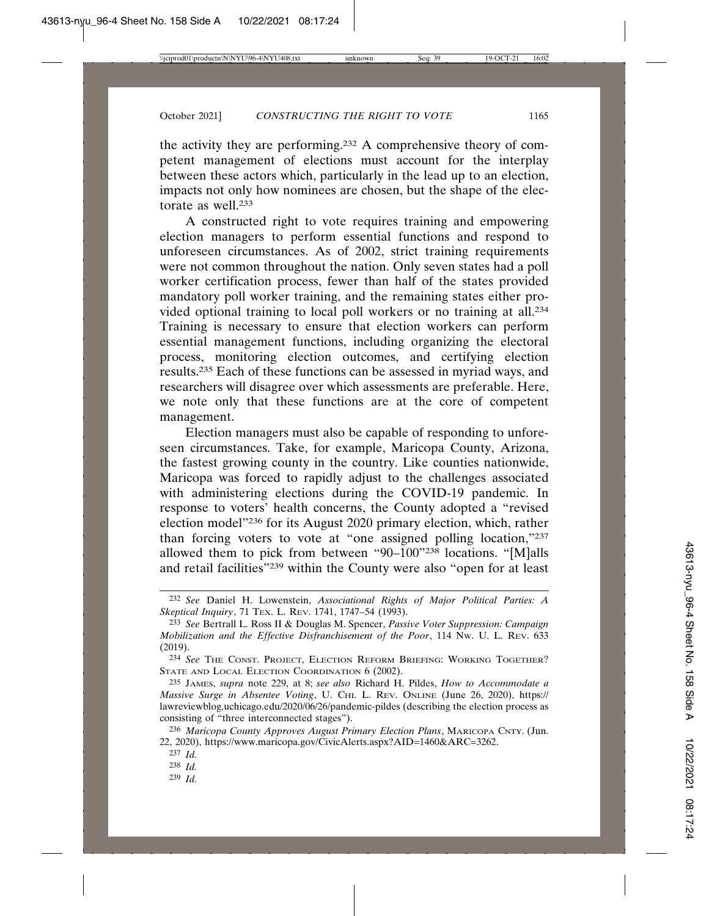the activity they are performing.[232] A comprehensive theory of competent management of elections must account for the interplay between these actors which, particularly in the lead up to an election, impacts not only how nominees are chosen, but the shape of the electorate as well.[233]

A constructed right to vote requires training and empowering election managers to perform essential functions and respond to unforeseen circumstances. As of 2002, strict training requirements were not common throughout the nation. Only seven states had a poll worker certification process, fewer than half of the states provided mandatory poll worker training, and the remaining states either provided optional training to local poll workers or no training at all.[234] Training is necessary to ensure that election workers can perform essential management functions, including organizing the electoral process, monitoring election outcomes, and certifying election results.[235] Each of these functions can be assessed in myriad ways, and researchers will disagree over which assessments are preferable. Here, we note only that these functions are at the core of competent management.

Election managers must also be capable of responding to unforeseen circumstances. Take, for example, Maricopa County, Arizona, the fastest growing county in the country. Like counties nationwide, Maricopa was forced to rapidly adjust to the challenges associated with administering elections during the COVID-19 pandemic. In response to voters' health concerns, the County adopted a "revised election model"[236] for its August 2020 primary election, which, rather than forcing voters to vote at "one assigned polling location,"[237] allowed them to pick from between "90–100"[238] locations. "[M]alls and retail facilities"[239] within the County were also "open for at least

---

[232] *See* Daniel H. Lowenstein, *Associational Rights of Major Political Parties: A Skeptical Inquiry*, 71 TEX. L. REV. 1741, 1747–54 (1993).

[233] *See* Bertrall L. Ross II & Douglas M. Spencer, *Passive Voter Suppression: Campaign Mobilization and the Effective Disfranchisement of the Poor*, 114 NW. U. L. REV. 633 (2019).

[234] *See* THE CONST. PROJECT, ELECTION REFORM BRIEFING: WORKING TOGETHER? STATE AND LOCAL ELECTION COORDINATION 6 (2002).

[235] JAMES, *supra* note 229, at 8; *see also* Richard H. Pildes, *How to Accommodate a Massive Surge in Absentee Voting*, U. CHI. L. REV. ONLINE (June 26, 2020), https://lawreviewblog.uchicago.edu/2020/06/26/pandemic-pildes (describing the election process as consisting of "three interconnected stages").

[236] *Maricopa County Approves August Primary Election Plans*, MARICOPA CNTY. (Jun. 22, 2020), https://www.maricopa.gov/CivicAlerts.aspx?AID=1460&ARC=3262.

[237] *Id.*

[238] *Id.*

[239] *Id.*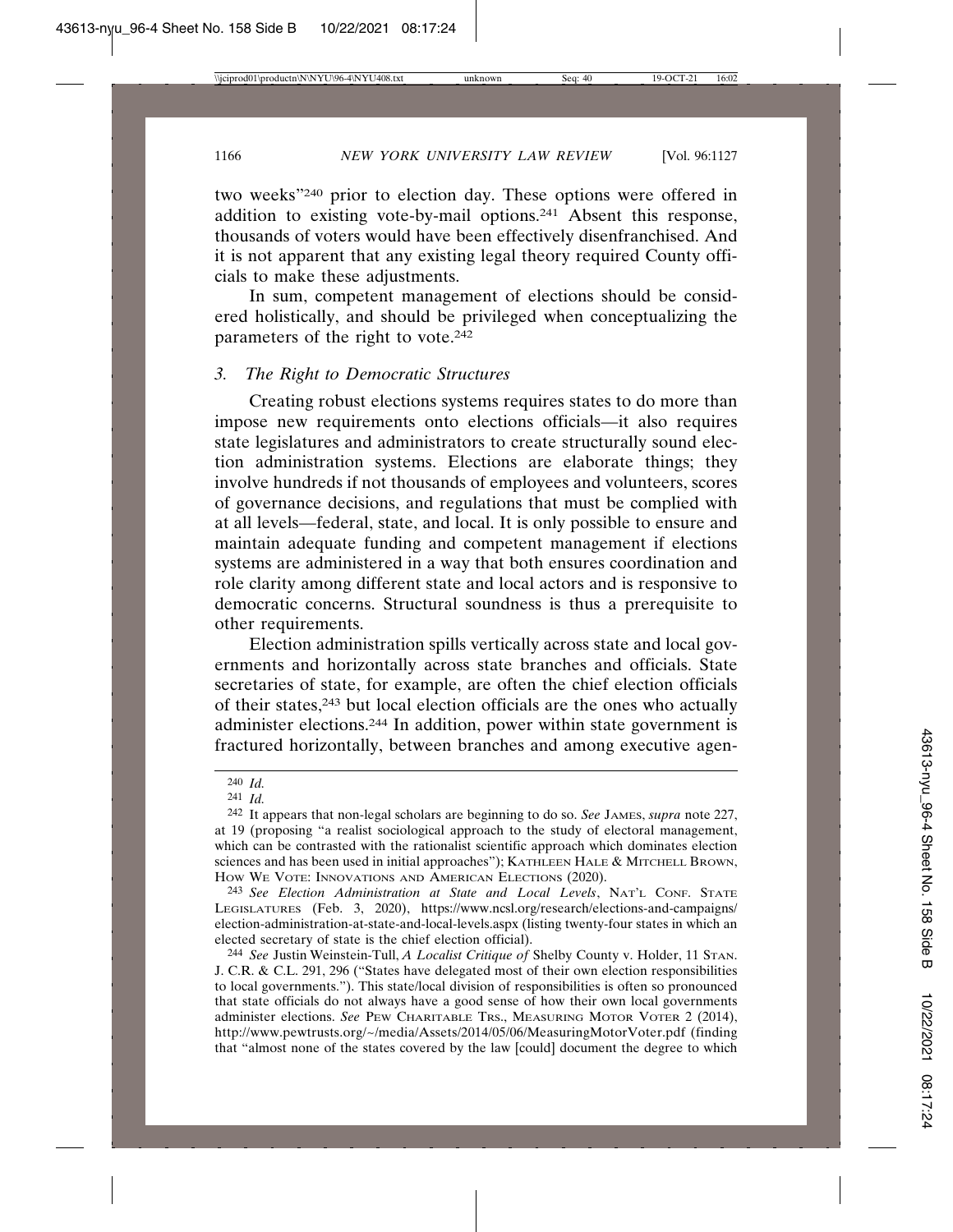two weeks"[240] prior to election day. These options were offered in addition to existing vote-by-mail options.[241] Absent this response, thousands of voters would have been effectively disenfranchised. And it is not apparent that any existing legal theory required County officials to make these adjustments.

In sum, competent management of elections should be considered holistically, and should be privileged when conceptualizing the parameters of the right to vote.[242]

### *3. The Right to Democratic Structures*

Creating robust elections systems requires states to do more than impose new requirements onto elections officials—it also requires state legislatures and administrators to create structurally sound election administration systems. Elections are elaborate things; they involve hundreds if not thousands of employees and volunteers, scores of governance decisions, and regulations that must be complied with at all levels—federal, state, and local. It is only possible to ensure and maintain adequate funding and competent management if elections systems are administered in a way that both ensures coordination and role clarity among different state and local actors and is responsive to democratic concerns. Structural soundness is thus a prerequisite to other requirements.

Election administration spills vertically across state and local governments and horizontally across state branches and officials. State secretaries of state, for example, are often the chief election officials of their states,[243] but local election officials are the ones who actually administer elections.[244] In addition, power within state government is fractured horizontally, between branches and among executive agen-

---

[240] *Id.*

[241] *Id.*

[242] It appears that non-legal scholars are beginning to do so. *See* JAMES, *supra* note 227, at 19 (proposing "a realist sociological approach to the study of electoral management, which can be contrasted with the rationalist scientific approach which dominates election sciences and has been used in initial approaches"); KATHLEEN HALE & MITCHELL BROWN, HOW WE VOTE: INNOVATIONS AND AMERICAN ELECTIONS (2020).

[243] *See Election Administration at State and Local Levels*, NAT'L CONF. STATE LEGISLATURES (Feb. 3, 2020), https://www.ncsl.org/research/elections-and-campaigns/election-administration-at-state-and-local-levels.aspx (listing twenty-four states in which an elected secretary of state is the chief election official).

[244] *See* Justin Weinstein-Tull, *A Localist Critique of* Shelby County v. Holder, 11 STAN. J. C.R. & C.L. 291, 296 ("States have delegated most of their own election responsibilities to local governments."). This state/local division of responsibilities is often so pronounced that state officials do not always have a good sense of how their own local governments administer elections. *See* PEW CHARITABLE TRS., MEASURING MOTOR VOTER 2 (2014), http://www.pewtrusts.org/~/media/Assets/2014/05/06/MeasuringMotorVoter.pdf (finding that "almost none of the states covered by the law [could] document the degree to which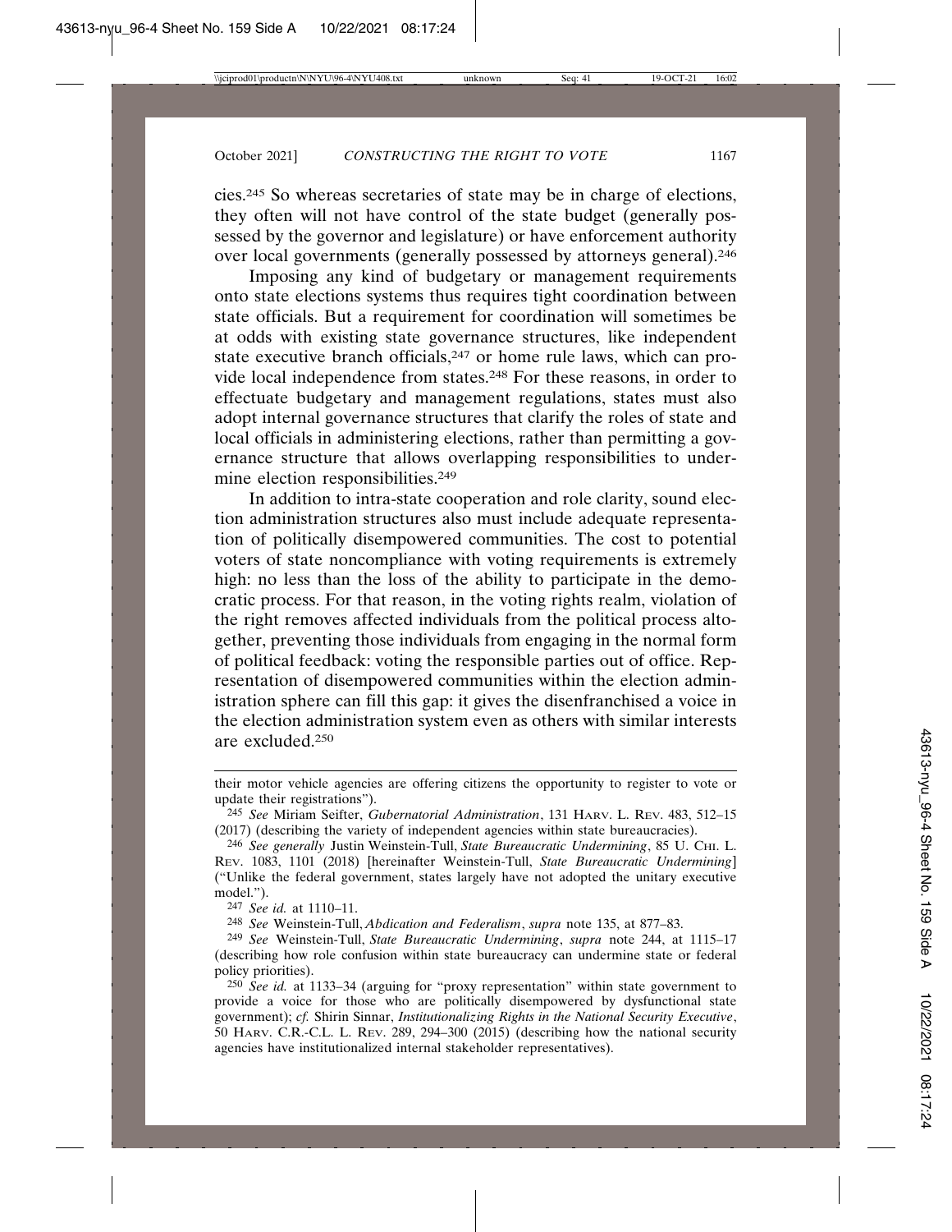cies.[245] So whereas secretaries of state may be in charge of elections, they often will not have control of the state budget (generally possessed by the governor and legislature) or have enforcement authority over local governments (generally possessed by attorneys general).[246]

Imposing any kind of budgetary or management requirements onto state elections systems thus requires tight coordination between state officials. But a requirement for coordination will sometimes be at odds with existing state governance structures, like independent state executive branch officials,[247] or home rule laws, which can provide local independence from states.[248] For these reasons, in order to effectuate budgetary and management regulations, states must also adopt internal governance structures that clarify the roles of state and local officials in administering elections, rather than permitting a governance structure that allows overlapping responsibilities to undermine election responsibilities.[249]

In addition to intra-state cooperation and role clarity, sound election administration structures also must include adequate representation of politically disempowered communities. The cost to potential voters of state noncompliance with voting requirements is extremely high: no less than the loss of the ability to participate in the democratic process. For that reason, in the voting rights realm, violation of the right removes affected individuals from the political process altogether, preventing those individuals from engaging in the normal form of political feedback: voting the responsible parties out of office. Representation of disempowered communities within the election administration sphere can fill this gap: it gives the disenfranchised a voice in the election administration system even as others with similar interests are excluded.[250]

---

their motor vehicle agencies are offering citizens the opportunity to register to vote or update their registrations").

[245] *See* Miriam Seifter, *Gubernatorial Administration*, 131 HARV. L. REV. 483, 512–15 (2017) (describing the variety of independent agencies within state bureaucracies).

[246] *See generally* Justin Weinstein-Tull, *State Bureaucratic Undermining*, 85 U. CHI. L. REV. 1083, 1101 (2018) [hereinafter Weinstein-Tull, *State Bureaucratic Undermining*] ("Unlike the federal government, states largely have not adopted the unitary executive model.").

[247] *See id.* at 1110–11.

[248] *See* Weinstein-Tull, *Abdication and Federalism*, *supra* note 135, at 877–83.

[249] *See* Weinstein-Tull, *State Bureaucratic Undermining*, *supra* note 244, at 1115–17 (describing how role confusion within state bureaucracy can undermine state or federal policy priorities).

[250] *See id.* at 1133–34 (arguing for "proxy representation" within state government to provide a voice for those who are politically disempowered by dysfunctional state government); *cf.* Shirin Sinnar, *Institutionalizing Rights in the National Security Executive*, 50 HARV. C.R.-C.L. L. REV. 289, 294–300 (2015) (describing how the national security agencies have institutionalized internal stakeholder representatives).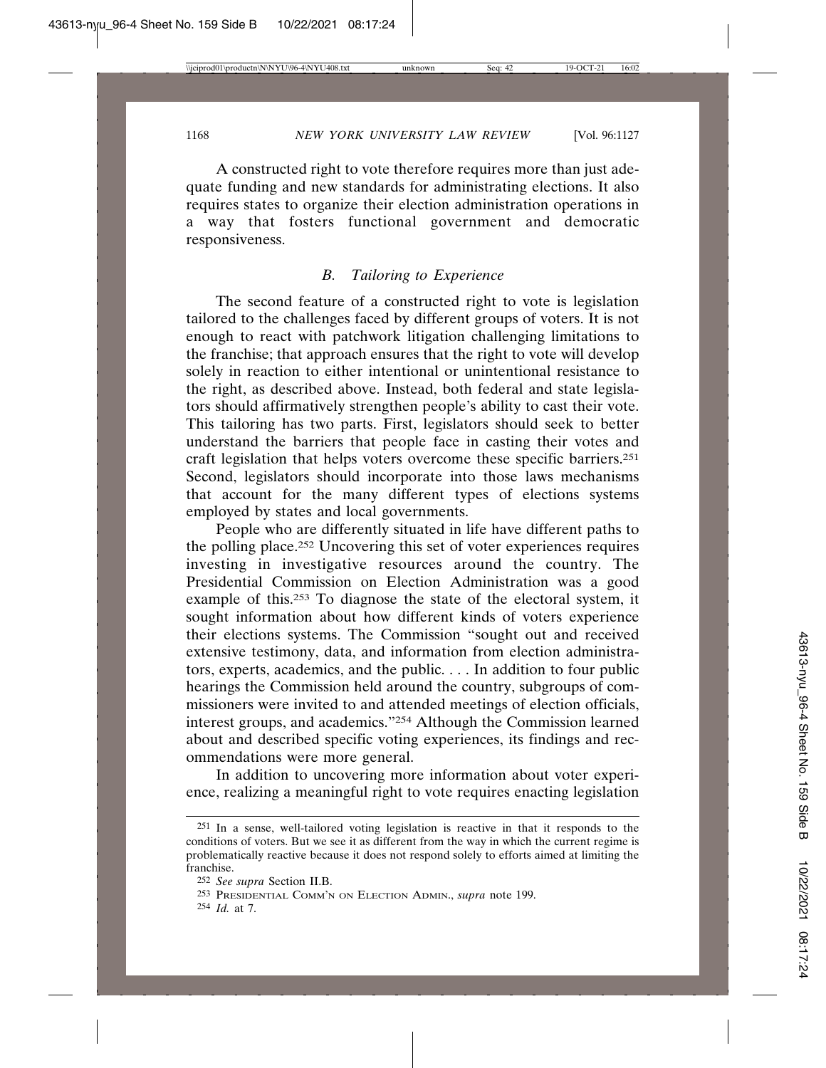A constructed right to vote therefore requires more than just adequate funding and new standards for administrating elections. It also requires states to organize their election administration operations in a way that fosters functional government and democratic responsiveness.

### *B. Tailoring to Experience*

The second feature of a constructed right to vote is legislation tailored to the challenges faced by different groups of voters. It is not enough to react with patchwork litigation challenging limitations to the franchise; that approach ensures that the right to vote will develop solely in reaction to either intentional or unintentional resistance to the right, as described above. Instead, both federal and state legislators should affirmatively strengthen people's ability to cast their vote. This tailoring has two parts. First, legislators should seek to better understand the barriers that people face in casting their votes and craft legislation that helps voters overcome these specific barriers.[251] Second, legislators should incorporate into those laws mechanisms that account for the many different types of elections systems employed by states and local governments.

People who are differently situated in life have different paths to the polling place.[252] Uncovering this set of voter experiences requires investing in investigative resources around the country. The Presidential Commission on Election Administration was a good example of this.[253] To diagnose the state of the electoral system, it sought information about how different kinds of voters experience their elections systems. The Commission "sought out and received extensive testimony, data, and information from election administrators, experts, academics, and the public. . . . In addition to four public hearings the Commission held around the country, subgroups of commissioners were invited to and attended meetings of election officials, interest groups, and academics."[254] Although the Commission learned about and described specific voting experiences, its findings and recommendations were more general.

In addition to uncovering more information about voter experience, realizing a meaningful right to vote requires enacting legislation

---

[251] In a sense, well-tailored voting legislation is reactive in that it responds to the conditions of voters. But we see it as different from the way in which the current regime is problematically reactive because it does not respond solely to efforts aimed at limiting the franchise.

[252] *See supra* Section II.B.

[253] PRESIDENTIAL COMM'N ON ELECTION ADMIN., *supra* note 199.

[254] *Id.* at 7.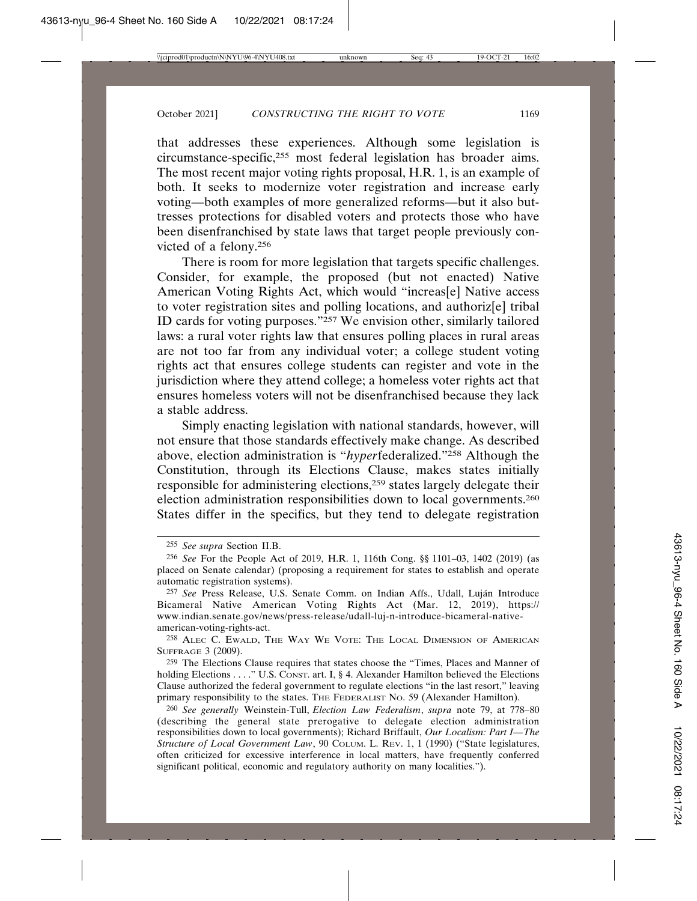that addresses these experiences. Although some legislation is circumstance-specific,[255] most federal legislation has broader aims. The most recent major voting rights proposal, H.R. 1, is an example of both. It seeks to modernize voter registration and increase early voting—both examples of more generalized reforms—but it also buttresses protections for disabled voters and protects those who have been disenfranchised by state laws that target people previously convicted of a felony.[256]

There is room for more legislation that targets specific challenges. Consider, for example, the proposed (but not enacted) Native American Voting Rights Act, which would "increas[e] Native access to voter registration sites and polling locations, and authoriz[e] tribal ID cards for voting purposes."[257] We envision other, similarly tailored laws: a rural voter rights law that ensures polling places in rural areas are not too far from any individual voter; a college student voting rights act that ensures college students can register and vote in the jurisdiction where they attend college; a homeless voter rights act that ensures homeless voters will not be disenfranchised because they lack a stable address.

Simply enacting legislation with national standards, however, will not ensure that those standards effectively make change. As described above, election administration is "*hyper*federalized."[258] Although the Constitution, through its Elections Clause, makes states initially responsible for administering elections,[259] states largely delegate their election administration responsibilities down to local governments.[260] States differ in the specifics, but they tend to delegate registration

---

[255] *See supra* Section II.B.

[256] *See* For the People Act of 2019, H.R. 1, 116th Cong. §§ 1101–03, 1402 (2019) (as placed on Senate calendar) (proposing a requirement for states to establish and operate automatic registration systems).

[257] *See* Press Release, U.S. Senate Comm. on Indian Affs., Udall, Luján Introduce Bicameral Native American Voting Rights Act (Mar. 12, 2019), https://www.indian.senate.gov/news/press-release/udall-luj-n-introduce-bicameral-native-american-voting-rights-act.

[258] ALEC C. EWALD, THE WAY WE VOTE: THE LOCAL DIMENSION OF AMERICAN SUFFRAGE 3 (2009).

[259] The Elections Clause requires that states choose the "Times, Places and Manner of holding Elections . . . ." U.S. CONST. art. I, § 4. Alexander Hamilton believed the Elections Clause authorized the federal government to regulate elections "in the last resort," leaving primary responsibility to the states. THE FEDERALIST NO. 59 (Alexander Hamilton).

[260] *See generally* Weinstein-Tull, *Election Law Federalism*, *supra* note 79, at 778–80 (describing the general state prerogative to delegate election administration responsibilities down to local governments); Richard Briffault, *Our Localism: Part I—The Structure of Local Government Law*, 90 COLUM. L. REV. 1, 1 (1990) ("State legislatures, often criticized for excessive interference in local matters, have frequently conferred significant political, economic and regulatory authority on many localities.").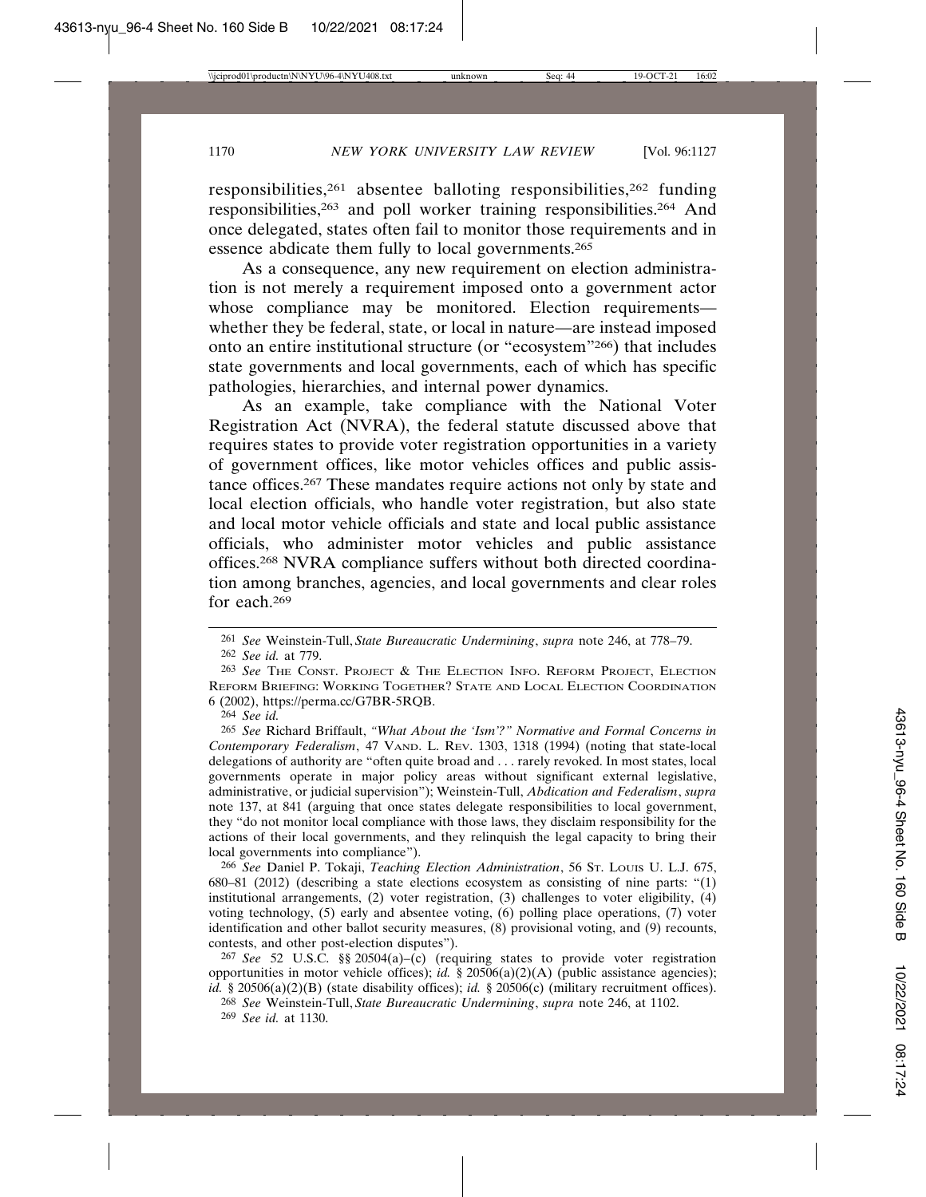responsibilities,[261] absentee balloting responsibilities,[262] funding responsibilities,[263] and poll worker training responsibilities.[264] And once delegated, states often fail to monitor those requirements and in essence abdicate them fully to local governments.[265]

As a consequence, any new requirement on election administration is not merely a requirement imposed onto a government actor whose compliance may be monitored. Election requirements—whether they be federal, state, or local in nature—are instead imposed onto an entire institutional structure (or "ecosystem"[266]) that includes state governments and local governments, each of which has specific pathologies, hierarchies, and internal power dynamics.

As an example, take compliance with the National Voter Registration Act (NVRA), the federal statute discussed above that requires states to provide voter registration opportunities in a variety of government offices, like motor vehicles offices and public assistance offices.[267] These mandates require actions not only by state and local election officials, who handle voter registration, but also state and local motor vehicle officials and state and local public assistance officials, who administer motor vehicles and public assistance offices.[268] NVRA compliance suffers without both directed coordination among branches, agencies, and local governments and clear roles for each.[269]

---

[261] *See* Weinstein-Tull, *State Bureaucratic Undermining*, *supra* note 246, at 778–79.

[262] *See id.* at 779.

[263] *See* The Const. Project & The Election Info. Reform Project, Election Reform Briefing: Working Together? State and Local Election Coordination 6 (2002), https://perma.cc/G7BR-5RQB.

[264] *See id.*

[265] *See* Richard Briffault, *"What About the 'Ism'?" Normative and Formal Concerns in Contemporary Federalism*, 47 Vand. L. Rev. 1303, 1318 (1994) (noting that state-local delegations of authority are "often quite broad and . . . rarely revoked. In most states, local governments operate in major policy areas without significant external legislative, administrative, or judicial supervision"); Weinstein-Tull, *Abdication and Federalism*, *supra* note 137, at 841 (arguing that once states delegate responsibilities to local government, they "do not monitor local compliance with those laws, they disclaim responsibility for the actions of their local governments, and they relinquish the legal capacity to bring their local governments into compliance").

[266] *See* Daniel P. Tokaji, *Teaching Election Administration*, 56 St. Louis U. L.J. 675, 680–81 (2012) (describing a state elections ecosystem as consisting of nine parts: "(1) institutional arrangements, (2) voter registration, (3) challenges to voter eligibility, (4) voting technology, (5) early and absentee voting, (6) polling place operations, (7) voter identification and other ballot security measures, (8) provisional voting, and (9) recounts, contests, and other post-election disputes").

[267] *See* 52 U.S.C. §§ 20504(a)–(c) (requiring states to provide voter registration opportunities in motor vehicle offices); *id.* § 20506(a)(2)(A) (public assistance agencies); *id.* § 20506(a)(2)(B) (state disability offices); *id.* § 20506(c) (military recruitment offices).

[268] *See* Weinstein-Tull, *State Bureaucratic Undermining*, *supra* note 246, at 1102.

[269] *See id.* at 1130.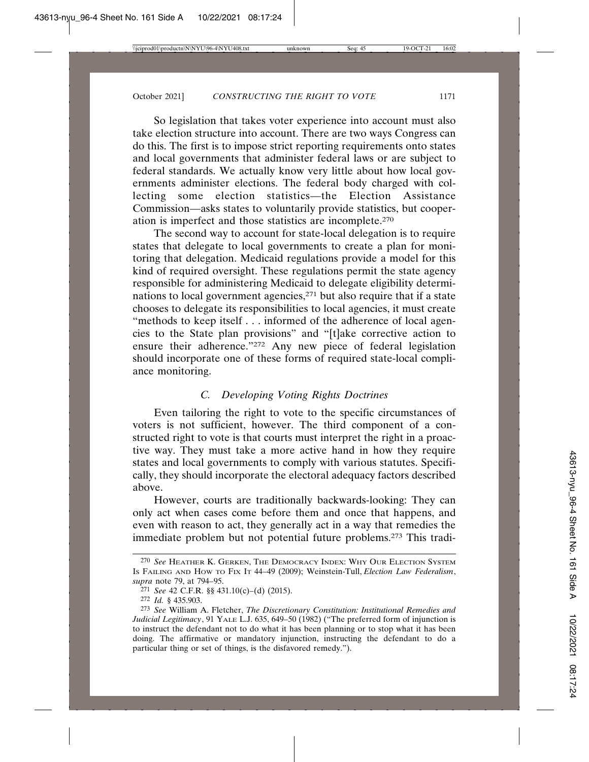So legislation that takes voter experience into account must also take election structure into account. There are two ways Congress can do this. The first is to impose strict reporting requirements onto states and local governments that administer federal laws or are subject to federal standards. We actually know very little about how local governments administer elections. The federal body charged with collecting some election statistics—the Election Assistance Commission—asks states to voluntarily provide statistics, but cooperation is imperfect and those statistics are incomplete.[270]

The second way to account for state-local delegation is to require states that delegate to local governments to create a plan for monitoring that delegation. Medicaid regulations provide a model for this kind of required oversight. These regulations permit the state agency responsible for administering Medicaid to delegate eligibility determinations to local government agencies,[271] but also require that if a state chooses to delegate its responsibilities to local agencies, it must create "methods to keep itself . . . informed of the adherence of local agencies to the State plan provisions" and "[t]ake corrective action to ensure their adherence."[272] Any new piece of federal legislation should incorporate one of these forms of required state-local compliance monitoring.

### *C. Developing Voting Rights Doctrines*

Even tailoring the right to vote to the specific circumstances of voters is not sufficient, however. The third component of a constructed right to vote is that courts must interpret the right in a proactive way. They must take a more active hand in how they require states and local governments to comply with various statutes. Specifically, they should incorporate the electoral adequacy factors described above.

However, courts are traditionally backwards-looking: They can only act when cases come before them and once that happens, and even with reason to act, they generally act in a way that remedies the immediate problem but not potential future problems.[273] This tradi-

---

[270] *See* HEATHER K. GERKEN, THE DEMOCRACY INDEX: WHY OUR ELECTION SYSTEM IS FAILING AND HOW TO FIX IT 44–49 (2009); Weinstein-Tull, *Election Law Federalism*, *supra* note 79, at 794–95.

[271] *See* 42 C.F.R. §§ 431.10(c)–(d) (2015).

[272] *Id.* § 435.903.

[273] *See* William A. Fletcher, *The Discretionary Constitution: Institutional Remedies and Judicial Legitimacy*, 91 YALE L.J. 635, 649–50 (1982) ("The preferred form of injunction is to instruct the defendant not to do what it has been planning or to stop what it has been doing. The affirmative or mandatory injunction, instructing the defendant to do a particular thing or set of things, is the disfavored remedy.").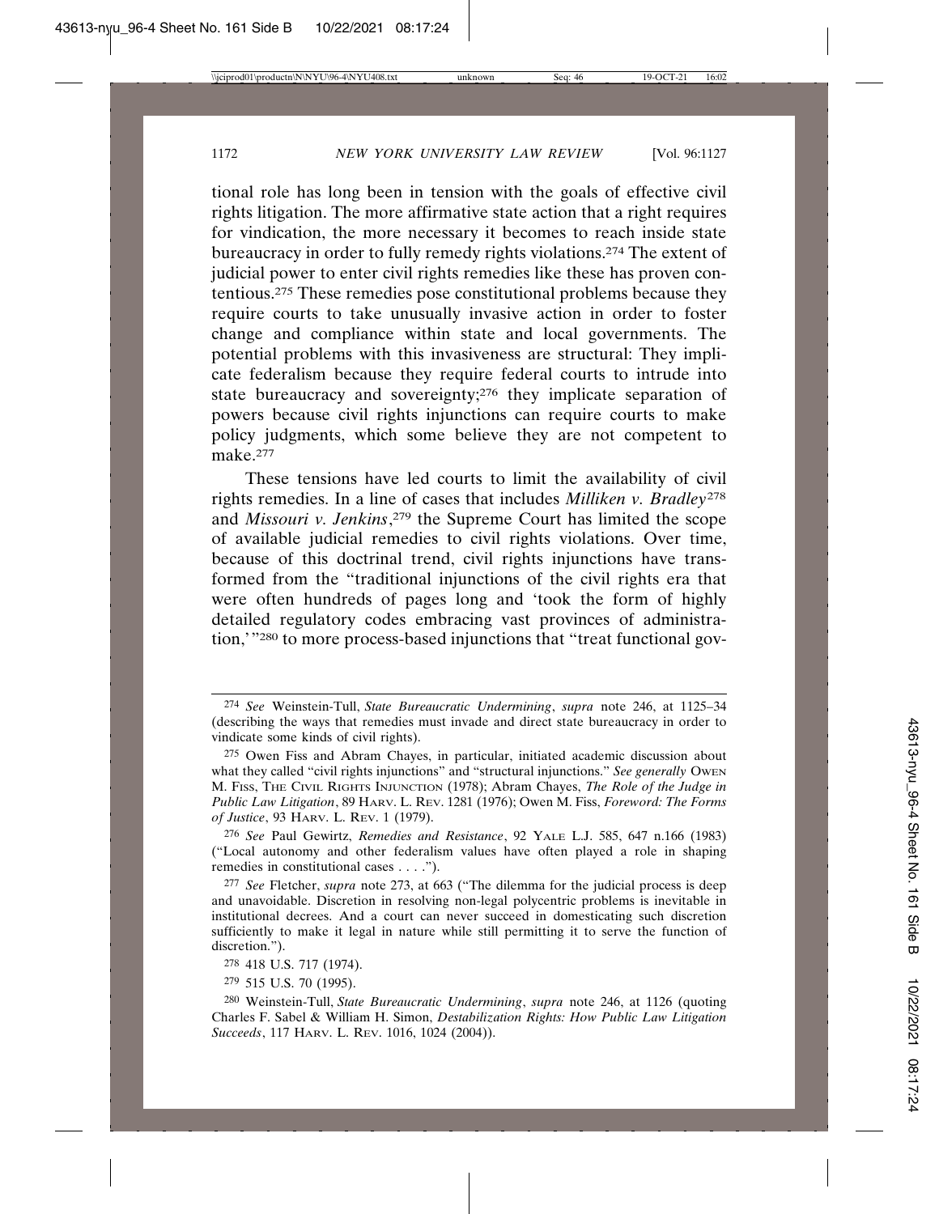tional role has long been in tension with the goals of effective civil rights litigation. The more affirmative state action that a right requires for vindication, the more necessary it becomes to reach inside state bureaucracy in order to fully remedy rights violations.[274] The extent of judicial power to enter civil rights remedies like these has proven contentious.[275] These remedies pose constitutional problems because they require courts to take unusually invasive action in order to foster change and compliance within state and local governments. The potential problems with this invasiveness are structural: They implicate federalism because they require federal courts to intrude into state bureaucracy and sovereignty;[276] they implicate separation of powers because civil rights injunctions can require courts to make policy judgments, which some believe they are not competent to make.[277]

These tensions have led courts to limit the availability of civil rights remedies. In a line of cases that includes *Milliken v. Bradley*[278] and *Missouri v. Jenkins*,[279] the Supreme Court has limited the scope of available judicial remedies to civil rights violations. Over time, because of this doctrinal trend, civil rights injunctions have transformed from the "traditional injunctions of the civil rights era that were often hundreds of pages long and 'took the form of highly detailed regulatory codes embracing vast provinces of administration,'"[280] to more process-based injunctions that "treat functional gov-

---

[274] *See* Weinstein-Tull, *State Bureaucratic Undermining*, *supra* note 246, at 1125–34 (describing the ways that remedies must invade and direct state bureaucracy in order to vindicate some kinds of civil rights).

[275] Owen Fiss and Abram Chayes, in particular, initiated academic discussion about what they called "civil rights injunctions" and "structural injunctions." *See generally* OWEN M. FISS, THE CIVIL RIGHTS INJUNCTION (1978); Abram Chayes, *The Role of the Judge in Public Law Litigation*, 89 HARV. L. REV. 1281 (1976); Owen M. Fiss, *Foreword: The Forms of Justice*, 93 HARV. L. REV. 1 (1979).

[276] *See* Paul Gewirtz, *Remedies and Resistance*, 92 YALE L.J. 585, 647 n.166 (1983) ("Local autonomy and other federalism values have often played a role in shaping remedies in constitutional cases . . . .").

[277] *See* Fletcher, *supra* note 273, at 663 ("The dilemma for the judicial process is deep and unavoidable. Discretion in resolving non-legal polycentric problems is inevitable in institutional decrees. And a court can never succeed in domesticating such discretion sufficiently to make it legal in nature while still permitting it to serve the function of discretion.").

[278] 418 U.S. 717 (1974).

[279] 515 U.S. 70 (1995).

[280] Weinstein-Tull, *State Bureaucratic Undermining*, *supra* note 246, at 1126 (quoting Charles F. Sabel & William H. Simon, *Destabilization Rights: How Public Law Litigation Succeeds*, 117 HARV. L. REV. 1016, 1024 (2004)).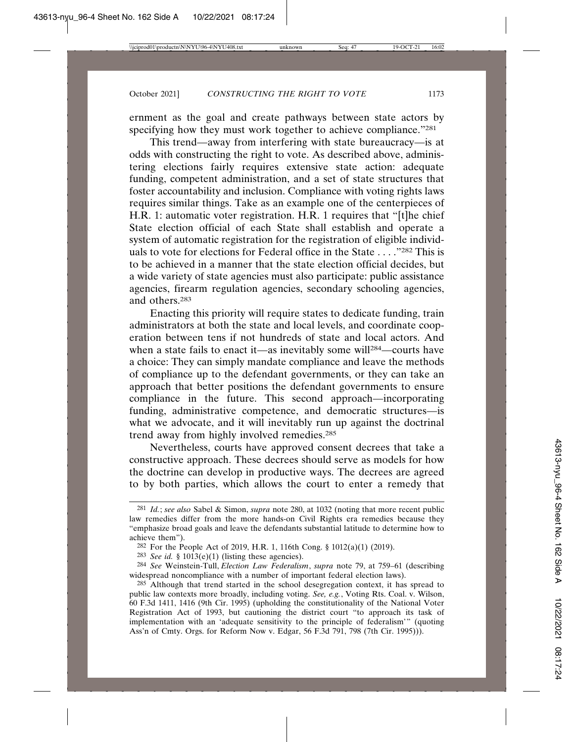ernment as the goal and create pathways between state actors by specifying how they must work together to achieve compliance."[281]

This trend—away from interfering with state bureaucracy—is at odds with constructing the right to vote. As described above, administering elections fairly requires extensive state action: adequate funding, competent administration, and a set of state structures that foster accountability and inclusion. Compliance with voting rights laws requires similar things. Take as an example one of the centerpieces of H.R. 1: automatic voter registration. H.R. 1 requires that "[t]he chief State election official of each State shall establish and operate a system of automatic registration for the registration of eligible individuals to vote for elections for Federal office in the State . . . ."[282] This is to be achieved in a manner that the state election official decides, but a wide variety of state agencies must also participate: public assistance agencies, firearm regulation agencies, secondary schooling agencies, and others.[283]

Enacting this priority will require states to dedicate funding, train administrators at both the state and local levels, and coordinate cooperation between tens if not hundreds of state and local actors. And when a state fails to enact it—as inevitably some will[284]—courts have a choice: They can simply mandate compliance and leave the methods of compliance up to the defendant governments, or they can take an approach that better positions the defendant governments to ensure compliance in the future. This second approach—incorporating funding, administrative competence, and democratic structures—is what we advocate, and it will inevitably run up against the doctrinal trend away from highly involved remedies.[285]

Nevertheless, courts have approved consent decrees that take a constructive approach. These decrees should serve as models for how the doctrine can develop in productive ways. The decrees are agreed to by both parties, which allows the court to enter a remedy that

---

[281] *Id.*; *see also* Sabel & Simon, *supra* note 280, at 1032 (noting that more recent public law remedies differ from the more hands-on Civil Rights era remedies because they "emphasize broad goals and leave the defendants substantial latitude to determine how to achieve them").

[282] For the People Act of 2019, H.R. 1, 116th Cong. § 1012(a)(1) (2019).

[283] *See id.* § 1013(e)(1) (listing these agencies).

[284] *See* Weinstein-Tull, *Election Law Federalism*, *supra* note 79, at 759–61 (describing widespread noncompliance with a number of important federal election laws).

[285] Although that trend started in the school desegregation context, it has spread to public law contexts more broadly, including voting. *See, e.g.*, Voting Rts. Coal. v. Wilson, 60 F.3d 1411, 1416 (9th Cir. 1995) (upholding the constitutionality of the National Voter Registration Act of 1993, but cautioning the district court "to approach its task of implementation with an 'adequate sensitivity to the principle of federalism'" (quoting Ass'n of Cmty. Orgs. for Reform Now v. Edgar, 56 F.3d 791, 798 (7th Cir. 1995))).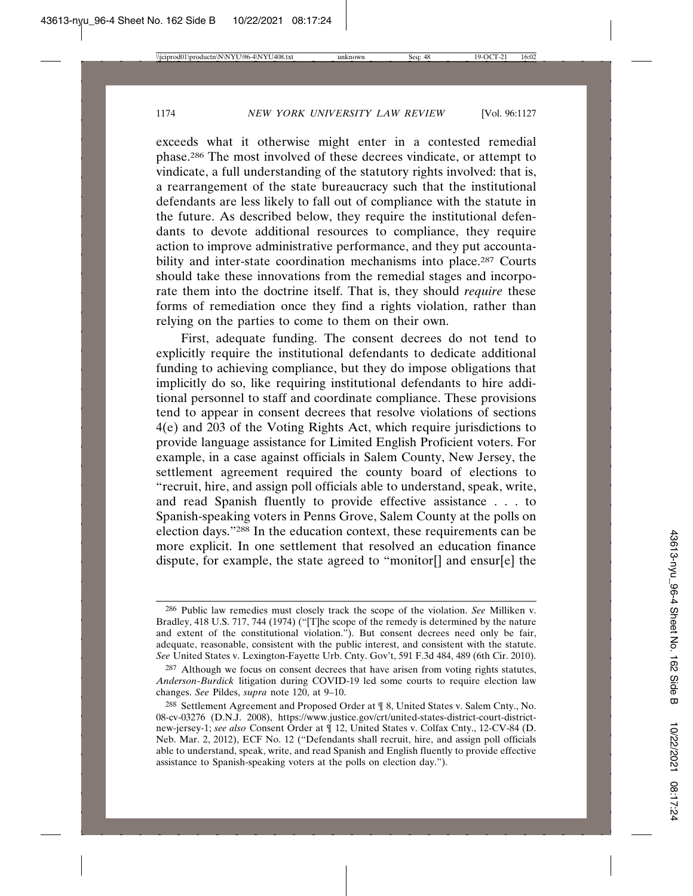exceeds what it otherwise might enter in a contested remedial phase.[286] The most involved of these decrees vindicate, or attempt to vindicate, a full understanding of the statutory rights involved: that is, a rearrangement of the state bureaucracy such that the institutional defendants are less likely to fall out of compliance with the statute in the future. As described below, they require the institutional defendants to devote additional resources to compliance, they require action to improve administrative performance, and they put accountability and inter-state coordination mechanisms into place.[287] Courts should take these innovations from the remedial stages and incorporate them into the doctrine itself. That is, they should *require* these forms of remediation once they find a rights violation, rather than relying on the parties to come to them on their own.

First, adequate funding. The consent decrees do not tend to explicitly require the institutional defendants to dedicate additional funding to achieving compliance, but they do impose obligations that implicitly do so, like requiring institutional defendants to hire additional personnel to staff and coordinate compliance. These provisions tend to appear in consent decrees that resolve violations of sections 4(e) and 203 of the Voting Rights Act, which require jurisdictions to provide language assistance for Limited English Proficient voters. For example, in a case against officials in Salem County, New Jersey, the settlement agreement required the county board of elections to "recruit, hire, and assign poll officials able to understand, speak, write, and read Spanish fluently to provide effective assistance . . . to Spanish-speaking voters in Penns Grove, Salem County at the polls on election days."[288] In the education context, these requirements can be more explicit. In one settlement that resolved an education finance dispute, for example, the state agreed to "monitor[] and ensur[e] the

---

[286] Public law remedies must closely track the scope of the violation. *See* Milliken v. Bradley, 418 U.S. 717, 744 (1974) ("[T]he scope of the remedy is determined by the nature and extent of the constitutional violation."). But consent decrees need only be fair, adequate, reasonable, consistent with the public interest, and consistent with the statute. *See* United States v. Lexington-Fayette Urb. Cnty. Gov't, 591 F.3d 484, 489 (6th Cir. 2010).

[287] Although we focus on consent decrees that have arisen from voting rights statutes, *Anderson-Burdick* litigation during COVID-19 led some courts to require election law changes. *See* Pildes, *supra* note 120, at 9–10.

[288] Settlement Agreement and Proposed Order at ¶ 8, United States v. Salem Cnty., No. 08-cv-03276 (D.N.J. 2008), https://www.justice.gov/crt/united-states-district-court-district-new-jersey-1; *see also* Consent Order at ¶ 12, United States v. Colfax Cnty., 12-CV-84 (D. Neb. Mar. 2, 2012), ECF No. 12 ("Defendants shall recruit, hire, and assign poll officials able to understand, speak, write, and read Spanish and English fluently to provide effective assistance to Spanish-speaking voters at the polls on election day.").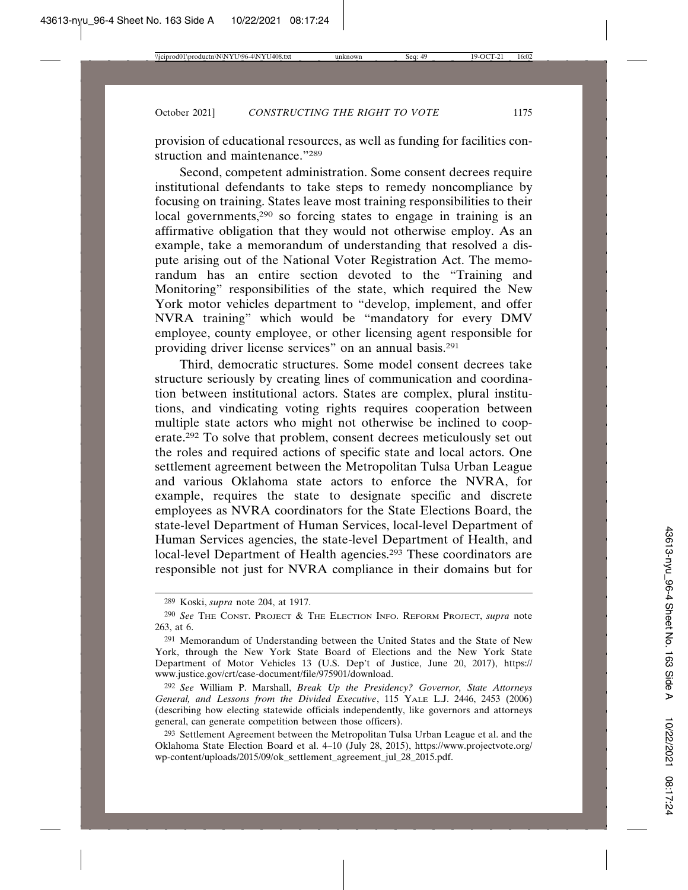provision of educational resources, as well as funding for facilities construction and maintenance."[289]

Second, competent administration. Some consent decrees require institutional defendants to take steps to remedy noncompliance by focusing on training. States leave most training responsibilities to their local governments,[290] so forcing states to engage in training is an affirmative obligation that they would not otherwise employ. As an example, take a memorandum of understanding that resolved a dispute arising out of the National Voter Registration Act. The memorandum has an entire section devoted to the "Training and Monitoring" responsibilities of the state, which required the New York motor vehicles department to "develop, implement, and offer NVRA training" which would be "mandatory for every DMV employee, county employee, or other licensing agent responsible for providing driver license services" on an annual basis.[291]

Third, democratic structures. Some model consent decrees take structure seriously by creating lines of communication and coordination between institutional actors. States are complex, plural institutions, and vindicating voting rights requires cooperation between multiple state actors who might not otherwise be inclined to cooperate.[292] To solve that problem, consent decrees meticulously set out the roles and required actions of specific state and local actors. One settlement agreement between the Metropolitan Tulsa Urban League and various Oklahoma state actors to enforce the NVRA, for example, requires the state to designate specific and discrete employees as NVRA coordinators for the State Elections Board, the state-level Department of Human Services, local-level Department of Human Services agencies, the state-level Department of Health, and local-level Department of Health agencies.[293] These coordinators are responsible not just for NVRA compliance in their domains but for

---

[289] Koski, *supra* note 204, at 1917.

[290] *See* THE CONST. PROJECT & THE ELECTION INFO. REFORM PROJECT, *supra* note 263, at 6.

[291] Memorandum of Understanding between the United States and the State of New York, through the New York State Board of Elections and the New York State Department of Motor Vehicles 13 (U.S. Dep't of Justice, June 20, 2017), https://www.justice.gov/crt/case-document/file/975901/download.

[292] *See* William P. Marshall, *Break Up the Presidency? Governor, State Attorneys General, and Lessons from the Divided Executive*, 115 YALE L.J. 2446, 2453 (2006) (describing how electing statewide officials independently, like governors and attorneys general, can generate competition between those officers).

[293] Settlement Agreement between the Metropolitan Tulsa Urban League et al. and the Oklahoma State Election Board et al. 4–10 (July 28, 2015), https://www.projectvote.org/wp-content/uploads/2015/09/ok_settlement_agreement_jul_28_2015.pdf.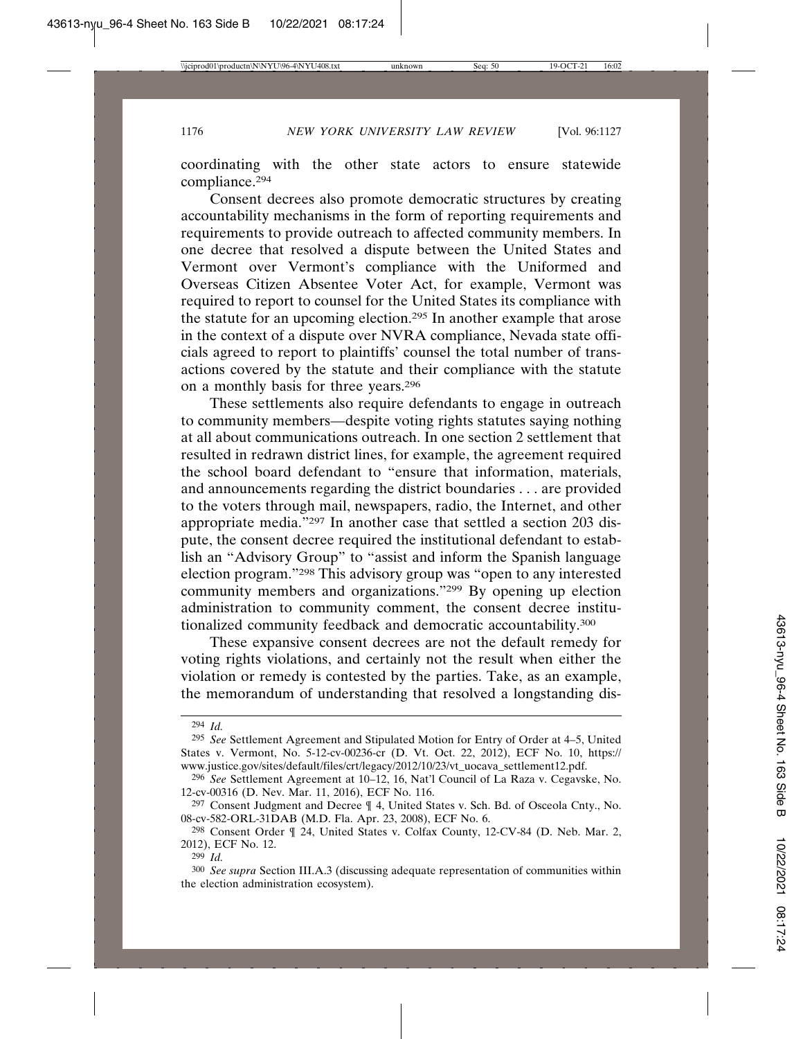coordinating with the other state actors to ensure statewide compliance.[294]

Consent decrees also promote democratic structures by creating accountability mechanisms in the form of reporting requirements and requirements to provide outreach to affected community members. In one decree that resolved a dispute between the United States and Vermont over Vermont's compliance with the Uniformed and Overseas Citizen Absentee Voter Act, for example, Vermont was required to report to counsel for the United States its compliance with the statute for an upcoming election.[295] In another example that arose in the context of a dispute over NVRA compliance, Nevada state officials agreed to report to plaintiffs' counsel the total number of transactions covered by the statute and their compliance with the statute on a monthly basis for three years.[296]

These settlements also require defendants to engage in outreach to community members—despite voting rights statutes saying nothing at all about communications outreach. In one section 2 settlement that resulted in redrawn district lines, for example, the agreement required the school board defendant to "ensure that information, materials, and announcements regarding the district boundaries . . . are provided to the voters through mail, newspapers, radio, the Internet, and other appropriate media."[297] In another case that settled a section 203 dispute, the consent decree required the institutional defendant to establish an "Advisory Group" to "assist and inform the Spanish language election program."[298] This advisory group was "open to any interested community members and organizations."[299] By opening up election administration to community comment, the consent decree institutionalized community feedback and democratic accountability.[300]

These expansive consent decrees are not the default remedy for voting rights violations, and certainly not the result when either the violation or remedy is contested by the parties. Take, as an example, the memorandum of understanding that resolved a longstanding dis-

---

[294] *Id.*

[295] *See* Settlement Agreement and Stipulated Motion for Entry of Order at 4–5, United States v. Vermont, No. 5-12-cv-00236-cr (D. Vt. Oct. 22, 2012), ECF No. 10, https://www.justice.gov/sites/default/files/crt/legacy/2012/10/23/vt_uocava_settlement12.pdf.

[296] *See* Settlement Agreement at 10–12, 16, Nat'l Council of La Raza v. Cegavske, No. 12-cv-00316 (D. Nev. Mar. 11, 2016), ECF No. 116.

[297] Consent Judgment and Decree ¶ 4, United States v. Sch. Bd. of Osceola Cnty., No. 08-cv-582-ORL-31DAB (M.D. Fla. Apr. 23, 2008), ECF No. 6.

[298] Consent Order ¶ 24, United States v. Colfax County, 12-CV-84 (D. Neb. Mar. 2, 2012), ECF No. 12.

[299] *Id.*

[300] *See supra* Section III.A.3 (discussing adequate representation of communities within the election administration ecosystem).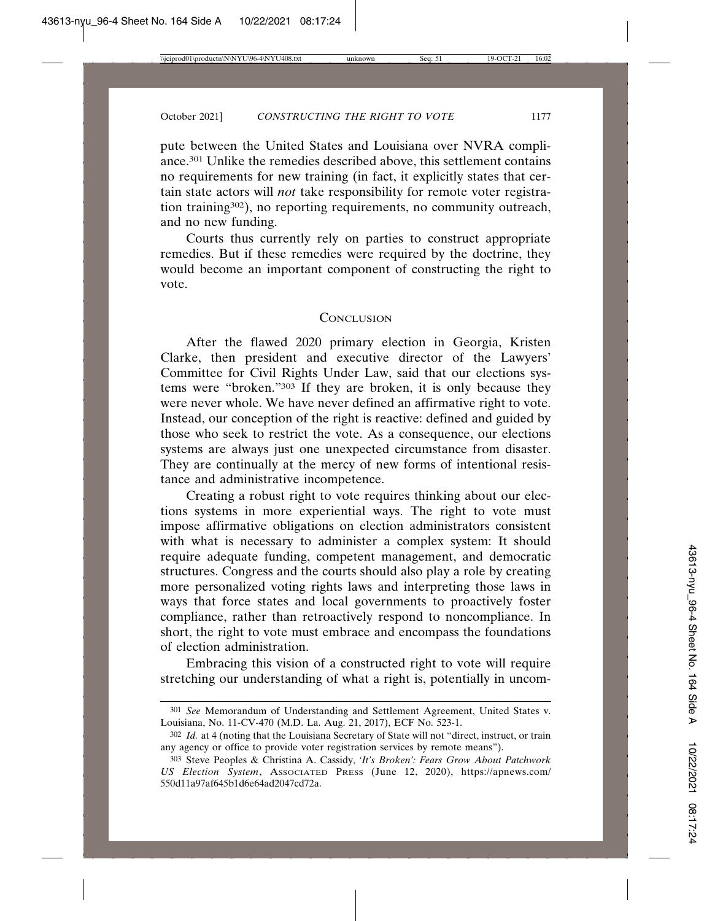pute between the United States and Louisiana over NVRA compliance.[301] Unlike the remedies described above, this settlement contains no requirements for new training (in fact, it explicitly states that certain state actors will *not* take responsibility for remote voter registration training[302]), no reporting requirements, no community outreach, and no new funding.

Courts thus currently rely on parties to construct appropriate remedies. But if these remedies were required by the doctrine, they would become an important component of constructing the right to vote.

## Conclusion

After the flawed 2020 primary election in Georgia, Kristen Clarke, then president and executive director of the Lawyers' Committee for Civil Rights Under Law, said that our elections systems were "broken."[303] If they are broken, it is only because they were never whole. We have never defined an affirmative right to vote. Instead, our conception of the right is reactive: defined and guided by those who seek to restrict the vote. As a consequence, our elections systems are always just one unexpected circumstance from disaster. They are continually at the mercy of new forms of intentional resistance and administrative incompetence.

Creating a robust right to vote requires thinking about our elections systems in more experiential ways. The right to vote must impose affirmative obligations on election administrators consistent with what is necessary to administer a complex system: It should require adequate funding, competent management, and democratic structures. Congress and the courts should also play a role by creating more personalized voting rights laws and interpreting those laws in ways that force states and local governments to proactively foster compliance, rather than retroactively respond to noncompliance. In short, the right to vote must embrace and encompass the foundations of election administration.

Embracing this vision of a constructed right to vote will require stretching our understanding of what a right is, potentially in uncom-

---

301 *See* Memorandum of Understanding and Settlement Agreement, United States v. Louisiana, No. 11-CV-470 (M.D. La. Aug. 21, 2017), ECF No. 523-1.

302 *Id.* at 4 (noting that the Louisiana Secretary of State will not "direct, instruct, or train any agency or office to provide voter registration services by remote means").

303 Steve Peoples & Christina A. Cassidy, *'It's Broken': Fears Grow About Patchwork US Election System*, Associated Press (June 12, 2020), https://apnews.com/550d11a97af645b1d6e64ad2047cd72a.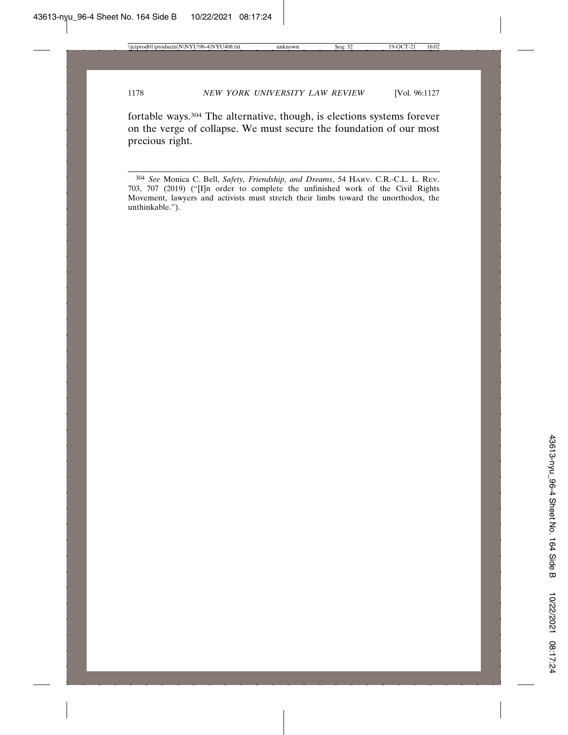fortable ways.[304] The alternative, though, is elections systems forever on the verge of collapse. We must secure the foundation of our most precious right.

---

[304] *See* Monica C. Bell, *Safety, Friendship, and Dreams*, 54 HARV. C.R.-C.L. L. REV. 703, 707 (2019) ("[I]n order to complete the unfinished work of the Civil Rights Movement, lawyers and activists must stretch their limbs toward the unorthodox, the unthinkable.").